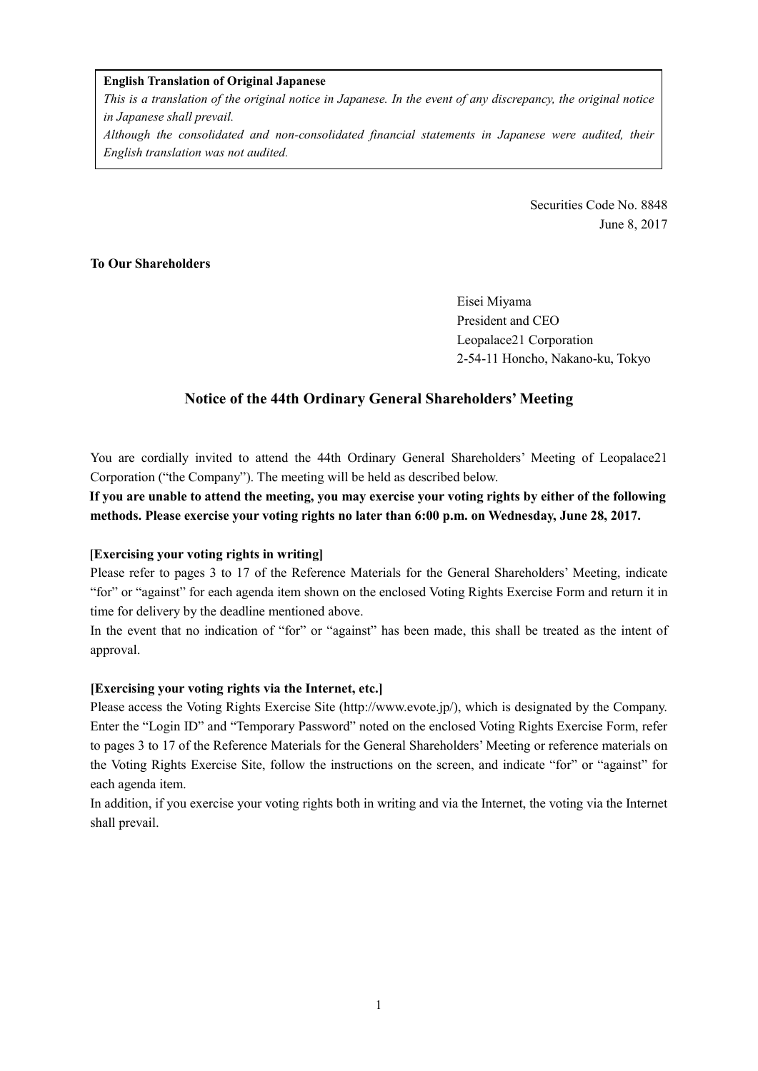**English Translation of Original Japanese**

*This is a translation of the original notice in Japanese. In the event of any discrepancy, the original notice in Japanese shall prevail.*

*Although the consolidated and non-consolidated financial statements in Japanese were audited, their English translation was not audited.*

Securities Code No. 8848
June 8, 2017

**To Our Shareholders**

Eisei Miyama
President and CEO
Leopalace21 Corporation
2-54-11 Honcho, Nakano-ku, Tokyo

## Notice of the 44th Ordinary General Shareholders' Meeting

You are cordially invited to attend the 44th Ordinary General Shareholders' Meeting of Leopalace21 Corporation ("the Company"). The meeting will be held as described below.

**If you are unable to attend the meeting, you may exercise your voting rights by either of the following methods. Please exercise your voting rights no later than 6:00 p.m. on Wednesday, June 28, 2017.**

**[Exercising your voting rights in writing]**

Please refer to pages 3 to 17 of the Reference Materials for the General Shareholders' Meeting, indicate "for" or "against" for each agenda item shown on the enclosed Voting Rights Exercise Form and return it in time for delivery by the deadline mentioned above.

In the event that no indication of "for" or "against" has been made, this shall be treated as the intent of approval.

**[Exercising your voting rights via the Internet, etc.]**

Please access the Voting Rights Exercise Site (http://www.evote.jp/), which is designated by the Company. Enter the "Login ID" and "Temporary Password" noted on the enclosed Voting Rights Exercise Form, refer to pages 3 to 17 of the Reference Materials for the General Shareholders' Meeting or reference materials on the Voting Rights Exercise Site, follow the instructions on the screen, and indicate "for" or "against" for each agenda item.

In addition, if you exercise your voting rights both in writing and via the Internet, the voting via the Internet shall prevail.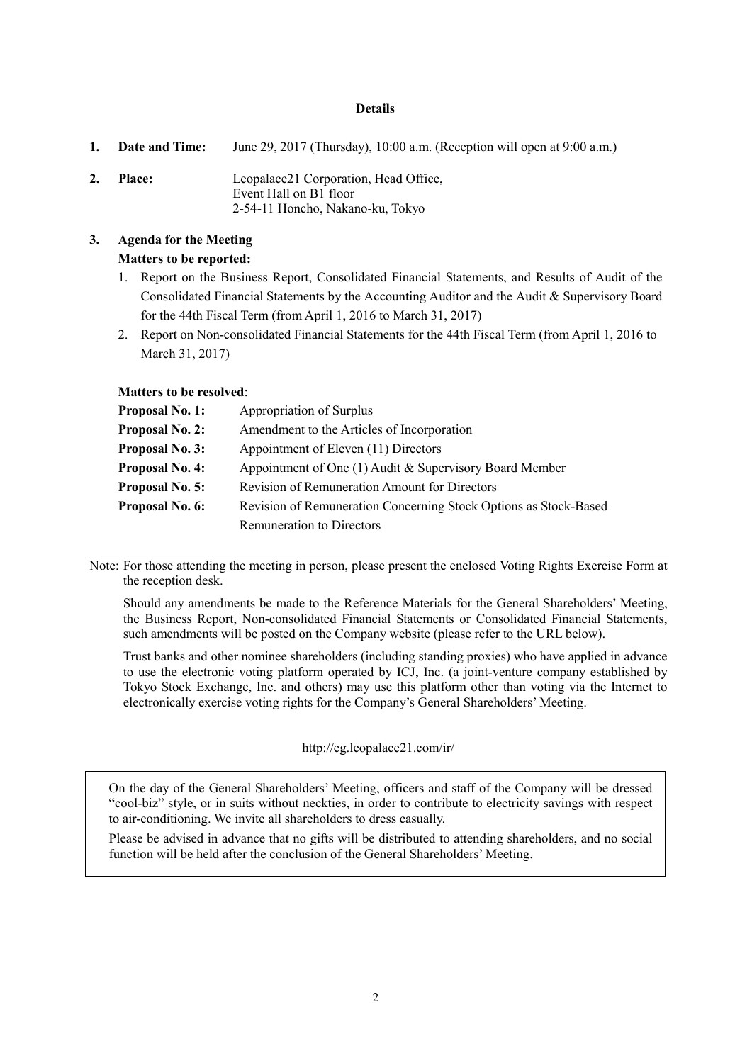## Details

1. **Date and Time:** June 29, 2017 (Thursday), 10:00 a.m. (Reception will open at 9:00 a.m.)

2. **Place:** Leopalace21 Corporation, Head Office,
   Event Hall on B1 floor
   2-54-11 Honcho, Nakano-ku, Tokyo

3. **Agenda for the Meeting**

   **Matters to be reported:**

   1. Report on the Business Report, Consolidated Financial Statements, and Results of Audit of the Consolidated Financial Statements by the Accounting Auditor and the Audit & Supervisory Board for the 44th Fiscal Term (from April 1, 2016 to March 31, 2017)
   2. Report on Non-consolidated Financial Statements for the 44th Fiscal Term (from April 1, 2016 to March 31, 2017)

   **Matters to be resolved**:

   **Proposal No. 1:** Appropriation of Surplus
   **Proposal No. 2:** Amendment to the Articles of Incorporation
   **Proposal No. 3:** Appointment of Eleven (11) Directors
   **Proposal No. 4:** Appointment of One (1) Audit & Supervisory Board Member
   **Proposal No. 5:** Revision of Remuneration Amount for Directors
   **Proposal No. 6:** Revision of Remuneration Concerning Stock Options as Stock-Based Remuneration to Directors

---

Note: For those attending the meeting in person, please present the enclosed Voting Rights Exercise Form at the reception desk.

Should any amendments be made to the Reference Materials for the General Shareholders' Meeting, the Business Report, Non-consolidated Financial Statements or Consolidated Financial Statements, such amendments will be posted on the Company website (please refer to the URL below).

Trust banks and other nominee shareholders (including standing proxies) who have applied in advance to use the electronic voting platform operated by ICJ, Inc. (a joint-venture company established by Tokyo Stock Exchange, Inc. and others) may use this platform other than voting via the Internet to electronically exercise voting rights for the Company's General Shareholders' Meeting.

http://eg.leopalace21.com/ir/

On the day of the General Shareholders' Meeting, officers and staff of the Company will be dressed "cool-biz" style, or in suits without neckties, in order to contribute to electricity savings with respect to air-conditioning. We invite all shareholders to dress casually.

Please be advised in advance that no gifts will be distributed to attending shareholders, and no social function will be held after the conclusion of the General Shareholders' Meeting.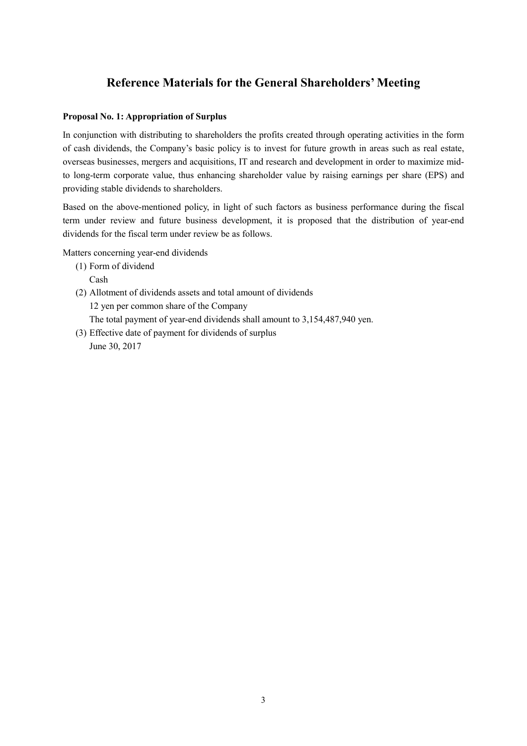# Reference Materials for the General Shareholders' Meeting

**Proposal No. 1: Appropriation of Surplus**

In conjunction with distributing to shareholders the profits created through operating activities in the form of cash dividends, the Company's basic policy is to invest for future growth in areas such as real estate, overseas businesses, mergers and acquisitions, IT and research and development in order to maximize mid- to long-term corporate value, thus enhancing shareholder value by raising earnings per share (EPS) and providing stable dividends to shareholders.

Based on the above-mentioned policy, in light of such factors as business performance during the fiscal term under review and future business development, it is proposed that the distribution of year-end dividends for the fiscal term under review be as follows.

Matters concerning year-end dividends

(1) Form of dividend
Cash

(2) Allotment of dividends assets and total amount of dividends
12 yen per common share of the Company
The total payment of year-end dividends shall amount to 3,154,487,940 yen.

(3) Effective date of payment for dividends of surplus
June 30, 2017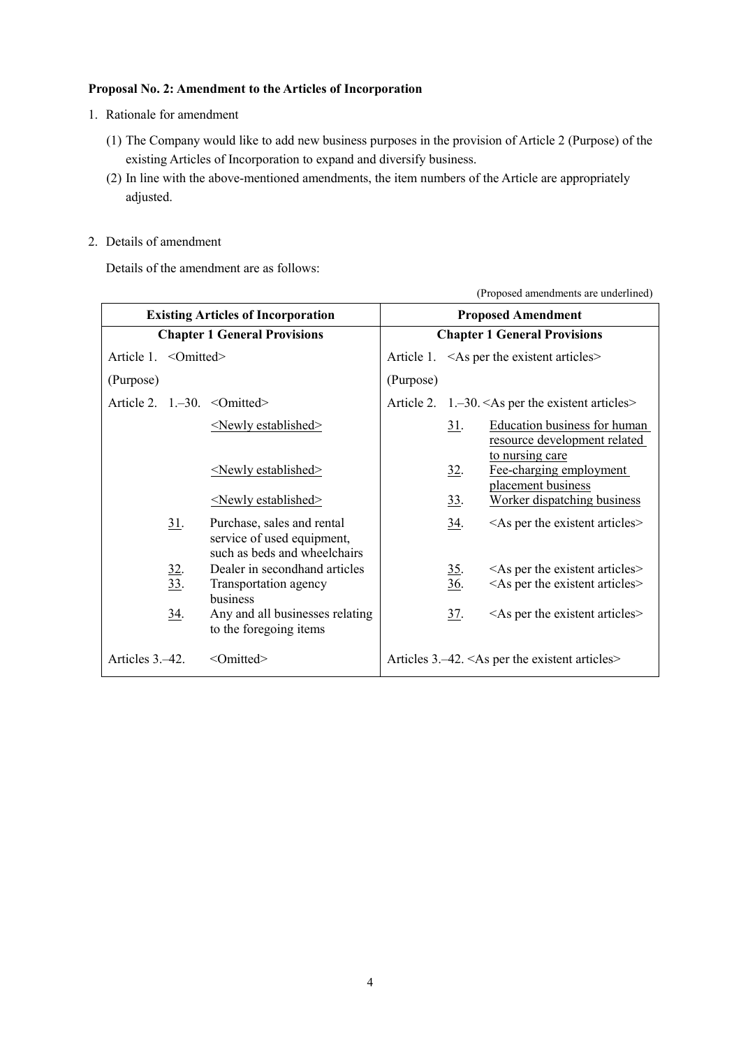**Proposal No. 2: Amendment to the Articles of Incorporation**

1. Rationale for amendment

   (1) The Company would like to add new business purposes in the provision of Article 2 (Purpose) of the existing Articles of Incorporation to expand and diversify business.

   (2) In line with the above-mentioned amendments, the item numbers of the Article are appropriately adjusted.

2. Details of amendment

   Details of the amendment are as follows:

(Proposed amendments are underlined)

| Existing Articles of Incorporation | Proposed Amendment |
|---|---|
| **Chapter 1 General Provisions** | **Chapter 1 General Provisions** |
| Article 1. <Omitted> | Article 1. <As per the existent articles> |
| (Purpose) | (Purpose) |
| Article 2. 1.–30. <Omitted> | Article 2. 1.–30. <As per the existent articles> |
| <Newly established> | 31. Education business for human resource development related to nursing care |
| <Newly established> | 32. Fee-charging employment placement business |
| <Newly established> | 33. Worker dispatching business |
| 31. Purchase, sales and rental service of used equipment, such as beds and wheelchairs | 34. <As per the existent articles> |
| 32. Dealer in secondhand articles | 35. <As per the existent articles> |
| 33. Transportation agency business | 36. <As per the existent articles> |
| 34. Any and all businesses relating to the foregoing items | 37. <As per the existent articles> |
| Articles 3.–42. <Omitted> | Articles 3.–42. <As per the existent articles> |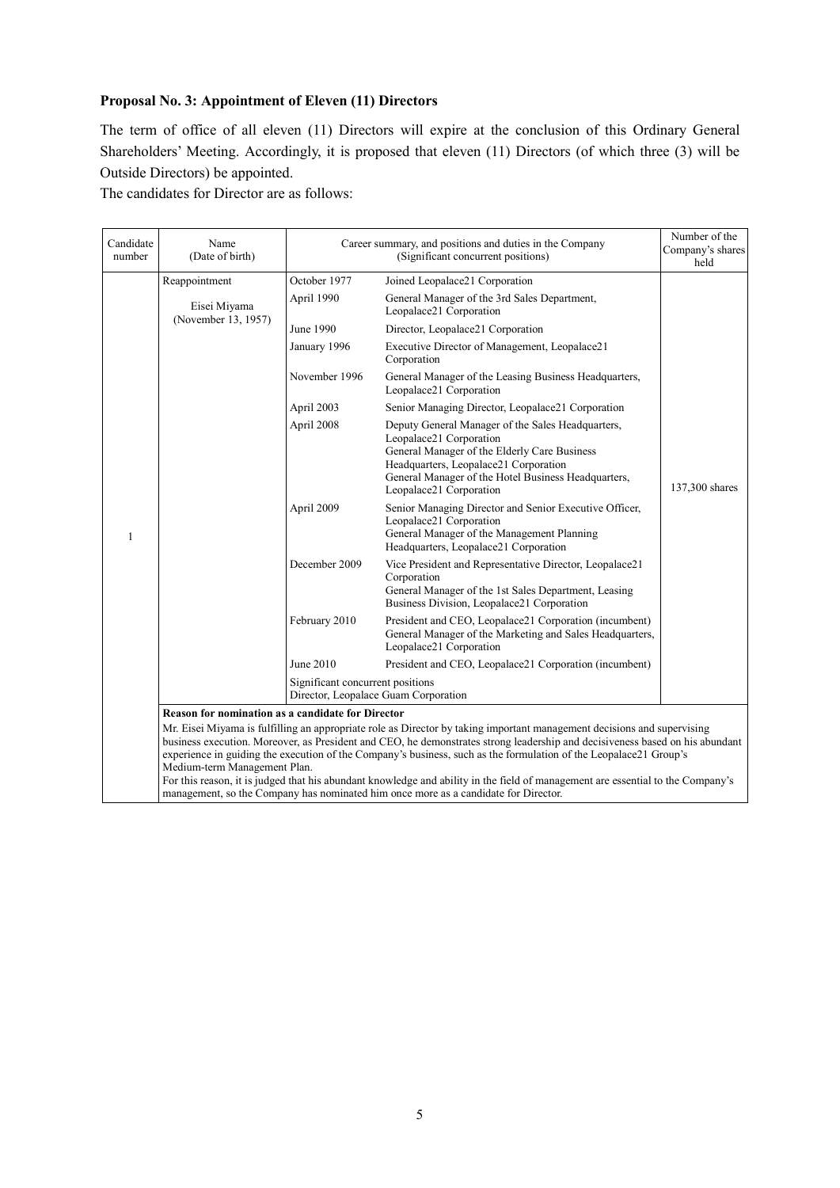**Proposal No. 3: Appointment of Eleven (11) Directors**

The term of office of all eleven (11) Directors will expire at the conclusion of this Ordinary General Shareholders' Meeting. Accordingly, it is proposed that eleven (11) Directors (of which three (3) will be Outside Directors) be appointed.

The candidates for Director are as follows:

| Candidate number | Name (Date of birth) | Career summary, and positions and duties in the Company (Significant concurrent positions) | | Number of the Company's shares held |
|---|---|---|---|---|
| 1 | Reappointment<br><br>Eisei Miyama (November 13, 1957) | October 1977 | Joined Leopalace21 Corporation | 137,300 shares |
| | | April 1990 | General Manager of the 3rd Sales Department, Leopalace21 Corporation | |
| | | June 1990 | Director, Leopalace21 Corporation | |
| | | January 1996 | Executive Director of Management, Leopalace21 Corporation | |
| | | November 1996 | General Manager of the Leasing Business Headquarters, Leopalace21 Corporation | |
| | | April 2003 | Senior Managing Director, Leopalace21 Corporation | |
| | | April 2008 | Deputy General Manager of the Sales Headquarters, Leopalace21 Corporation<br>General Manager of the Elderly Care Business Headquarters, Leopalace21 Corporation<br>General Manager of the Hotel Business Headquarters, Leopalace21 Corporation | |
| | | April 2009 | Senior Managing Director and Senior Executive Officer, Leopalace21 Corporation<br>General Manager of the Management Planning Headquarters, Leopalace21 Corporation | |
| | | December 2009 | Vice President and Representative Director, Leopalace21 Corporation<br>General Manager of the 1st Sales Department, Leasing Business Division, Leopalace21 Corporation | |
| | | February 2010 | President and CEO, Leopalace21 Corporation (incumbent)<br>General Manager of the Marketing and Sales Headquarters, Leopalace21 Corporation | |
| | | June 2010 | President and CEO, Leopalace21 Corporation (incumbent) | |
| | | Significant concurrent positions<br>Director, Leopalace Guam Corporation | | |
| | **Reason for nomination as a candidate for Director**<br>Mr. Eisei Miyama is fulfilling an appropriate role as Director by taking important management decisions and supervising business execution. Moreover, as President and CEO, he demonstrates strong leadership and decisiveness based on his abundant experience in guiding the execution of the Company's business, such as the formulation of the Leopalace21 Group's Medium-term Management Plan.<br>For this reason, it is judged that his abundant knowledge and ability in the field of management are essential to the Company's management, so the Company has nominated him once more as a candidate for Director. | | | |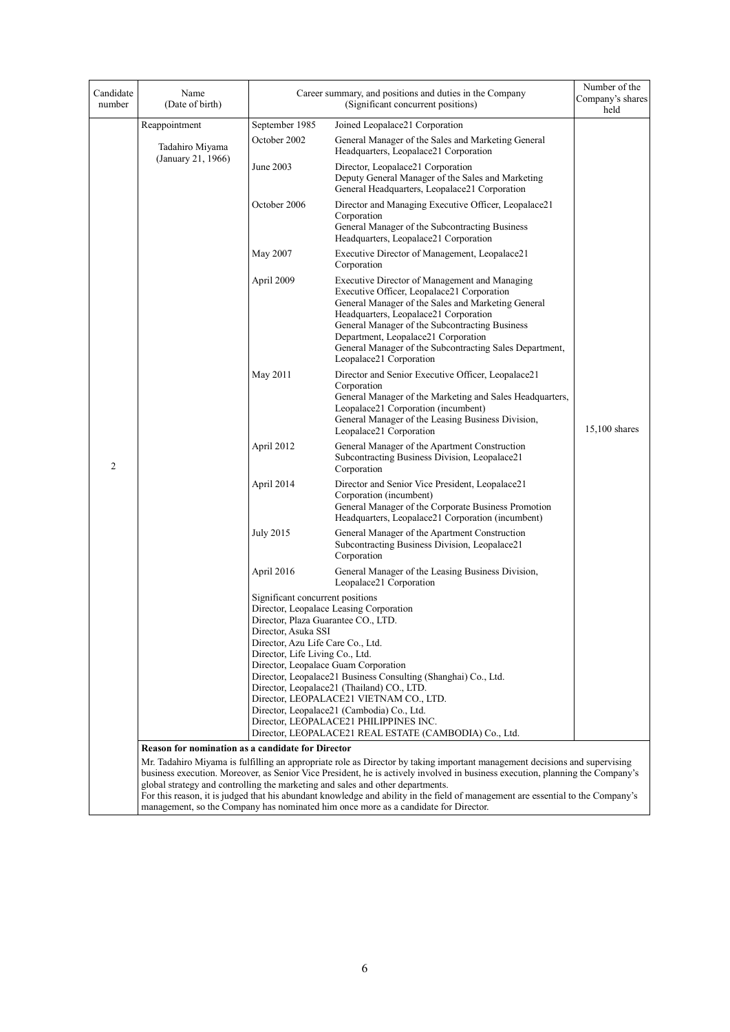| Candidate number | Name (Date of birth) | Career summary, and positions and duties in the Company (Significant concurrent positions) | | Number of the Company's shares held |
|---|---|---|---|---|
| 2 | Reappointment<br><br>Tadahiro Miyama<br>(January 21, 1966) | September 1985 | Joined Leopalace21 Corporation | 15,100 shares |
| | | October 2002 | General Manager of the Sales and Marketing General Headquarters, Leopalace21 Corporation | |
| | | June 2003 | Director, Leopalace21 Corporation<br>Deputy General Manager of the Sales and Marketing General Headquarters, Leopalace21 Corporation | |
| | | October 2006 | Director and Managing Executive Officer, Leopalace21 Corporation<br>General Manager of the Subcontracting Business Headquarters, Leopalace21 Corporation | |
| | | May 2007 | Executive Director of Management, Leopalace21 Corporation | |
| | | April 2009 | Executive Director of Management and Managing Executive Officer, Leopalace21 Corporation<br>General Manager of the Sales and Marketing General Headquarters, Leopalace21 Corporation<br>General Manager of the Subcontracting Business Department, Leopalace21 Corporation<br>General Manager of the Subcontracting Sales Department, Leopalace21 Corporation | |
| | | May 2011 | Director and Senior Executive Officer, Leopalace21 Corporation<br>General Manager of the Marketing and Sales Headquarters, Leopalace21 Corporation (incumbent)<br>General Manager of the Leasing Business Division, Leopalace21 Corporation | |
| | | April 2012 | General Manager of the Apartment Construction Subcontracting Business Division, Leopalace21 Corporation | |
| | | April 2014 | Director and Senior Vice President, Leopalace21 Corporation (incumbent)<br>General Manager of the Corporate Business Promotion Headquarters, Leopalace21 Corporation (incumbent) | |
| | | July 2015 | General Manager of the Apartment Construction Subcontracting Business Division, Leopalace21 Corporation | |
| | | April 2016 | General Manager of the Leasing Business Division, Leopalace21 Corporation | |
| | | Significant concurrent positions<br>Director, Leopalace Leasing Corporation<br>Director, Plaza Guarantee CO., LTD.<br>Director, Asuka SSI<br>Director, Azu Life Care Co., Ltd.<br>Director, Life Living Co., Ltd.<br>Director, Leopalace Guam Corporation<br>Director, Leopalace21 Business Consulting (Shanghai) Co., Ltd.<br>Director, Leopalace21 (Thailand) CO., LTD.<br>Director, LEOPALACE21 VIETNAM CO., LTD.<br>Director, Leopalace21 (Cambodia) Co., Ltd.<br>Director, LEOPALACE21 PHILIPPINES INC.<br>Director, LEOPALACE21 REAL ESTATE (CAMBODIA) Co., Ltd. | | |
| | **Reason for nomination as a candidate for Director**<br>Mr. Tadahiro Miyama is fulfilling an appropriate role as Director by taking important management decisions and supervising business execution. Moreover, as Senior Vice President, he is actively involved in business execution, planning the Company's global strategy and controlling the marketing and sales and other departments.<br>For this reason, it is judged that his abundant knowledge and ability in the field of management are essential to the Company's management, so the Company has nominated him once more as a candidate for Director. | | | |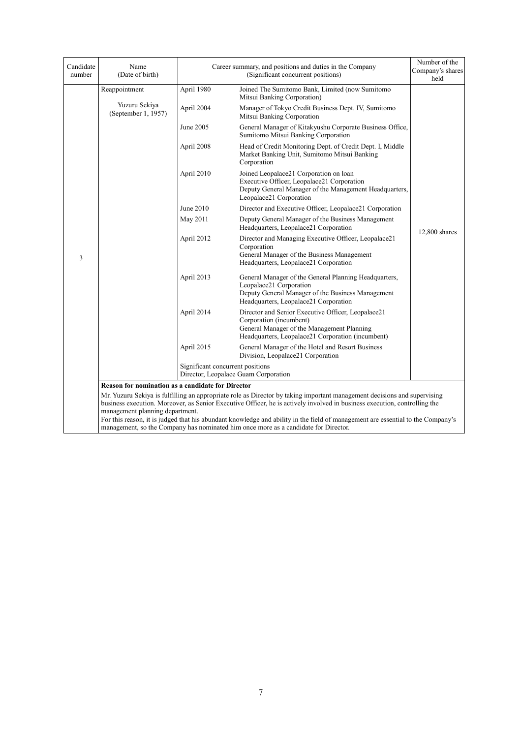| Candidate number | Name (Date of birth) | Career summary, and positions and duties in the Company (Significant concurrent positions) | | Number of the Company's shares held |
|---|---|---|---|---|
| 3 | Reappointment<br><br>Yuzuru Sekiya (September 1, 1957) | April 1980 | Joined The Sumitomo Bank, Limited (now Sumitomo Mitsui Banking Corporation) | 12,800 shares |
| | | April 2004 | Manager of Tokyo Credit Business Dept. IV, Sumitomo Mitsui Banking Corporation | |
| | | June 2005 | General Manager of Kitakyushu Corporate Business Office, Sumitomo Mitsui Banking Corporation | |
| | | April 2008 | Head of Credit Monitoring Dept. of Credit Dept. I, Middle Market Banking Unit, Sumitomo Mitsui Banking Corporation | |
| | | April 2010 | Joined Leopalace21 Corporation on loan<br>Executive Officer, Leopalace21 Corporation<br>Deputy General Manager of the Management Headquarters, Leopalace21 Corporation | |
| | | June 2010 | Director and Executive Officer, Leopalace21 Corporation | |
| | | May 2011 | Deputy General Manager of the Business Management Headquarters, Leopalace21 Corporation | |
| | | April 2012 | Director and Managing Executive Officer, Leopalace21 Corporation<br>General Manager of the Business Management Headquarters, Leopalace21 Corporation | |
| | | April 2013 | General Manager of the General Planning Headquarters, Leopalace21 Corporation<br>Deputy General Manager of the Business Management Headquarters, Leopalace21 Corporation | |
| | | April 2014 | Director and Senior Executive Officer, Leopalace21 Corporation (incumbent)<br>General Manager of the Management Planning Headquarters, Leopalace21 Corporation (incumbent) | |
| | | April 2015 | General Manager of the Hotel and Resort Business Division, Leopalace21 Corporation | |
| | | Significant concurrent positions<br>Director, Leopalace Guam Corporation | | |

**Reason for nomination as a candidate for Director**

Mr. Yuzuru Sekiya is fulfilling an appropriate role as Director by taking important management decisions and supervising business execution. Moreover, as Senior Executive Officer, he is actively involved in business execution, controlling the management planning department.

For this reason, it is judged that his abundant knowledge and ability in the field of management are essential to the Company's management, so the Company has nominated him once more as a candidate for Director.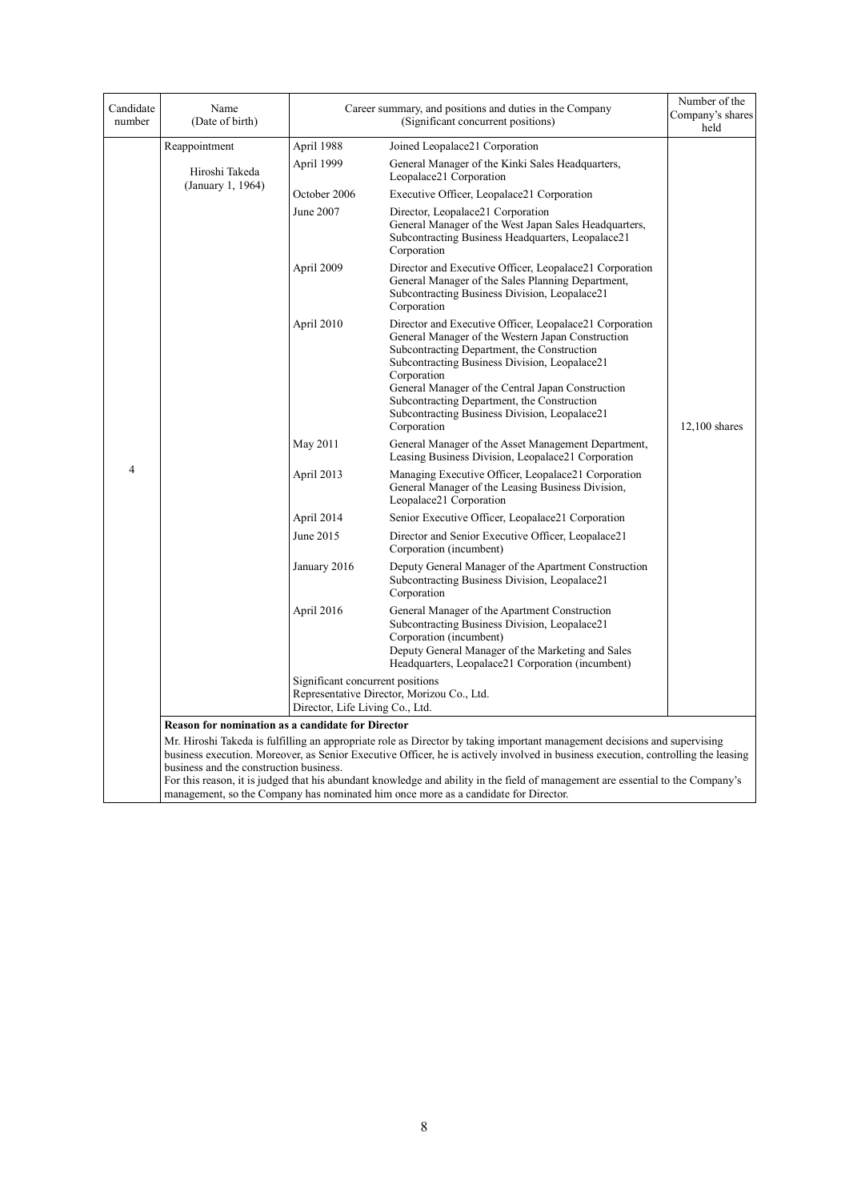| Candidate number | Name (Date of birth) | Career summary, and positions and duties in the Company (Significant concurrent positions) | | Number of the Company's shares held |
|---|---|---|---|---|
| 4 | Reappointment<br><br>Hiroshi Takeda<br>(January 1, 1964) | April 1988 | Joined Leopalace21 Corporation | 12,100 shares |
| | | April 1999 | General Manager of the Kinki Sales Headquarters, Leopalace21 Corporation | |
| | | October 2006 | Executive Officer, Leopalace21 Corporation | |
| | | June 2007 | Director, Leopalace21 Corporation<br>General Manager of the West Japan Sales Headquarters, Subcontracting Business Headquarters, Leopalace21 Corporation | |
| | | April 2009 | Director and Executive Officer, Leopalace21 Corporation<br>General Manager of the Sales Planning Department, Subcontracting Business Division, Leopalace21 Corporation | |
| | | April 2010 | Director and Executive Officer, Leopalace21 Corporation<br>General Manager of the Western Japan Construction Subcontracting Department, the Construction Subcontracting Business Division, Leopalace21 Corporation<br>General Manager of the Central Japan Construction Subcontracting Department, the Construction Subcontracting Business Division, Leopalace21 Corporation | |
| | | May 2011 | General Manager of the Asset Management Department, Leasing Business Division, Leopalace21 Corporation | |
| | | April 2013 | Managing Executive Officer, Leopalace21 Corporation<br>General Manager of the Leasing Business Division, Leopalace21 Corporation | |
| | | April 2014 | Senior Executive Officer, Leopalace21 Corporation | |
| | | June 2015 | Director and Senior Executive Officer, Leopalace21 Corporation (incumbent) | |
| | | January 2016 | Deputy General Manager of the Apartment Construction Subcontracting Business Division, Leopalace21 Corporation | |
| | | April 2016 | General Manager of the Apartment Construction Subcontracting Business Division, Leopalace21 Corporation (incumbent)<br>Deputy General Manager of the Marketing and Sales Headquarters, Leopalace21 Corporation (incumbent) | |
| | | Significant concurrent positions<br>Representative Director, Morizou Co., Ltd.<br>Director, Life Living Co., Ltd. | | |
| | **Reason for nomination as a candidate for Director**<br>Mr. Hiroshi Takeda is fulfilling an appropriate role as Director by taking important management decisions and supervising business execution. Moreover, as Senior Executive Officer, he is actively involved in business execution, controlling the leasing business and the construction business.<br>For this reason, it is judged that his abundant knowledge and ability in the field of management are essential to the Company's management, so the Company has nominated him once more as a candidate for Director. | | | |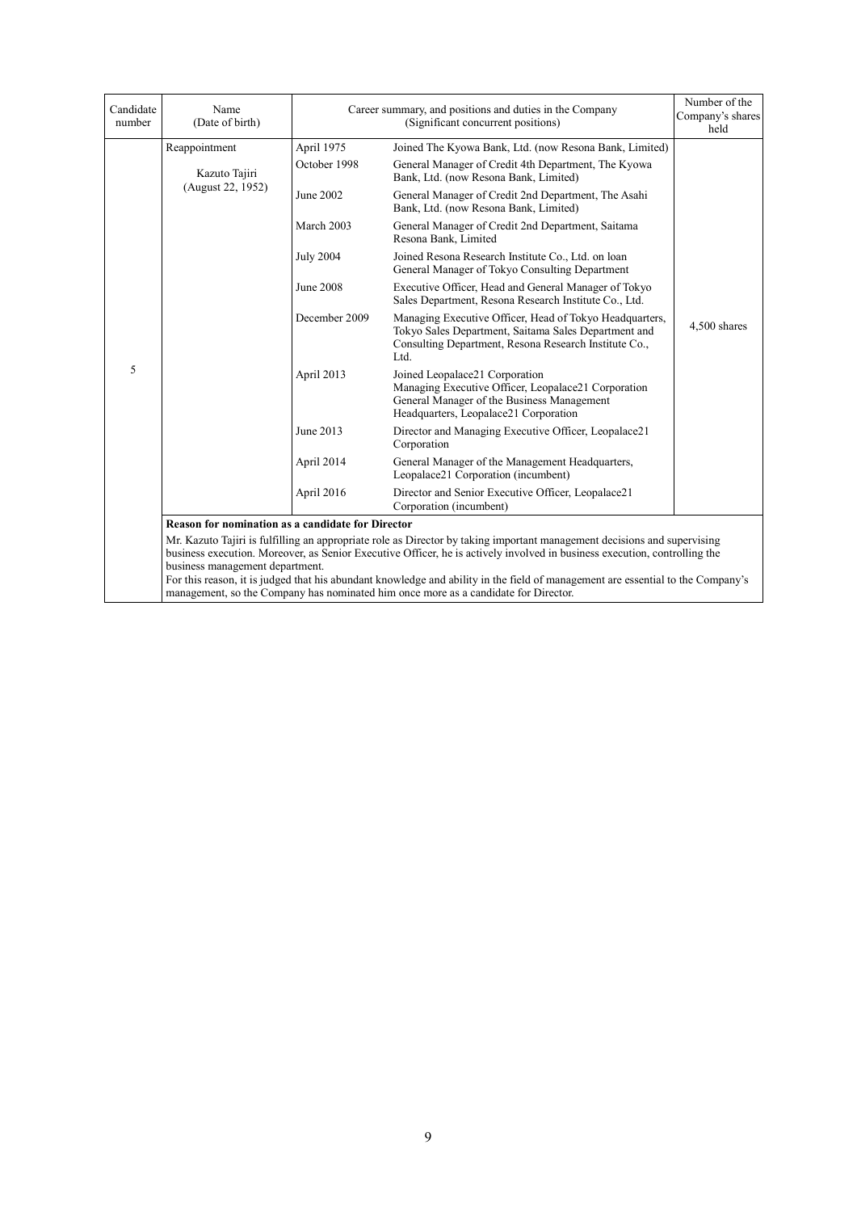| Candidate number | Name (Date of birth) | Career summary, and positions and duties in the Company (Significant concurrent positions) | | Number of the Company's shares held |
|---|---|---|---|---|
| 5 | Reappointment<br><br>Kazuto Tajiri<br>(August 22, 1952) | April 1975 | Joined The Kyowa Bank, Ltd. (now Resona Bank, Limited) | 4,500 shares |
| | | October 1998 | General Manager of Credit 4th Department, The Kyowa Bank, Ltd. (now Resona Bank, Limited) | |
| | | June 2002 | General Manager of Credit 2nd Department, The Asahi Bank, Ltd. (now Resona Bank, Limited) | |
| | | March 2003 | General Manager of Credit 2nd Department, Saitama Resona Bank, Limited | |
| | | July 2004 | Joined Resona Research Institute Co., Ltd. on loan<br>General Manager of Tokyo Consulting Department | |
| | | June 2008 | Executive Officer, Head and General Manager of Tokyo Sales Department, Resona Research Institute Co., Ltd. | |
| | | December 2009 | Managing Executive Officer, Head of Tokyo Headquarters, Tokyo Sales Department, Saitama Sales Department and Consulting Department, Resona Research Institute Co., Ltd. | |
| | | April 2013 | Joined Leopalace21 Corporation<br>Managing Executive Officer, Leopalace21 Corporation<br>General Manager of the Business Management Headquarters, Leopalace21 Corporation | |
| | | June 2013 | Director and Managing Executive Officer, Leopalace21 Corporation | |
| | | April 2014 | General Manager of the Management Headquarters, Leopalace21 Corporation (incumbent) | |
| | | April 2016 | Director and Senior Executive Officer, Leopalace21 Corporation (incumbent) | |
| | **Reason for nomination as a candidate for Director**<br>Mr. Kazuto Tajiri is fulfilling an appropriate role as Director by taking important management decisions and supervising business execution. Moreover, as Senior Executive Officer, he is actively involved in business execution, controlling the business management department.<br>For this reason, it is judged that his abundant knowledge and ability in the field of management are essential to the Company's management, so the Company has nominated him once more as a candidate for Director. | | | |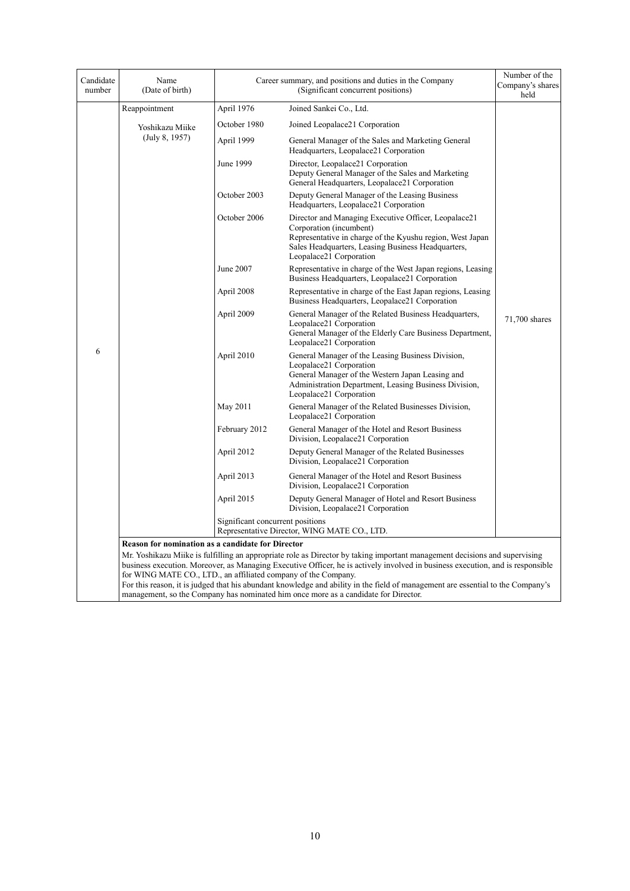| Candidate number | Name (Date of birth) | Career summary, and positions and duties in the Company (Significant concurrent positions) | | Number of the Company's shares held |
|---|---|---|---|---|
| 6 | Reappointment<br><br>Yoshikazu Miike<br>(July 8, 1957) | April 1976 | Joined Sankei Co., Ltd. | 71,700 shares |
| | | October 1980 | Joined Leopalace21 Corporation | |
| | | April 1999 | General Manager of the Sales and Marketing General Headquarters, Leopalace21 Corporation | |
| | | June 1999 | Director, Leopalace21 Corporation<br>Deputy General Manager of the Sales and Marketing General Headquarters, Leopalace21 Corporation | |
| | | October 2003 | Deputy General Manager of the Leasing Business Headquarters, Leopalace21 Corporation | |
| | | October 2006 | Director and Managing Executive Officer, Leopalace21 Corporation (incumbent)<br>Representative in charge of the Kyushu region, West Japan Sales Headquarters, Leasing Business Headquarters, Leopalace21 Corporation | |
| | | June 2007 | Representative in charge of the West Japan regions, Leasing Business Headquarters, Leopalace21 Corporation | |
| | | April 2008 | Representative in charge of the East Japan regions, Leasing Business Headquarters, Leopalace21 Corporation | |
| | | April 2009 | General Manager of the Related Business Headquarters, Leopalace21 Corporation<br>General Manager of the Elderly Care Business Department, Leopalace21 Corporation | |
| | | April 2010 | General Manager of the Leasing Business Division, Leopalace21 Corporation<br>General Manager of the Western Japan Leasing and Administration Department, Leasing Business Division, Leopalace21 Corporation | |
| | | May 2011 | General Manager of the Related Businesses Division, Leopalace21 Corporation | |
| | | February 2012 | General Manager of the Hotel and Resort Business Division, Leopalace21 Corporation | |
| | | April 2012 | Deputy General Manager of the Related Businesses Division, Leopalace21 Corporation | |
| | | April 2013 | General Manager of the Hotel and Resort Business Division, Leopalace21 Corporation | |
| | | April 2015 | Deputy General Manager of Hotel and Resort Business Division, Leopalace21 Corporation | |
| | | Significant concurrent positions<br>Representative Director, WING MATE CO., LTD. | | |
| | **Reason for nomination as a candidate for Director**<br>Mr. Yoshikazu Miike is fulfilling an appropriate role as Director by taking important management decisions and supervising business execution. Moreover, as Managing Executive Officer, he is actively involved in business execution, and is responsible for WING MATE CO., LTD., an affiliated company of the Company.<br>For this reason, it is judged that his abundant knowledge and ability in the field of management are essential to the Company's management, so the Company has nominated him once more as a candidate for Director. | | | |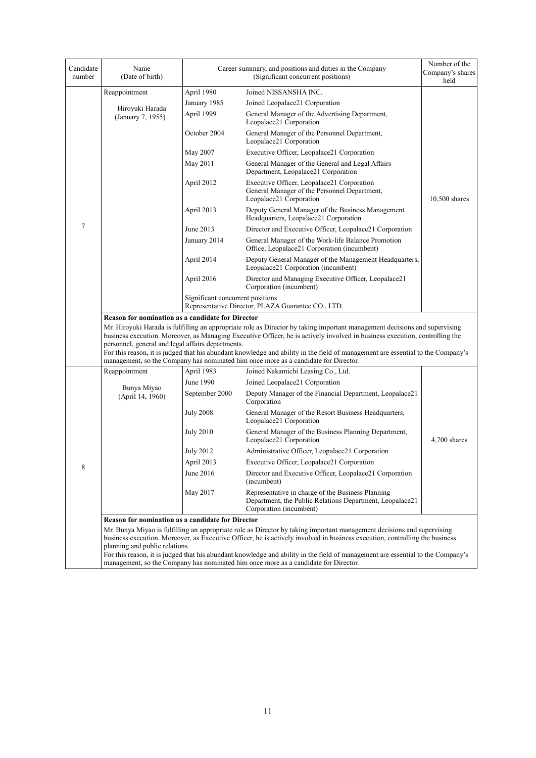| Candidate number | Name (Date of birth) | Career summary, and positions and duties in the Company (Significant concurrent positions) | | Number of the Company's shares held |
|---|---|---|---|---|
| 7 | Reappointment<br><br>Hiroyuki Harada<br>(January 7, 1955) | April 1980 | Joined NISSANSHA INC. | 10,500 shares |
| | | January 1985 | Joined Leopalace21 Corporation | |
| | | April 1999 | General Manager of the Advertising Department, Leopalace21 Corporation | |
| | | October 2004 | General Manager of the Personnel Department, Leopalace21 Corporation | |
| | | May 2007 | Executive Officer, Leopalace21 Corporation | |
| | | May 2011 | General Manager of the General and Legal Affairs Department, Leopalace21 Corporation | |
| | | April 2012 | Executive Officer, Leopalace21 Corporation<br>General Manager of the Personnel Department, Leopalace21 Corporation | |
| | | April 2013 | Deputy General Manager of the Business Management Headquarters, Leopalace21 Corporation | |
| | | June 2013 | Director and Executive Officer, Leopalace21 Corporation | |
| | | January 2014 | General Manager of the Work-life Balance Promotion Office, Leopalace21 Corporation (incumbent) | |
| | | April 2014 | Deputy General Manager of the Management Headquarters, Leopalace21 Corporation (incumbent) | |
| | | April 2016 | Director and Managing Executive Officer, Leopalace21 Corporation (incumbent) | |
| | | Significant concurrent positions<br>Representative Director, PLAZA Guarantee CO., LTD. | | |
| | **Reason for nomination as a candidate for Director**<br>Mr. Hiroyuki Harada is fulfilling an appropriate role as Director by taking important management decisions and supervising business execution. Moreover, as Managing Executive Officer, he is actively involved in business execution, controlling the personnel, general and legal affairs departments.<br>For this reason, it is judged that his abundant knowledge and ability in the field of management are essential to the Company's management, so the Company has nominated him once more as a candidate for Director. | | | |
| 8 | Reappointment<br><br>Bunya Miyao<br>(April 14, 1960) | April 1983 | Joined Nakamichi Leasing Co., Ltd. | 4,700 shares |
| | | June 1990 | Joined Leopalace21 Corporation | |
| | | September 2000 | Deputy Manager of the Financial Department, Leopalace21 Corporation | |
| | | July 2008 | General Manager of the Resort Business Headquarters, Leopalace21 Corporation | |
| | | July 2010 | General Manager of the Business Planning Department, Leopalace21 Corporation | |
| | | July 2012 | Administrative Officer, Leopalace21 Corporation | |
| | | April 2013 | Executive Officer, Leopalace21 Corporation | |
| | | June 2016 | Director and Executive Officer, Leopalace21 Corporation (incumbent) | |
| | | May 2017 | Representative in charge of the Business Planning Department, the Public Relations Department, Leopalace21 Corporation (incumbent) | |
| | **Reason for nomination as a candidate for Director**<br>Mr. Bunya Miyao is fulfilling an appropriate role as Director by taking important management decisions and supervising business execution. Moreover, as Executive Officer, he is actively involved in business execution, controlling the business planning and public relations.<br>For this reason, it is judged that his abundant knowledge and ability in the field of management are essential to the Company's management, so the Company has nominated him once more as a candidate for Director. | | | |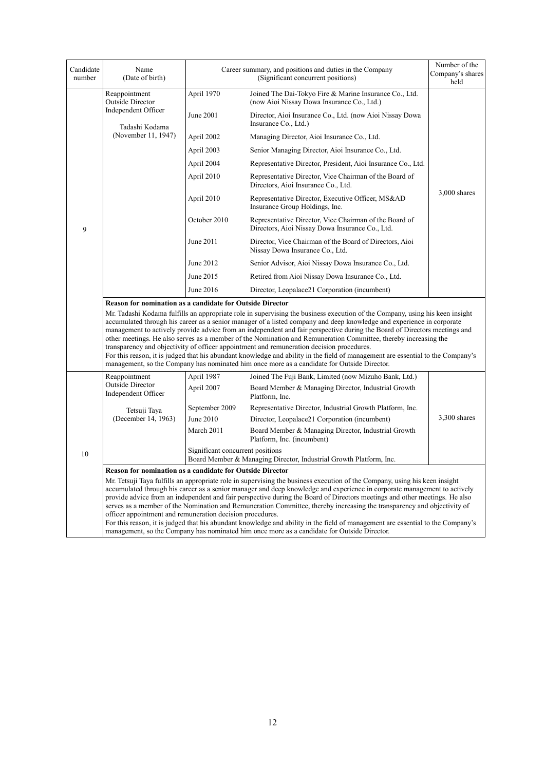| Candidate number | Name (Date of birth) | Career summary, and positions and duties in the Company (Significant concurrent positions) | | Number of the Company's shares held |
|---|---|---|---|---|
| 9 | Reappointment<br>Outside Director<br>Independent Officer<br><br>Tadashi Kodama<br>(November 11, 1947) | April 1970 | Joined The Dai-Tokyo Fire & Marine Insurance Co., Ltd. (now Aioi Nissay Dowa Insurance Co., Ltd.) | 3,000 shares |
| | | June 2001 | Director, Aioi Insurance Co., Ltd. (now Aioi Nissay Dowa Insurance Co., Ltd.) | |
| | | April 2002 | Managing Director, Aioi Insurance Co., Ltd. | |
| | | April 2003 | Senior Managing Director, Aioi Insurance Co., Ltd. | |
| | | April 2004 | Representative Director, President, Aioi Insurance Co., Ltd. | |
| | | April 2010 | Representative Director, Vice Chairman of the Board of Directors, Aioi Insurance Co., Ltd. | |
| | | April 2010 | Representative Director, Executive Officer, MS&AD Insurance Group Holdings, Inc. | |
| | | October 2010 | Representative Director, Vice Chairman of the Board of Directors, Aioi Nissay Dowa Insurance Co., Ltd. | |
| | | June 2011 | Director, Vice Chairman of the Board of Directors, Aioi Nissay Dowa Insurance Co., Ltd. | |
| | | June 2012 | Senior Advisor, Aioi Nissay Dowa Insurance Co., Ltd. | |
| | | June 2015 | Retired from Aioi Nissay Dowa Insurance Co., Ltd. | |
| | | June 2016 | Director, Leopalace21 Corporation (incumbent) | |
| | **Reason for nomination as a candidate for Outside Director**<br>Mr. Tadashi Kodama fulfills an appropriate role in supervising the business execution of the Company, using his keen insight accumulated through his career as a senior manager of a listed company and deep knowledge and experience in corporate management to actively provide advice from an independent and fair perspective during the Board of Directors meetings and other meetings. He also serves as a member of the Nomination and Remuneration Committee, thereby increasing the transparency and objectivity of officer appointment and remuneration decision procedures.<br>For this reason, it is judged that his abundant knowledge and ability in the field of management are essential to the Company's management, so the Company has nominated him once more as a candidate for Outside Director. | | | |
| 10 | Reappointment<br>Outside Director<br>Independent Officer<br><br>Tetsuji Taya<br>(December 14, 1963) | April 1987 | Joined The Fuji Bank, Limited (now Mizuho Bank, Ltd.) | 3,300 shares |
| | | April 2007 | Board Member & Managing Director, Industrial Growth Platform, Inc. | |
| | | September 2009 | Representative Director, Industrial Growth Platform, Inc. | |
| | | June 2010 | Director, Leopalace21 Corporation (incumbent) | |
| | | March 2011 | Board Member & Managing Director, Industrial Growth Platform, Inc. (incumbent) | |
| | | Significant concurrent positions<br>Board Member & Managing Director, Industrial Growth Platform, Inc. | | |
| | **Reason for nomination as a candidate for Outside Director**<br>Mr. Tetsuji Taya fulfills an appropriate role in supervising the business execution of the Company, using his keen insight accumulated through his career as a senior manager and deep knowledge and experience in corporate management to actively provide advice from an independent and fair perspective during the Board of Directors meetings and other meetings. He also serves as a member of the Nomination and Remuneration Committee, thereby increasing the transparency and objectivity of officer appointment and remuneration decision procedures.<br>For this reason, it is judged that his abundant knowledge and ability in the field of management are essential to the Company's management, so the Company has nominated him once more as a candidate for Outside Director. | | | |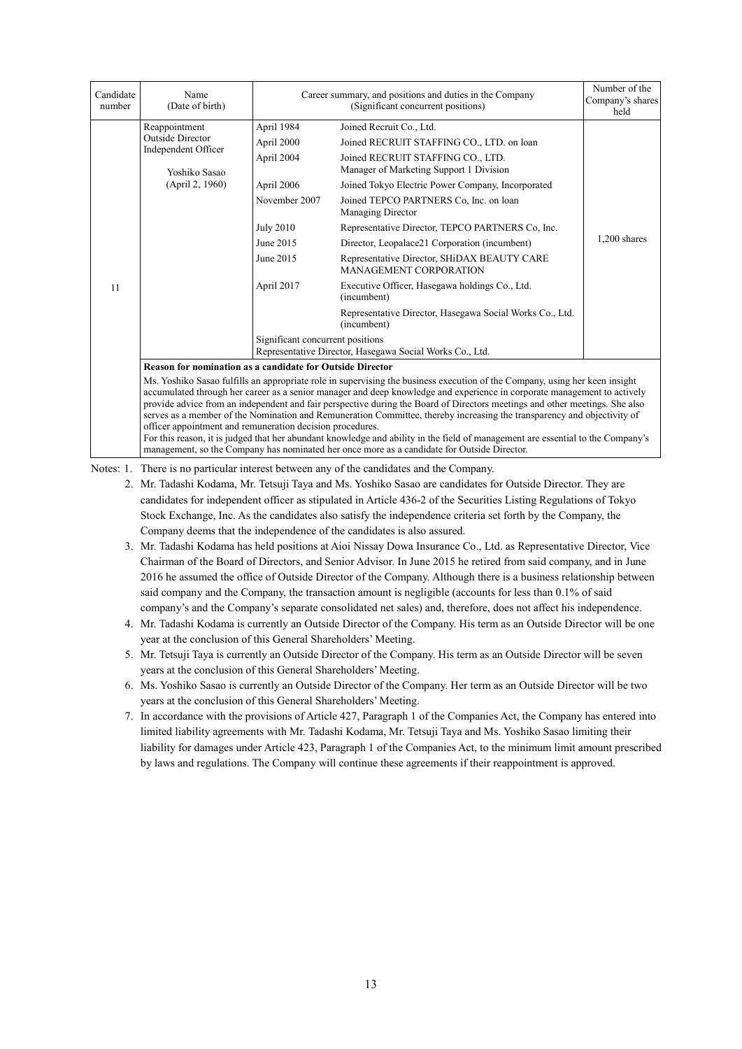| Candidate number | Name (Date of birth) | Career summary, and positions and duties in the Company (Significant concurrent positions) | | Number of the Company's shares held |
|---|---|---|---|---|
| 11 | Reappointment<br>Outside Director<br>Independent Officer<br><br>Yoshiko Sasao<br>(April 2, 1960) | April 1984 | Joined Recruit Co., Ltd. | 1,200 shares |
| | | April 2000 | Joined RECRUIT STAFFING CO., LTD. on loan | |
| | | April 2004 | Joined RECRUIT STAFFING CO., LTD.<br>Manager of Marketing Support 1 Division | |
| | | April 2006 | Joined Tokyo Electric Power Company, Incorporated | |
| | | November 2007 | Joined TEPCO PARTNERS Co, Inc. on loan<br>Managing Director | |
| | | July 2010 | Representative Director, TEPCO PARTNERS Co, Inc. | |
| | | June 2015 | Director, Leopalace21 Corporation (incumbent) | |
| | | June 2015 | Representative Director, SHiDAX BEAUTY CARE MANAGEMENT CORPORATION | |
| | | April 2017 | Executive Officer, Hasegawa holdings Co., Ltd. (incumbent) | |
| | | | Representative Director, Hasegawa Social Works Co., Ltd. (incumbent) | |
| | | Significant concurrent positions<br>Representative Director, Hasegawa Social Works Co., Ltd. | | |

**Reason for nomination as a candidate for Outside Director**

Ms. Yoshiko Sasao fulfills an appropriate role in supervising the business execution of the Company, using her keen insight accumulated through her career as a senior manager and deep knowledge and experience in corporate management to actively provide advice from an independent and fair perspective during the Board of Directors meetings and other meetings. She also serves as a member of the Nomination and Remuneration Committee, thereby increasing the transparency and objectivity of officer appointment and remuneration decision procedures.
For this reason, it is judged that her abundant knowledge and ability in the field of management are essential to the Company's management, so the Company has nominated her once more as a candidate for Outside Director.

Notes: 1. There is no particular interest between any of the candidates and the Company.

2. Mr. Tadashi Kodama, Mr. Tetsuji Taya and Ms. Yoshiko Sasao are candidates for Outside Director. They are candidates for independent officer as stipulated in Article 436-2 of the Securities Listing Regulations of Tokyo Stock Exchange, Inc. As the candidates also satisfy the independence criteria set forth by the Company, the Company deems that the independence of the candidates is also assured.

3. Mr. Tadashi Kodama has held positions at Aioi Nissay Dowa Insurance Co., Ltd. as Representative Director, Vice Chairman of the Board of Directors, and Senior Advisor. In June 2015 he retired from said company, and in June 2016 he assumed the office of Outside Director of the Company. Although there is a business relationship between said company and the Company, the transaction amount is negligible (accounts for less than 0.1% of said company's and the Company's separate consolidated net sales) and, therefore, does not affect his independence.

4. Mr. Tadashi Kodama is currently an Outside Director of the Company. His term as an Outside Director will be one year at the conclusion of this General Shareholders' Meeting.

5. Mr. Tetsuji Taya is currently an Outside Director of the Company. His term as an Outside Director will be seven years at the conclusion of this General Shareholders' Meeting.

6. Ms. Yoshiko Sasao is currently an Outside Director of the Company. Her term as an Outside Director will be two years at the conclusion of this General Shareholders' Meeting.

7. In accordance with the provisions of Article 427, Paragraph 1 of the Companies Act, the Company has entered into limited liability agreements with Mr. Tadashi Kodama, Mr. Tetsuji Taya and Ms. Yoshiko Sasao limiting their liability for damages under Article 423, Paragraph 1 of the Companies Act, to the minimum limit amount prescribed by laws and regulations. The Company will continue these agreements if their reappointment is approved.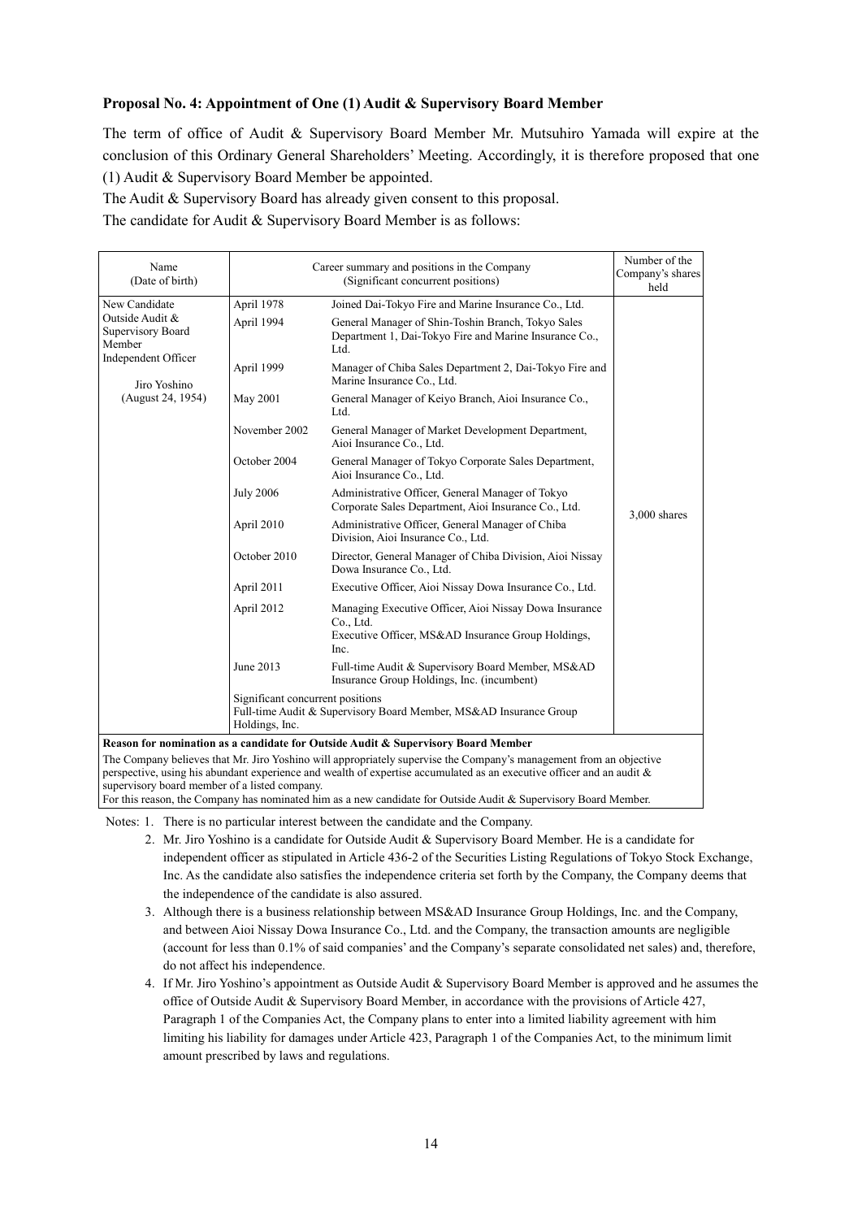**Proposal No. 4: Appointment of One (1) Audit & Supervisory Board Member**

The term of office of Audit & Supervisory Board Member Mr. Mutsuhiro Yamada will expire at the conclusion of this Ordinary General Shareholders' Meeting. Accordingly, it is therefore proposed that one (1) Audit & Supervisory Board Member be appointed.

The Audit & Supervisory Board has already given consent to this proposal.

The candidate for Audit & Supervisory Board Member is as follows:

| Name (Date of birth) | Career summary and positions in the Company (Significant concurrent positions) | | Number of the Company's shares held |
|---|---|---|---|
| New Candidate<br>Outside Audit & Supervisory Board Member<br>Independent Officer<br><br>Jiro Yoshino<br>(August 24, 1954) | April 1978 | Joined Dai-Tokyo Fire and Marine Insurance Co., Ltd. | 3,000 shares |
| | April 1994 | General Manager of Shin-Toshin Branch, Tokyo Sales Department 1, Dai-Tokyo Fire and Marine Insurance Co., Ltd. | |
| | April 1999 | Manager of Chiba Sales Department 2, Dai-Tokyo Fire and Marine Insurance Co., Ltd. | |
| | May 2001 | General Manager of Keiyo Branch, Aioi Insurance Co., Ltd. | |
| | November 2002 | General Manager of Market Development Department, Aioi Insurance Co., Ltd. | |
| | October 2004 | General Manager of Tokyo Corporate Sales Department, Aioi Insurance Co., Ltd. | |
| | July 2006 | Administrative Officer, General Manager of Tokyo Corporate Sales Department, Aioi Insurance Co., Ltd. | |
| | April 2010 | Administrative Officer, General Manager of Chiba Division, Aioi Insurance Co., Ltd. | |
| | October 2010 | Director, General Manager of Chiba Division, Aioi Nissay Dowa Insurance Co., Ltd. | |
| | April 2011 | Executive Officer, Aioi Nissay Dowa Insurance Co., Ltd. | |
| | April 2012 | Managing Executive Officer, Aioi Nissay Dowa Insurance Co., Ltd.<br>Executive Officer, MS&AD Insurance Group Holdings, Inc. | |
| | June 2013 | Full-time Audit & Supervisory Board Member, MS&AD Insurance Group Holdings, Inc. (incumbent) | |
| | Significant concurrent positions<br>Full-time Audit & Supervisory Board Member, MS&AD Insurance Group Holdings, Inc. | | |

**Reason for nomination as a candidate for Outside Audit & Supervisory Board Member**

The Company believes that Mr. Jiro Yoshino will appropriately supervise the Company's management from an objective perspective, using his abundant experience and wealth of expertise accumulated as an executive officer and an audit & supervisory board member of a listed company.

For this reason, the Company has nominated him as a new candidate for Outside Audit & Supervisory Board Member.

Notes: 1. There is no particular interest between the candidate and the Company.

2. Mr. Jiro Yoshino is a candidate for Outside Audit & Supervisory Board Member. He is a candidate for independent officer as stipulated in Article 436-2 of the Securities Listing Regulations of Tokyo Stock Exchange, Inc. As the candidate also satisfies the independence criteria set forth by the Company, the Company deems that the independence of the candidate is also assured.

3. Although there is a business relationship between MS&AD Insurance Group Holdings, Inc. and the Company, and between Aioi Nissay Dowa Insurance Co., Ltd. and the Company, the transaction amounts are negligible (account for less than 0.1% of said companies' and the Company's separate consolidated net sales) and, therefore, do not affect his independence.

4. If Mr. Jiro Yoshino's appointment as Outside Audit & Supervisory Board Member is approved and he assumes the office of Outside Audit & Supervisory Board Member, in accordance with the provisions of Article 427, Paragraph 1 of the Companies Act, the Company plans to enter into a limited liability agreement with him limiting his liability for damages under Article 423, Paragraph 1 of the Companies Act, to the minimum limit amount prescribed by laws and regulations.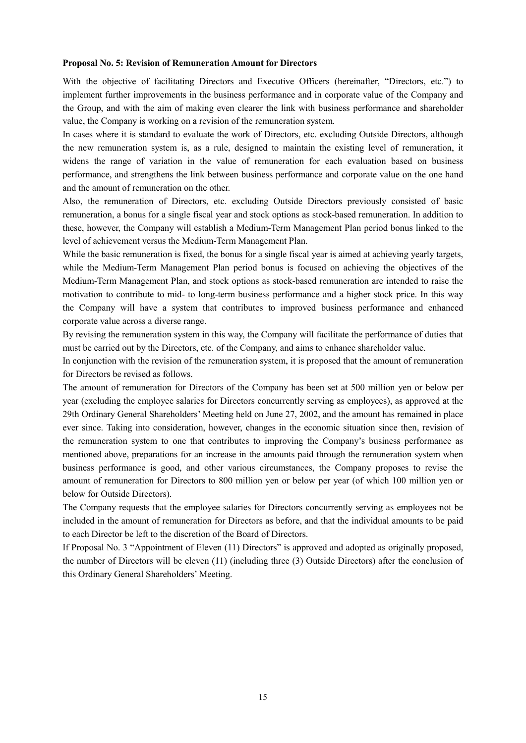**Proposal No. 5: Revision of Remuneration Amount for Directors**

With the objective of facilitating Directors and Executive Officers (hereinafter, "Directors, etc.") to implement further improvements in the business performance and in corporate value of the Company and the Group, and with the aim of making even clearer the link with business performance and shareholder value, the Company is working on a revision of the remuneration system.

In cases where it is standard to evaluate the work of Directors, etc. excluding Outside Directors, although the new remuneration system is, as a rule, designed to maintain the existing level of remuneration, it widens the range of variation in the value of remuneration for each evaluation based on business performance, and strengthens the link between business performance and corporate value on the one hand and the amount of remuneration on the other.

Also, the remuneration of Directors, etc. excluding Outside Directors previously consisted of basic remuneration, a bonus for a single fiscal year and stock options as stock-based remuneration. In addition to these, however, the Company will establish a Medium-Term Management Plan period bonus linked to the level of achievement versus the Medium-Term Management Plan.

While the basic remuneration is fixed, the bonus for a single fiscal year is aimed at achieving yearly targets, while the Medium-Term Management Plan period bonus is focused on achieving the objectives of the Medium-Term Management Plan, and stock options as stock-based remuneration are intended to raise the motivation to contribute to mid- to long-term business performance and a higher stock price. In this way the Company will have a system that contributes to improved business performance and enhanced corporate value across a diverse range.

By revising the remuneration system in this way, the Company will facilitate the performance of duties that must be carried out by the Directors, etc. of the Company, and aims to enhance shareholder value.

In conjunction with the revision of the remuneration system, it is proposed that the amount of remuneration for Directors be revised as follows.

The amount of remuneration for Directors of the Company has been set at 500 million yen or below per year (excluding the employee salaries for Directors concurrently serving as employees), as approved at the 29th Ordinary General Shareholders' Meeting held on June 27, 2002, and the amount has remained in place ever since. Taking into consideration, however, changes in the economic situation since then, revision of the remuneration system to one that contributes to improving the Company's business performance as mentioned above, preparations for an increase in the amounts paid through the remuneration system when business performance is good, and other various circumstances, the Company proposes to revise the amount of remuneration for Directors to 800 million yen or below per year (of which 100 million yen or below for Outside Directors).

The Company requests that the employee salaries for Directors concurrently serving as employees not be included in the amount of remuneration for Directors as before, and that the individual amounts to be paid to each Director be left to the discretion of the Board of Directors.

If Proposal No. 3 "Appointment of Eleven (11) Directors" is approved and adopted as originally proposed, the number of Directors will be eleven (11) (including three (3) Outside Directors) after the conclusion of this Ordinary General Shareholders' Meeting.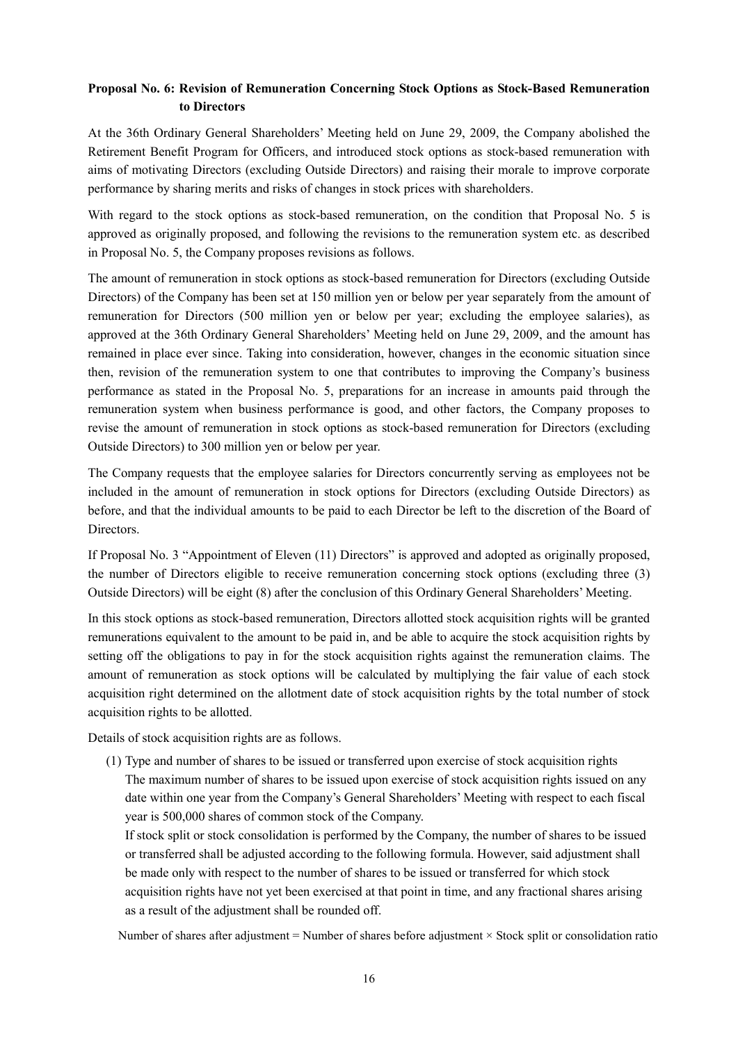**Proposal No. 6: Revision of Remuneration Concerning Stock Options as Stock-Based Remuneration to Directors**

At the 36th Ordinary General Shareholders' Meeting held on June 29, 2009, the Company abolished the Retirement Benefit Program for Officers, and introduced stock options as stock-based remuneration with aims of motivating Directors (excluding Outside Directors) and raising their morale to improve corporate performance by sharing merits and risks of changes in stock prices with shareholders.

With regard to the stock options as stock-based remuneration, on the condition that Proposal No. 5 is approved as originally proposed, and following the revisions to the remuneration system etc. as described in Proposal No. 5, the Company proposes revisions as follows.

The amount of remuneration in stock options as stock-based remuneration for Directors (excluding Outside Directors) of the Company has been set at 150 million yen or below per year separately from the amount of remuneration for Directors (500 million yen or below per year; excluding the employee salaries), as approved at the 36th Ordinary General Shareholders' Meeting held on June 29, 2009, and the amount has remained in place ever since. Taking into consideration, however, changes in the economic situation since then, revision of the remuneration system to one that contributes to improving the Company's business performance as stated in the Proposal No. 5, preparations for an increase in amounts paid through the remuneration system when business performance is good, and other factors, the Company proposes to revise the amount of remuneration in stock options as stock-based remuneration for Directors (excluding Outside Directors) to 300 million yen or below per year.

The Company requests that the employee salaries for Directors concurrently serving as employees not be included in the amount of remuneration in stock options for Directors (excluding Outside Directors) as before, and that the individual amounts to be paid to each Director be left to the discretion of the Board of Directors.

If Proposal No. 3 "Appointment of Eleven (11) Directors" is approved and adopted as originally proposed, the number of Directors eligible to receive remuneration concerning stock options (excluding three (3) Outside Directors) will be eight (8) after the conclusion of this Ordinary General Shareholders' Meeting.

In this stock options as stock-based remuneration, Directors allotted stock acquisition rights will be granted remunerations equivalent to the amount to be paid in, and be able to acquire the stock acquisition rights by setting off the obligations to pay in for the stock acquisition rights against the remuneration claims. The amount of remuneration as stock options will be calculated by multiplying the fair value of each stock acquisition right determined on the allotment date of stock acquisition rights by the total number of stock acquisition rights to be allotted.

Details of stock acquisition rights are as follows.

(1) Type and number of shares to be issued or transferred upon exercise of stock acquisition rights
The maximum number of shares to be issued upon exercise of stock acquisition rights issued on any date within one year from the Company's General Shareholders' Meeting with respect to each fiscal year is 500,000 shares of common stock of the Company.
If stock split or stock consolidation is performed by the Company, the number of shares to be issued or transferred shall be adjusted according to the following formula. However, said adjustment shall be made only with respect to the number of shares to be issued or transferred for which stock acquisition rights have not yet been exercised at that point in time, and any fractional shares arising as a result of the adjustment shall be rounded off.

Number of shares after adjustment = Number of shares before adjustment × Stock split or consolidation ratio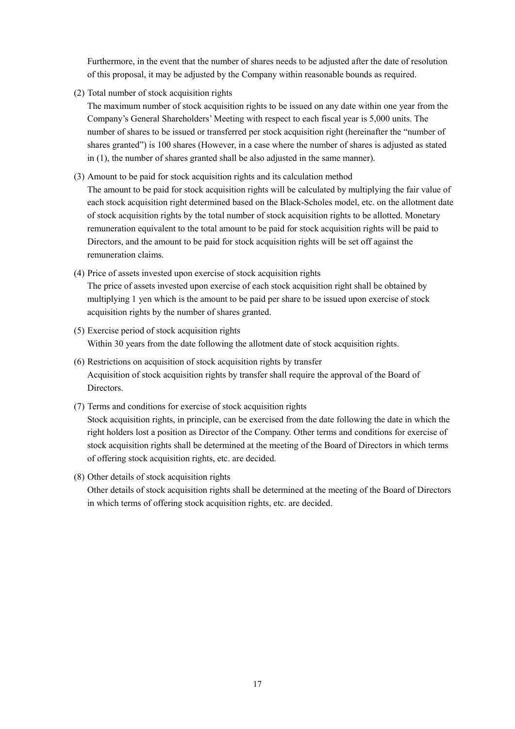Furthermore, in the event that the number of shares needs to be adjusted after the date of resolution of this proposal, it may be adjusted by the Company within reasonable bounds as required.

(2) Total number of stock acquisition rights

The maximum number of stock acquisition rights to be issued on any date within one year from the Company's General Shareholders' Meeting with respect to each fiscal year is 5,000 units. The number of shares to be issued or transferred per stock acquisition right (hereinafter the "number of shares granted") is 100 shares (However, in a case where the number of shares is adjusted as stated in (1), the number of shares granted shall be also adjusted in the same manner).

(3) Amount to be paid for stock acquisition rights and its calculation method

The amount to be paid for stock acquisition rights will be calculated by multiplying the fair value of each stock acquisition right determined based on the Black-Scholes model, etc. on the allotment date of stock acquisition rights by the total number of stock acquisition rights to be allotted. Monetary remuneration equivalent to the total amount to be paid for stock acquisition rights will be paid to Directors, and the amount to be paid for stock acquisition rights will be set off against the remuneration claims.

(4) Price of assets invested upon exercise of stock acquisition rights

The price of assets invested upon exercise of each stock acquisition right shall be obtained by multiplying 1 yen which is the amount to be paid per share to be issued upon exercise of stock acquisition rights by the number of shares granted.

(5) Exercise period of stock acquisition rights

Within 30 years from the date following the allotment date of stock acquisition rights.

(6) Restrictions on acquisition of stock acquisition rights by transfer

Acquisition of stock acquisition rights by transfer shall require the approval of the Board of Directors.

(7) Terms and conditions for exercise of stock acquisition rights

Stock acquisition rights, in principle, can be exercised from the date following the date in which the right holders lost a position as Director of the Company. Other terms and conditions for exercise of stock acquisition rights shall be determined at the meeting of the Board of Directors in which terms of offering stock acquisition rights, etc. are decided.

(8) Other details of stock acquisition rights

Other details of stock acquisition rights shall be determined at the meeting of the Board of Directors in which terms of offering stock acquisition rights, etc. are decided.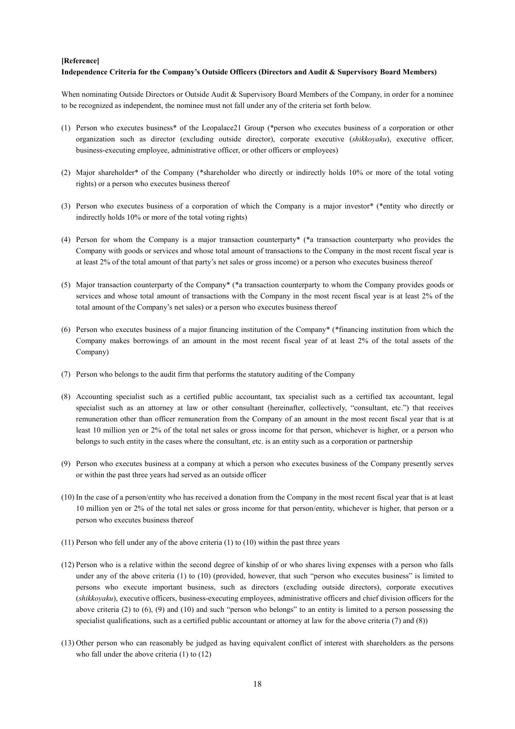**[Reference]**

**Independence Criteria for the Company's Outside Officers (Directors and Audit & Supervisory Board Members)**

When nominating Outside Directors or Outside Audit & Supervisory Board Members of the Company, in order for a nominee to be recognized as independent, the nominee must not fall under any of the criteria set forth below.

(1) Person who executes business* of the Leopalace21 Group (*person who executes business of a corporation or other organization such as director (excluding outside director), corporate executive (*shikkoyaku*), executive officer, business-executing employee, administrative officer, or other officers or employees)

(2) Major shareholder* of the Company (*shareholder who directly or indirectly holds 10% or more of the total voting rights) or a person who executes business thereof

(3) Person who executes business of a corporation of which the Company is a major investor* (*entity who directly or indirectly holds 10% or more of the total voting rights)

(4) Person for whom the Company is a major transaction counterparty* (*a transaction counterparty who provides the Company with goods or services and whose total amount of transactions to the Company in the most recent fiscal year is at least 2% of the total amount of that party's net sales or gross income) or a person who executes business thereof

(5) Major transaction counterparty of the Company* (*a transaction counterparty to whom the Company provides goods or services and whose total amount of transactions with the Company in the most recent fiscal year is at least 2% of the total amount of the Company's net sales) or a person who executes business thereof

(6) Person who executes business of a major financing institution of the Company* (*financing institution from which the Company makes borrowings of an amount in the most recent fiscal year of at least 2% of the total assets of the Company)

(7) Person who belongs to the audit firm that performs the statutory auditing of the Company

(8) Accounting specialist such as a certified public accountant, tax specialist such as a certified tax accountant, legal specialist such as an attorney at law or other consultant (hereinafter, collectively, "consultant, etc.") that receives remuneration other than officer remuneration from the Company of an amount in the most recent fiscal year that is at least 10 million yen or 2% of the total net sales or gross income for that person, whichever is higher, or a person who belongs to such entity in the cases where the consultant, etc. is an entity such as a corporation or partnership

(9) Person who executes business at a company at which a person who executes business of the Company presently serves or within the past three years had served as an outside officer

(10) In the case of a person/entity who has received a donation from the Company in the most recent fiscal year that is at least 10 million yen or 2% of the total net sales or gross income for that person/entity, whichever is higher, that person or a person who executes business thereof

(11) Person who fell under any of the above criteria (1) to (10) within the past three years

(12) Person who is a relative within the second degree of kinship of or who shares living expenses with a person who falls under any of the above criteria (1) to (10) (provided, however, that such "person who executes business" is limited to persons who execute important business, such as directors (excluding outside directors), corporate executives (*shikkoyaku*), executive officers, business-executing employees, administrative officers and chief division officers for the above criteria (2) to (6), (9) and (10) and such "person who belongs" to an entity is limited to a person possessing the specialist qualifications, such as a certified public accountant or attorney at law for the above criteria (7) and (8))

(13) Other person who can reasonably be judged as having equivalent conflict of interest with shareholders as the persons who fall under the above criteria (1) to (12)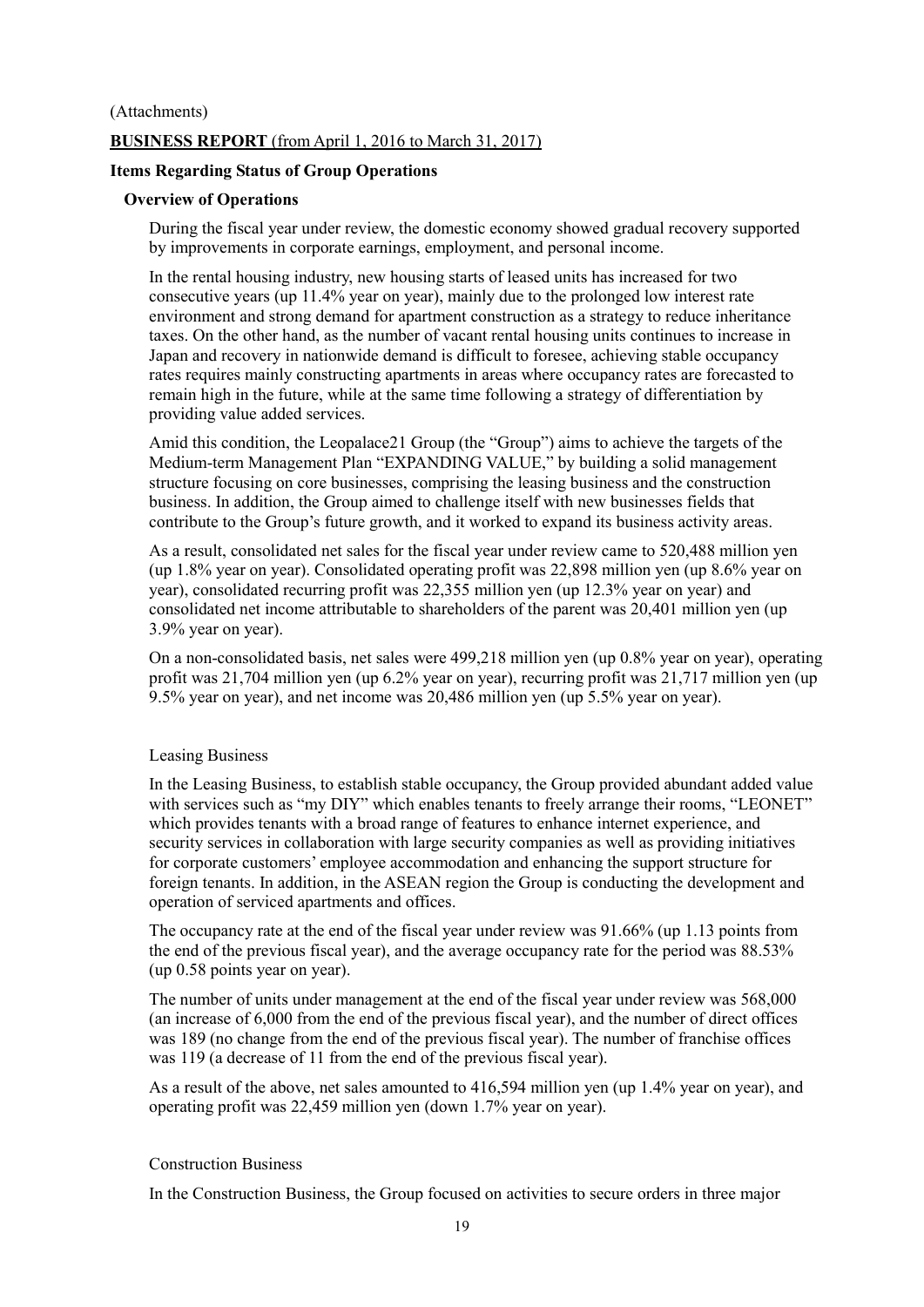(Attachments)

**BUSINESS REPORT** (from April 1, 2016 to March 31, 2017)

## Items Regarding Status of Group Operations

### Overview of Operations

During the fiscal year under review, the domestic economy showed gradual recovery supported by improvements in corporate earnings, employment, and personal income.

In the rental housing industry, new housing starts of leased units has increased for two consecutive years (up 11.4% year on year), mainly due to the prolonged low interest rate environment and strong demand for apartment construction as a strategy to reduce inheritance taxes. On the other hand, as the number of vacant rental housing units continues to increase in Japan and recovery in nationwide demand is difficult to foresee, achieving stable occupancy rates requires mainly constructing apartments in areas where occupancy rates are forecasted to remain high in the future, while at the same time following a strategy of differentiation by providing value added services.

Amid this condition, the Leopalace21 Group (the "Group") aims to achieve the targets of the Medium-term Management Plan "EXPANDING VALUE," by building a solid management structure focusing on core businesses, comprising the leasing business and the construction business. In addition, the Group aimed to challenge itself with new businesses fields that contribute to the Group's future growth, and it worked to expand its business activity areas.

As a result, consolidated net sales for the fiscal year under review came to 520,488 million yen (up 1.8% year on year). Consolidated operating profit was 22,898 million yen (up 8.6% year on year), consolidated recurring profit was 22,355 million yen (up 12.3% year on year) and consolidated net income attributable to shareholders of the parent was 20,401 million yen (up 3.9% year on year).

On a non-consolidated basis, net sales were 499,218 million yen (up 0.8% year on year), operating profit was 21,704 million yen (up 6.2% year on year), recurring profit was 21,717 million yen (up 9.5% year on year), and net income was 20,486 million yen (up 5.5% year on year).

Leasing Business

In the Leasing Business, to establish stable occupancy, the Group provided abundant added value with services such as "my DIY" which enables tenants to freely arrange their rooms, "LEONET" which provides tenants with a broad range of features to enhance internet experience, and security services in collaboration with large security companies as well as providing initiatives for corporate customers' employee accommodation and enhancing the support structure for foreign tenants. In addition, in the ASEAN region the Group is conducting the development and operation of serviced apartments and offices.

The occupancy rate at the end of the fiscal year under review was 91.66% (up 1.13 points from the end of the previous fiscal year), and the average occupancy rate for the period was 88.53% (up 0.58 points year on year).

The number of units under management at the end of the fiscal year under review was 568,000 (an increase of 6,000 from the end of the previous fiscal year), and the number of direct offices was 189 (no change from the end of the previous fiscal year). The number of franchise offices was 119 (a decrease of 11 from the end of the previous fiscal year).

As a result of the above, net sales amounted to 416,594 million yen (up 1.4% year on year), and operating profit was 22,459 million yen (down 1.7% year on year).

Construction Business

In the Construction Business, the Group focused on activities to secure orders in three major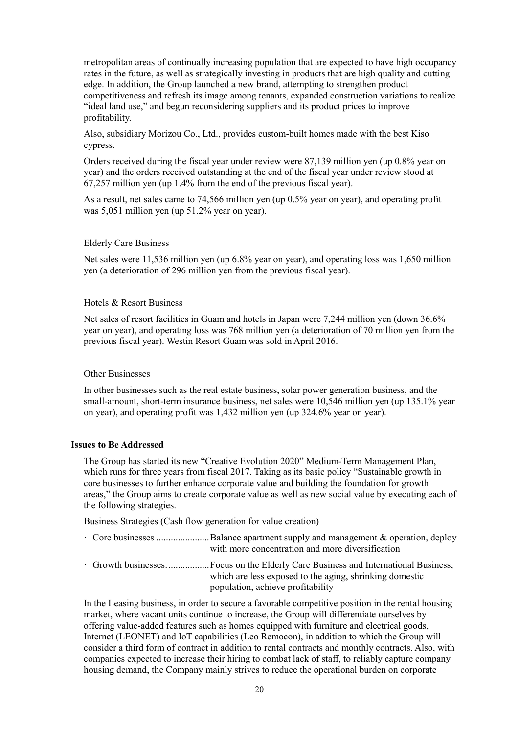metropolitan areas of continually increasing population that are expected to have high occupancy rates in the future, as well as strategically investing in products that are high quality and cutting edge. In addition, the Group launched a new brand, attempting to strengthen product competitiveness and refresh its image among tenants, expanded construction variations to realize "ideal land use," and begun reconsidering suppliers and its product prices to improve profitability.

Also, subsidiary Morizou Co., Ltd., provides custom-built homes made with the best Kiso cypress.

Orders received during the fiscal year under review were 87,139 million yen (up 0.8% year on year) and the orders received outstanding at the end of the fiscal year under review stood at 67,257 million yen (up 1.4% from the end of the previous fiscal year).

As a result, net sales came to 74,566 million yen (up 0.5% year on year), and operating profit was 5,051 million yen (up 51.2% year on year).

Elderly Care Business

Net sales were 11,536 million yen (up 6.8% year on year), and operating loss was 1,650 million yen (a deterioration of 296 million yen from the previous fiscal year).

Hotels & Resort Business

Net sales of resort facilities in Guam and hotels in Japan were 7,244 million yen (down 36.6% year on year), and operating loss was 768 million yen (a deterioration of 70 million yen from the previous fiscal year). Westin Resort Guam was sold in April 2016.

Other Businesses

In other businesses such as the real estate business, solar power generation business, and the small-amount, short-term insurance business, net sales were 10,546 million yen (up 135.1% year on year), and operating profit was 1,432 million yen (up 324.6% year on year).

**Issues to Be Addressed**

The Group has started its new "Creative Evolution 2020" Medium-Term Management Plan, which runs for three years from fiscal 2017. Taking as its basic policy "Sustainable growth in core businesses to further enhance corporate value and building the foundation for growth areas," the Group aims to create corporate value as well as new social value by executing each of the following strategies.

Business Strategies (Cash flow generation for value creation)

- Core businesses ...................... Balance apartment supply and management & operation, deploy with more concentration and more diversification
- Growth businesses: ................. Focus on the Elderly Care Business and International Business, which are less exposed to the aging, shrinking domestic population, achieve profitability

In the Leasing business, in order to secure a favorable competitive position in the rental housing market, where vacant units continue to increase, the Group will differentiate ourselves by offering value-added features such as homes equipped with furniture and electrical goods, Internet (LEONET) and IoT capabilities (Leo Remocon), in addition to which the Group will consider a third form of contract in addition to rental contracts and monthly contracts. Also, with companies expected to increase their hiring to combat lack of staff, to reliably capture company housing demand, the Company mainly strives to reduce the operational burden on corporate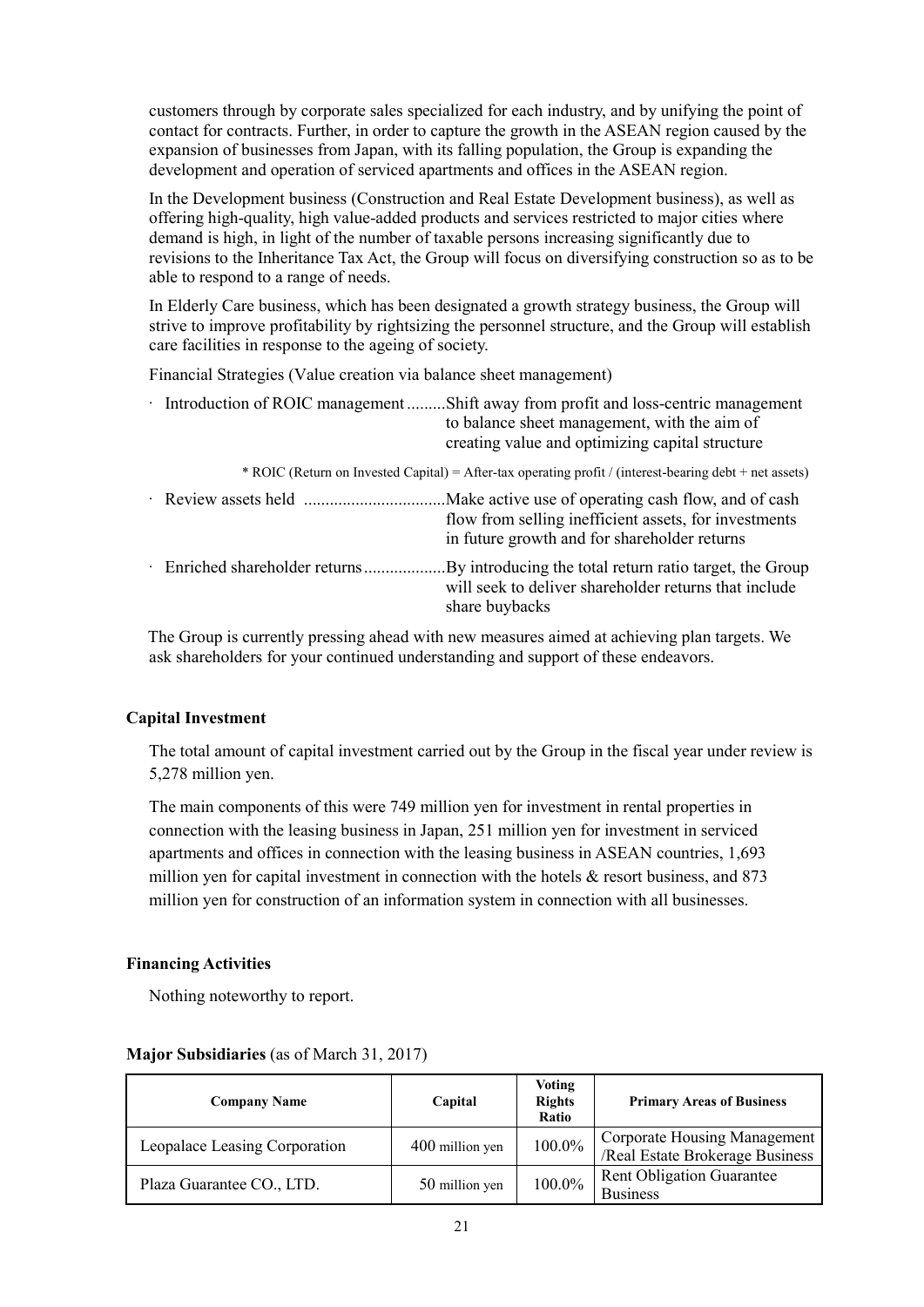customers through by corporate sales specialized for each industry, and by unifying the point of contact for contracts. Further, in order to capture the growth in the ASEAN region caused by the expansion of businesses from Japan, with its falling population, the Group is expanding the development and operation of serviced apartments and offices in the ASEAN region.

In the Development business (Construction and Real Estate Development business), as well as offering high-quality, high value-added products and services restricted to major cities where demand is high, in light of the number of taxable persons increasing significantly due to revisions to the Inheritance Tax Act, the Group will focus on diversifying construction so as to be able to respond to a range of needs.

In Elderly Care business, which has been designated a growth strategy business, the Group will strive to improve profitability by rightsizing the personnel structure, and the Group will establish care facilities in response to the ageing of society.

Financial Strategies (Value creation via balance sheet management)

- Introduction of ROIC management .........Shift away from profit and loss-centric management to balance sheet management, with the aim of creating value and optimizing capital structure

  \* ROIC (Return on Invested Capital) = After-tax operating profit / (interest-bearing debt + net assets)

- Review assets held .................................Make active use of operating cash flow, and of cash flow from selling inefficient assets, for investments in future growth and for shareholder returns
- Enriched shareholder returns...................By introducing the total return ratio target, the Group will seek to deliver shareholder returns that include share buybacks

The Group is currently pressing ahead with new measures aimed at achieving plan targets. We ask shareholders for your continued understanding and support of these endeavors.

**Capital Investment**

The total amount of capital investment carried out by the Group in the fiscal year under review is 5,278 million yen.

The main components of this were 749 million yen for investment in rental properties in connection with the leasing business in Japan, 251 million yen for investment in serviced apartments and offices in connection with the leasing business in ASEAN countries, 1,693 million yen for capital investment in connection with the hotels & resort business, and 873 million yen for construction of an information system in connection with all businesses.

**Financing Activities**

Nothing noteworthy to report.

**Major Subsidiaries** (as of March 31, 2017)

| Company Name | Capital | Voting Rights Ratio | Primary Areas of Business |
|---|---|---|---|
| Leopalace Leasing Corporation | 400 million yen | 100.0% | Corporate Housing Management /Real Estate Brokerage Business |
| Plaza Guarantee CO., LTD. | 50 million yen | 100.0% | Rent Obligation Guarantee Business |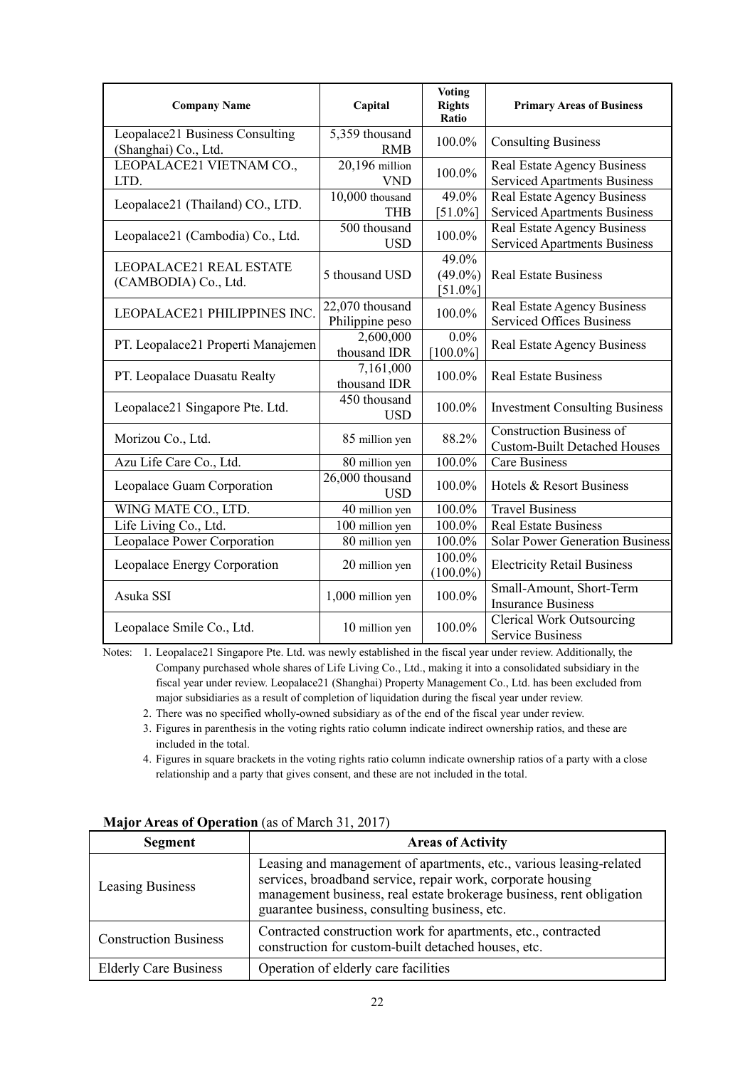| Company Name | Capital | Voting Rights Ratio | Primary Areas of Business |
|---|---|---|---|
| Leopalace21 Business Consulting (Shanghai) Co., Ltd. | 5,359 thousand RMB | 100.0% | Consulting Business |
| LEOPALACE21 VIETNAM CO., LTD. | 20,196 million VND | 100.0% | Real Estate Agency Business<br>Serviced Apartments Business |
| Leopalace21 (Thailand) CO., LTD. | 10,000 thousand THB | 49.0%<br>[51.0%] | Real Estate Agency Business<br>Serviced Apartments Business |
| Leopalace21 (Cambodia) Co., Ltd. | 500 thousand USD | 100.0% | Real Estate Agency Business<br>Serviced Apartments Business |
| LEOPALACE21 REAL ESTATE (CAMBODIA) Co., Ltd. | 5 thousand USD | 49.0%<br>(49.0%)<br>[51.0%] | Real Estate Business |
| LEOPALACE21 PHILIPPINES INC. | 22,070 thousand Philippine peso | 100.0% | Real Estate Agency Business<br>Serviced Offices Business |
| PT. Leopalace21 Properti Manajemen | 2,600,000 thousand IDR | 0.0%<br>[100.0%] | Real Estate Agency Business |
| PT. Leopalace Duasatu Realty | 7,161,000 thousand IDR | 100.0% | Real Estate Business |
| Leopalace21 Singapore Pte. Ltd. | 450 thousand USD | 100.0% | Investment Consulting Business |
| Morizou Co., Ltd. | 85 million yen | 88.2% | Construction Business of Custom-Built Detached Houses |
| Azu Life Care Co., Ltd. | 80 million yen | 100.0% | Care Business |
| Leopalace Guam Corporation | 26,000 thousand USD | 100.0% | Hotels & Resort Business |
| WING MATE CO., LTD. | 40 million yen | 100.0% | Travel Business |
| Life Living Co., Ltd. | 100 million yen | 100.0% | Real Estate Business |
| Leopalace Power Corporation | 80 million yen | 100.0% | Solar Power Generation Business |
| Leopalace Energy Corporation | 20 million yen | 100.0%<br>(100.0%) | Electricity Retail Business |
| Asuka SSI | 1,000 million yen | 100.0% | Small-Amount, Short-Term Insurance Business |
| Leopalace Smile Co., Ltd. | 10 million yen | 100.0% | Clerical Work Outsourcing Service Business |

Notes:
1. Leopalace21 Singapore Pte. Ltd. was newly established in the fiscal year under review. Additionally, the Company purchased whole shares of Life Living Co., Ltd., making it into a consolidated subsidiary in the fiscal year under review. Leopalace21 (Shanghai) Property Management Co., Ltd. has been excluded from major subsidiaries as a result of completion of liquidation during the fiscal year under review.
2. There was no specified wholly-owned subsidiary as of the end of the fiscal year under review.
3. Figures in parenthesis in the voting rights ratio column indicate indirect ownership ratios, and these are included in the total.
4. Figures in square brackets in the voting rights ratio column indicate ownership ratios of a party with a close relationship and a party that gives consent, and these are not included in the total.

**Major Areas of Operation** (as of March 31, 2017)

| Segment | Areas of Activity |
|---|---|
| Leasing Business | Leasing and management of apartments, etc., various leasing-related services, broadband service, repair work, corporate housing management business, real estate brokerage business, rent obligation guarantee business, consulting business, etc. |
| Construction Business | Contracted construction work for apartments, etc., contracted construction for custom-built detached houses, etc. |
| Elderly Care Business | Operation of elderly care facilities |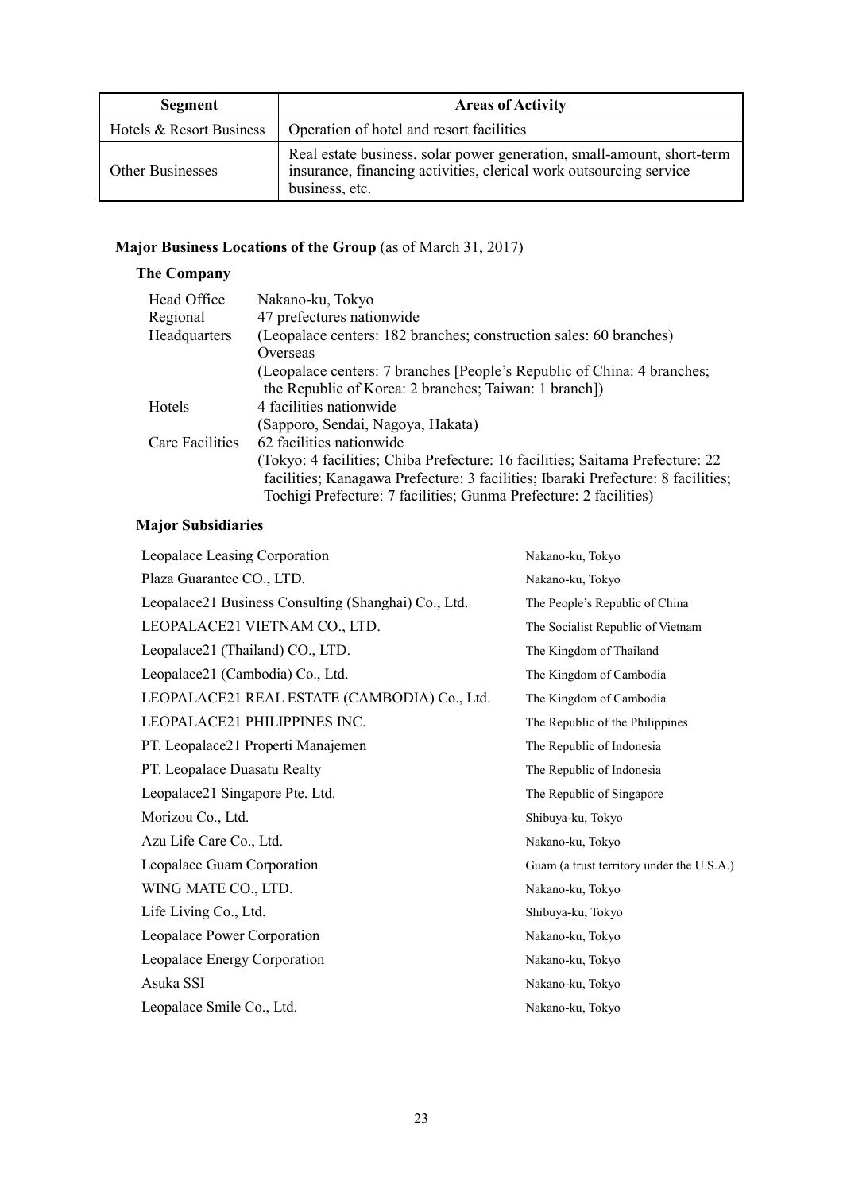| Segment | Areas of Activity |
| --- | --- |
| Hotels & Resort Business | Operation of hotel and resort facilities |
| Other Businesses | Real estate business, solar power generation, small-amount, short-term insurance, financing activities, clerical work outsourcing service business, etc. |

## Major Business Locations of the Group (as of March 31, 2017)

### The Company

| | |
| --- | --- |
| Head Office | Nakano-ku, Tokyo |
| Regional Headquarters | 47 prefectures nationwide<br>(Leopalace centers: 182 branches; construction sales: 60 branches)<br>Overseas<br>(Leopalace centers: 7 branches [People's Republic of China: 4 branches; the Republic of Korea: 2 branches; Taiwan: 1 branch]) |
| Hotels | 4 facilities nationwide<br>(Sapporo, Sendai, Nagoya, Hakata) |
| Care Facilities | 62 facilities nationwide<br>(Tokyo: 4 facilities; Chiba Prefecture: 16 facilities; Saitama Prefecture: 22 facilities; Kanagawa Prefecture: 3 facilities; Ibaraki Prefecture: 8 facilities; Tochigi Prefecture: 7 facilities; Gunma Prefecture: 2 facilities) |

### Major Subsidiaries

| | |
| --- | --- |
| Leopalace Leasing Corporation | Nakano-ku, Tokyo |
| Plaza Guarantee CO., LTD. | Nakano-ku, Tokyo |
| Leopalace21 Business Consulting (Shanghai) Co., Ltd. | The People's Republic of China |
| LEOPALACE21 VIETNAM CO., LTD. | The Socialist Republic of Vietnam |
| Leopalace21 (Thailand) CO., LTD. | The Kingdom of Thailand |
| Leopalace21 (Cambodia) Co., Ltd. | The Kingdom of Cambodia |
| LEOPALACE21 REAL ESTATE (CAMBODIA) Co., Ltd. | The Kingdom of Cambodia |
| LEOPALACE21 PHILIPPINES INC. | The Republic of the Philippines |
| PT. Leopalace21 Properti Manajemen | The Republic of Indonesia |
| PT. Leopalace Duasatu Realty | The Republic of Indonesia |
| Leopalace21 Singapore Pte. Ltd. | The Republic of Singapore |
| Morizou Co., Ltd. | Shibuya-ku, Tokyo |
| Azu Life Care Co., Ltd. | Nakano-ku, Tokyo |
| Leopalace Guam Corporation | Guam (a trust territory under the U.S.A.) |
| WING MATE CO., LTD. | Nakano-ku, Tokyo |
| Life Living Co., Ltd. | Shibuya-ku, Tokyo |
| Leopalace Power Corporation | Nakano-ku, Tokyo |
| Leopalace Energy Corporation | Nakano-ku, Tokyo |
| Asuka SSI | Nakano-ku, Tokyo |
| Leopalace Smile Co., Ltd. | Nakano-ku, Tokyo |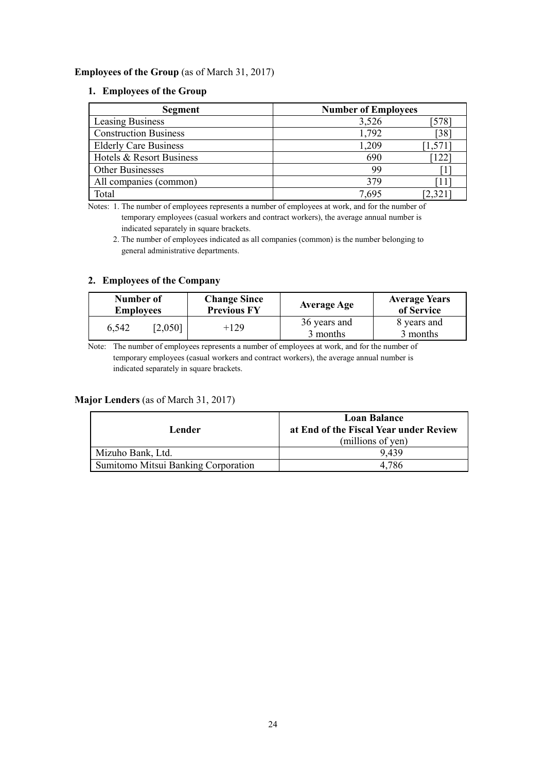## Employees of the Group (as of March 31, 2017)

### 1. Employees of the Group

| Segment | Number of Employees | |
|---|---|---|
| Leasing Business | 3,526 | [578] |
| Construction Business | 1,792 | [38] |
| Elderly Care Business | 1,209 | [1,571] |
| Hotels & Resort Business | 690 | [122] |
| Other Businesses | 99 | [1] |
| All companies (common) | 379 | [11] |
| Total | 7,695 | [2,321] |

Notes: 1. The number of employees represents a number of employees at work, and for the number of temporary employees (casual workers and contract workers), the average annual number is indicated separately in square brackets.

2. The number of employees indicated as all companies (common) is the number belonging to general administrative departments.

### 2. Employees of the Company

| Number of Employees | Change Since Previous FY | Average Age | Average Years of Service |
|---|---|---|---|
| 6,542 [2,050] | +129 | 36 years and 3 months | 8 years and 3 months |

Note: The number of employees represents a number of employees at work, and for the number of temporary employees (casual workers and contract workers), the average annual number is indicated separately in square brackets.

## Major Lenders (as of March 31, 2017)

| Lender | Loan Balance at End of the Fiscal Year under Review (millions of yen) |
|---|---|
| Mizuho Bank, Ltd. | 9,439 |
| Sumitomo Mitsui Banking Corporation | 4,786 |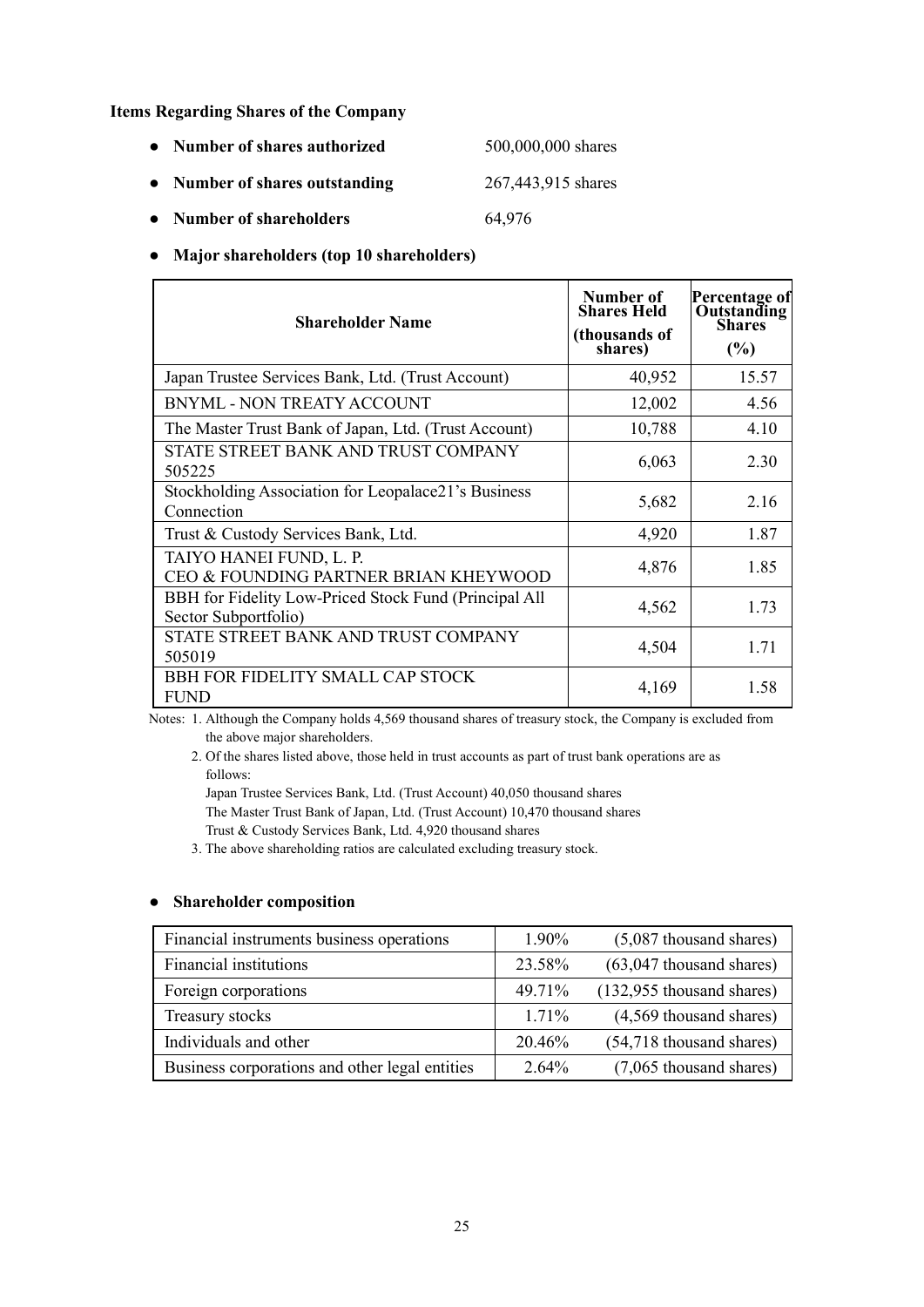**Items Regarding Shares of the Company**

- **Number of shares authorized** 500,000,000 shares
- **Number of shares outstanding** 267,443,915 shares
- **Number of shareholders** 64,976
- **Major shareholders (top 10 shareholders)**

| Shareholder Name | Number of Shares Held (thousands of shares) | Percentage of Outstanding Shares (%) |
|---|---|---|
| Japan Trustee Services Bank, Ltd. (Trust Account) | 40,952 | 15.57 |
| BNYML - NON TREATY ACCOUNT | 12,002 | 4.56 |
| The Master Trust Bank of Japan, Ltd. (Trust Account) | 10,788 | 4.10 |
| STATE STREET BANK AND TRUST COMPANY 505225 | 6,063 | 2.30 |
| Stockholding Association for Leopalace21's Business Connection | 5,682 | 2.16 |
| Trust & Custody Services Bank, Ltd. | 4,920 | 1.87 |
| TAIYO HANEI FUND, L. P. CEO & FOUNDING PARTNER BRIAN KHEYWOOD | 4,876 | 1.85 |
| BBH for Fidelity Low-Priced Stock Fund (Principal All Sector Subportfolio) | 4,562 | 1.73 |
| STATE STREET BANK AND TRUST COMPANY 505019 | 4,504 | 1.71 |
| BBH FOR FIDELITY SMALL CAP STOCK FUND | 4,169 | 1.58 |

Notes: 1. Although the Company holds 4,569 thousand shares of treasury stock, the Company is excluded from the above major shareholders.

2. Of the shares listed above, those held in trust accounts as part of trust bank operations are as follows:
Japan Trustee Services Bank, Ltd. (Trust Account) 40,050 thousand shares
The Master Trust Bank of Japan, Ltd. (Trust Account) 10,470 thousand shares
Trust & Custody Services Bank, Ltd. 4,920 thousand shares

3. The above shareholding ratios are calculated excluding treasury stock.

- **Shareholder composition**

| Category | Percentage | Shares |
|---|---|---|
| Financial instruments business operations | 1.90% | (5,087 thousand shares) |
| Financial institutions | 23.58% | (63,047 thousand shares) |
| Foreign corporations | 49.71% | (132,955 thousand shares) |
| Treasury stocks | 1.71% | (4,569 thousand shares) |
| Individuals and other | 20.46% | (54,718 thousand shares) |
| Business corporations and other legal entities | 2.64% | (7,065 thousand shares) |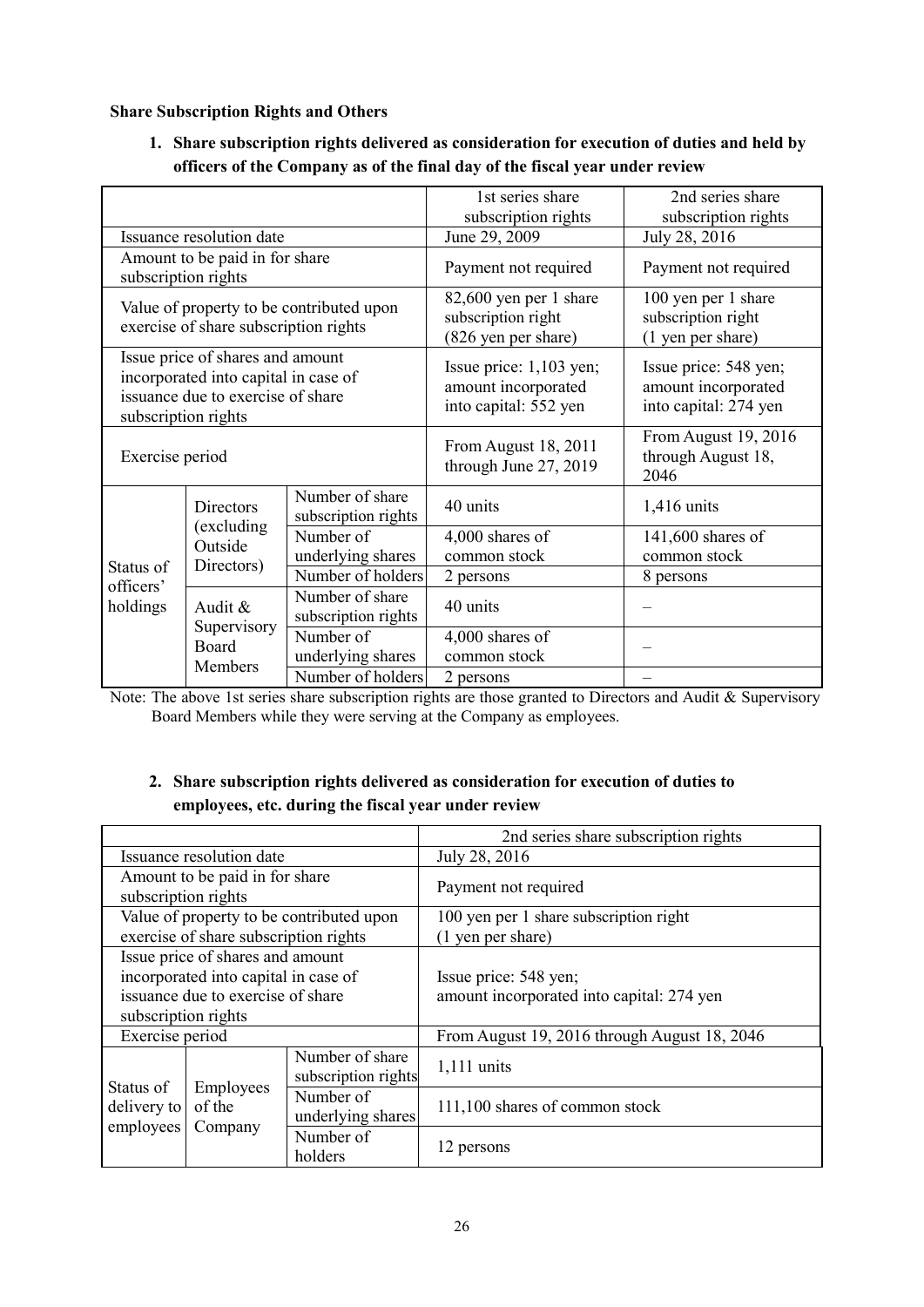### Share Subscription Rights and Others

#### 1. Share subscription rights delivered as consideration for execution of duties and held by officers of the Company as of the final day of the fiscal year under review

| | | | 1st series share subscription rights | 2nd series share subscription rights |
|---|---|---|---|---|
| Issuance resolution date | | | June 29, 2009 | July 28, 2016 |
| Amount to be paid in for share subscription rights | | | Payment not required | Payment not required |
| Value of property to be contributed upon exercise of share subscription rights | | | 82,600 yen per 1 share subscription right (826 yen per share) | 100 yen per 1 share subscription right (1 yen per share) |
| Issue price of shares and amount incorporated into capital in case of issuance due to exercise of share subscription rights | | | Issue price: 1,103 yen; amount incorporated into capital: 552 yen | Issue price: 548 yen; amount incorporated into capital: 274 yen |
| Exercise period | | | From August 18, 2011 through June 27, 2019 | From August 19, 2016 through August 18, 2046 |
| Status of officers' holdings | Directors (excluding Outside Directors) | Number of share subscription rights | 40 units | 1,416 units |
| | | Number of underlying shares | 4,000 shares of common stock | 141,600 shares of common stock |
| | | Number of holders | 2 persons | 8 persons |
| | Audit & Supervisory Board Members | Number of share subscription rights | 40 units | – |
| | | Number of underlying shares | 4,000 shares of common stock | – |
| | | Number of holders | 2 persons | – |

Note: The above 1st series share subscription rights are those granted to Directors and Audit & Supervisory Board Members while they were serving at the Company as employees.

#### 2. Share subscription rights delivered as consideration for execution of duties to employees, etc. during the fiscal year under review

| | | | 2nd series share subscription rights |
|---|---|---|---|
| Issuance resolution date | | | July 28, 2016 |
| Amount to be paid in for share subscription rights | | | Payment not required |
| Value of property to be contributed upon exercise of share subscription rights | | | 100 yen per 1 share subscription right (1 yen per share) |
| Issue price of shares and amount incorporated into capital in case of issuance due to exercise of share subscription rights | | | Issue price: 548 yen; amount incorporated into capital: 274 yen |
| Exercise period | | | From August 19, 2016 through August 18, 2046 |
| Status of delivery to employees | Employees of the Company | Number of share subscription rights | 1,111 units |
| | | Number of underlying shares | 111,100 shares of common stock |
| | | Number of holders | 12 persons |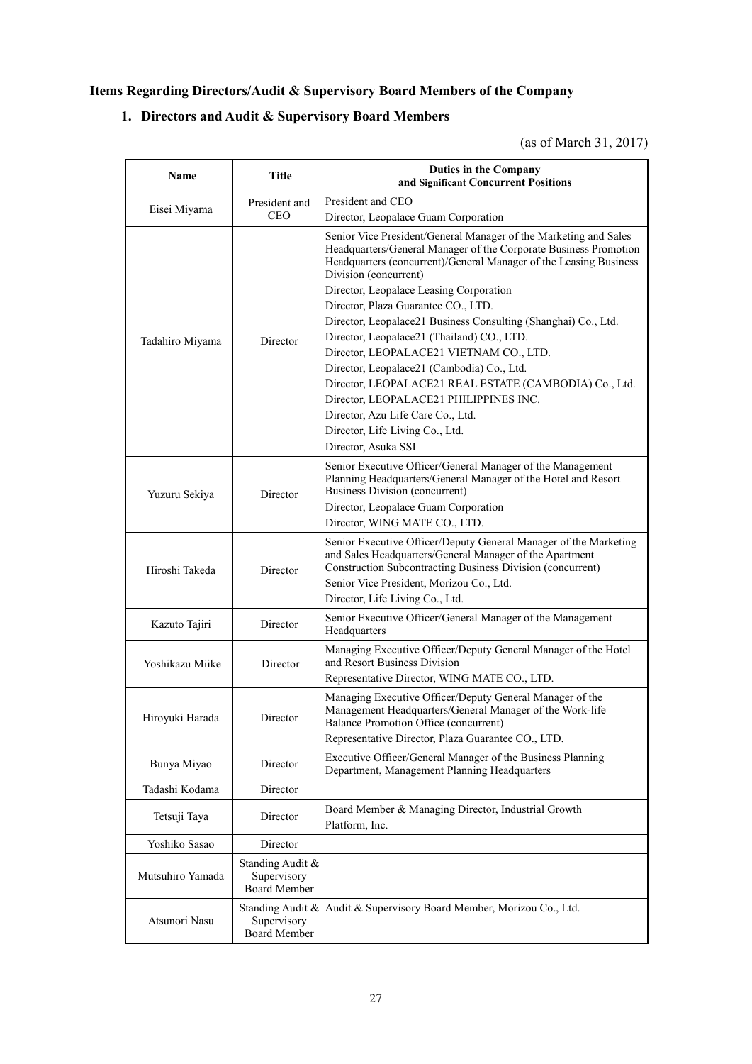## Items Regarding Directors/Audit & Supervisory Board Members of the Company

### 1. Directors and Audit & Supervisory Board Members

(as of March 31, 2017)

| Name | Title | Duties in the Company and Significant Concurrent Positions |
|---|---|---|
| Eisei Miyama | President and CEO | President and CEO<br>Director, Leopalace Guam Corporation |
| Tadahiro Miyama | Director | Senior Vice President/General Manager of the Marketing and Sales Headquarters/General Manager of the Corporate Business Promotion Headquarters (concurrent)/General Manager of the Leasing Business Division (concurrent)<br>Director, Leopalace Leasing Corporation<br>Director, Plaza Guarantee CO., LTD.<br>Director, Leopalace21 Business Consulting (Shanghai) Co., Ltd.<br>Director, Leopalace21 (Thailand) CO., LTD.<br>Director, LEOPALACE21 VIETNAM CO., LTD.<br>Director, Leopalace21 (Cambodia) Co., Ltd.<br>Director, LEOPALACE21 REAL ESTATE (CAMBODIA) Co., Ltd.<br>Director, LEOPALACE21 PHILIPPINES INC.<br>Director, Azu Life Care Co., Ltd.<br>Director, Life Living Co., Ltd.<br>Director, Asuka SSI |
| Yuzuru Sekiya | Director | Senior Executive Officer/General Manager of the Management Planning Headquarters/General Manager of the Hotel and Resort Business Division (concurrent)<br>Director, Leopalace Guam Corporation<br>Director, WING MATE CO., LTD. |
| Hiroshi Takeda | Director | Senior Executive Officer/Deputy General Manager of the Marketing and Sales Headquarters/General Manager of the Apartment Construction Subcontracting Business Division (concurrent)<br>Senior Vice President, Morizou Co., Ltd.<br>Director, Life Living Co., Ltd. |
| Kazuto Tajiri | Director | Senior Executive Officer/General Manager of the Management Headquarters |
| Yoshikazu Miike | Director | Managing Executive Officer/Deputy General Manager of the Hotel and Resort Business Division<br>Representative Director, WING MATE CO., LTD. |
| Hiroyuki Harada | Director | Managing Executive Officer/Deputy General Manager of the Management Headquarters/General Manager of the Work-life Balance Promotion Office (concurrent)<br>Representative Director, Plaza Guarantee CO., LTD. |
| Bunya Miyao | Director | Executive Officer/General Manager of the Business Planning Department, Management Planning Headquarters |
| Tadashi Kodama | Director | |
| Tetsuji Taya | Director | Board Member & Managing Director, Industrial Growth Platform, Inc. |
| Yoshiko Sasao | Director | |
| Mutsuhiro Yamada | Standing Audit & Supervisory Board Member | |
| Atsunori Nasu | Standing Audit & Supervisory Board Member | Audit & Supervisory Board Member, Morizou Co., Ltd. |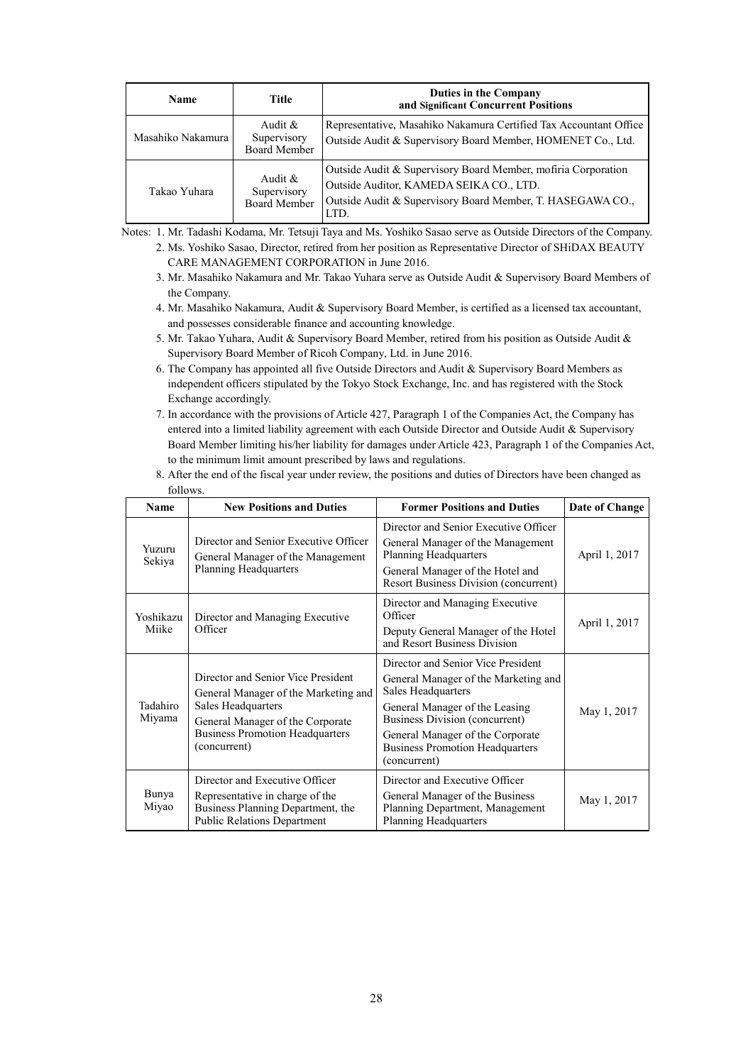| Name | Title | Duties in the Company and Significant Concurrent Positions |
|---|---|---|
| Masahiko Nakamura | Audit & Supervisory Board Member | Representative, Masahiko Nakamura Certified Tax Accountant Office<br>Outside Audit & Supervisory Board Member, HOMENET Co., Ltd. |
| Takao Yuhara | Audit & Supervisory Board Member | Outside Audit & Supervisory Board Member, mofiria Corporation<br>Outside Auditor, KAMEDA SEIKA CO., LTD.<br>Outside Audit & Supervisory Board Member, T. HASEGAWA CO., LTD. |

Notes: 1. Mr. Tadashi Kodama, Mr. Tetsuji Taya and Ms. Yoshiko Sasao serve as Outside Directors of the Company.

2. Ms. Yoshiko Sasao, Director, retired from her position as Representative Director of SHiDAX BEAUTY CARE MANAGEMENT CORPORATION in June 2016.

3. Mr. Masahiko Nakamura and Mr. Takao Yuhara serve as Outside Audit & Supervisory Board Members of the Company.

4. Mr. Masahiko Nakamura, Audit & Supervisory Board Member, is certified as a licensed tax accountant, and possesses considerable finance and accounting knowledge.

5. Mr. Takao Yuhara, Audit & Supervisory Board Member, retired from his position as Outside Audit & Supervisory Board Member of Ricoh Company, Ltd. in June 2016.

6. The Company has appointed all five Outside Directors and Audit & Supervisory Board Members as independent officers stipulated by the Tokyo Stock Exchange, Inc. and has registered with the Stock Exchange accordingly.

7. In accordance with the provisions of Article 427, Paragraph 1 of the Companies Act, the Company has entered into a limited liability agreement with each Outside Director and Outside Audit & Supervisory Board Member limiting his/her liability for damages under Article 423, Paragraph 1 of the Companies Act, to the minimum limit amount prescribed by laws and regulations.

8. After the end of the fiscal year under review, the positions and duties of Directors have been changed as follows.

| Name | New Positions and Duties | Former Positions and Duties | Date of Change |
|---|---|---|---|
| Yuzuru Sekiya | Director and Senior Executive Officer<br>General Manager of the Management Planning Headquarters | Director and Senior Executive Officer<br>General Manager of the Management Planning Headquarters<br>General Manager of the Hotel and Resort Business Division (concurrent) | April 1, 2017 |
| Yoshikazu Miike | Director and Managing Executive Officer | Director and Managing Executive Officer<br>Deputy General Manager of the Hotel and Resort Business Division | April 1, 2017 |
| Tadahiro Miyama | Director and Senior Vice President<br>General Manager of the Marketing and Sales Headquarters<br>General Manager of the Corporate Business Promotion Headquarters (concurrent) | Director and Senior Vice President<br>General Manager of the Marketing and Sales Headquarters<br>General Manager of the Leasing Business Division (concurrent)<br>General Manager of the Corporate Business Promotion Headquarters (concurrent) | May 1, 2017 |
| Bunya Miyao | Director and Executive Officer<br>Representative in charge of the Business Planning Department, the Public Relations Department | Director and Executive Officer<br>General Manager of the Business Planning Department, Management Planning Headquarters | May 1, 2017 |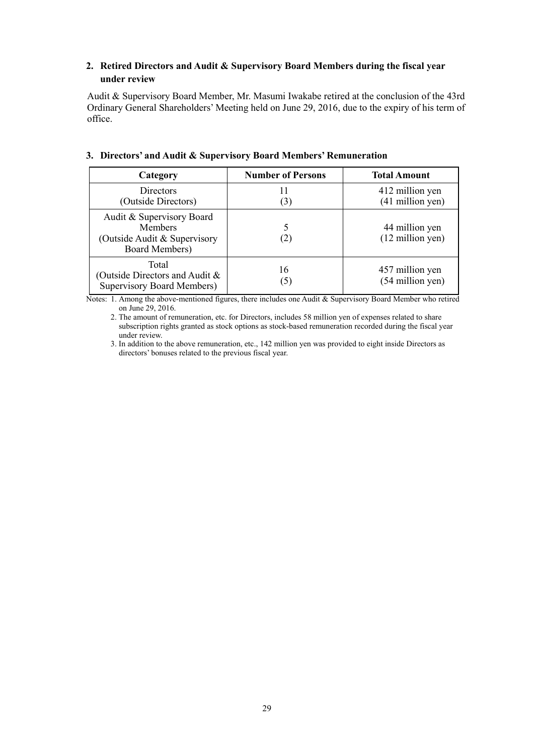## 2. Retired Directors and Audit & Supervisory Board Members during the fiscal year under review

Audit & Supervisory Board Member, Mr. Masumi Iwakabe retired at the conclusion of the 43rd Ordinary General Shareholders' Meeting held on June 29, 2016, due to the expiry of his term of office.

## 3. Directors' and Audit & Supervisory Board Members' Remuneration

| Category | Number of Persons | Total Amount |
|---|---|---|
| Directors<br>(Outside Directors) | 11<br>(3) | 412 million yen<br>(41 million yen) |
| Audit & Supervisory Board Members<br>(Outside Audit & Supervisory Board Members) | 5<br>(2) | 44 million yen<br>(12 million yen) |
| Total<br>(Outside Directors and Audit & Supervisory Board Members) | 16<br>(5) | 457 million yen<br>(54 million yen) |

Notes: 1. Among the above-mentioned figures, there includes one Audit & Supervisory Board Member who retired on June 29, 2016.

2. The amount of remuneration, etc. for Directors, includes 58 million yen of expenses related to share subscription rights granted as stock options as stock-based remuneration recorded during the fiscal year under review.

3. In addition to the above remuneration, etc., 142 million yen was provided to eight inside Directors as directors' bonuses related to the previous fiscal year.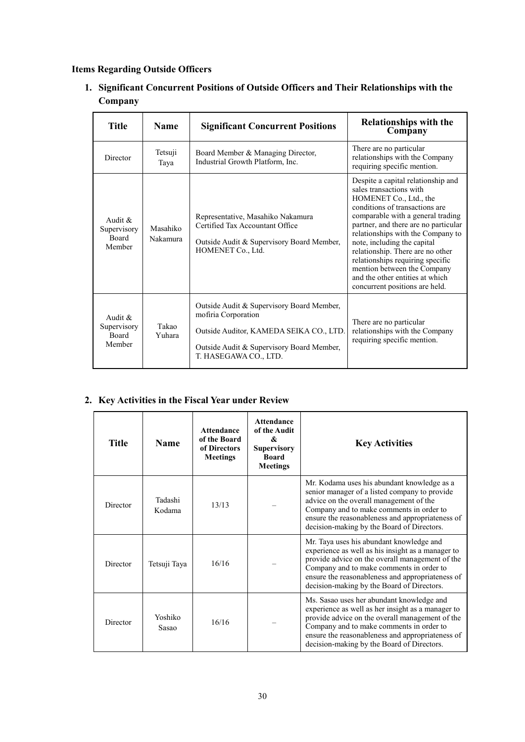### Items Regarding Outside Officers

#### 1. Significant Concurrent Positions of Outside Officers and Their Relationships with the Company

| Title | Name | Significant Concurrent Positions | Relationships with the Company |
|---|---|---|---|
| Director | Tetsuji Taya | Board Member & Managing Director, Industrial Growth Platform, Inc. | There are no particular relationships with the Company requiring specific mention. |
| Audit & Supervisory Board Member | Masahiko Nakamura | Representative, Masahiko Nakamura Certified Tax Accountant Office<br><br>Outside Audit & Supervisory Board Member, HOMENET Co., Ltd. | Despite a capital relationship and sales transactions with HOMENET Co., Ltd., the conditions of transactions are comparable with a general trading partner, and there are no particular relationships with the Company to note, including the capital relationship. There are no other relationships requiring specific mention between the Company and the other entities at which concurrent positions are held. |
| Audit & Supervisory Board Member | Takao Yuhara | Outside Audit & Supervisory Board Member, mofiria Corporation<br><br>Outside Auditor, KAMEDA SEIKA CO., LTD.<br><br>Outside Audit & Supervisory Board Member, T. HASEGAWA CO., LTD. | There are no particular relationships with the Company requiring specific mention. |

#### 2. Key Activities in the Fiscal Year under Review

| Title | Name | Attendance of the Board of Directors Meetings | Attendance of the Audit & Supervisory Board Meetings | Key Activities |
|---|---|---|---|---|
| Director | Tadashi Kodama | 13/13 | – | Mr. Kodama uses his abundant knowledge as a senior manager of a listed company to provide advice on the overall management of the Company and to make comments in order to ensure the reasonableness and appropriateness of decision-making by the Board of Directors. |
| Director | Tetsuji Taya | 16/16 | – | Mr. Taya uses his abundant knowledge and experience as well as his insight as a manager to provide advice on the overall management of the Company and to make comments in order to ensure the reasonableness and appropriateness of decision-making by the Board of Directors. |
| Director | Yoshiko Sasao | 16/16 | – | Ms. Sasao uses her abundant knowledge and experience as well as her insight as a manager to provide advice on the overall management of the Company and to make comments in order to ensure the reasonableness and appropriateness of decision-making by the Board of Directors. |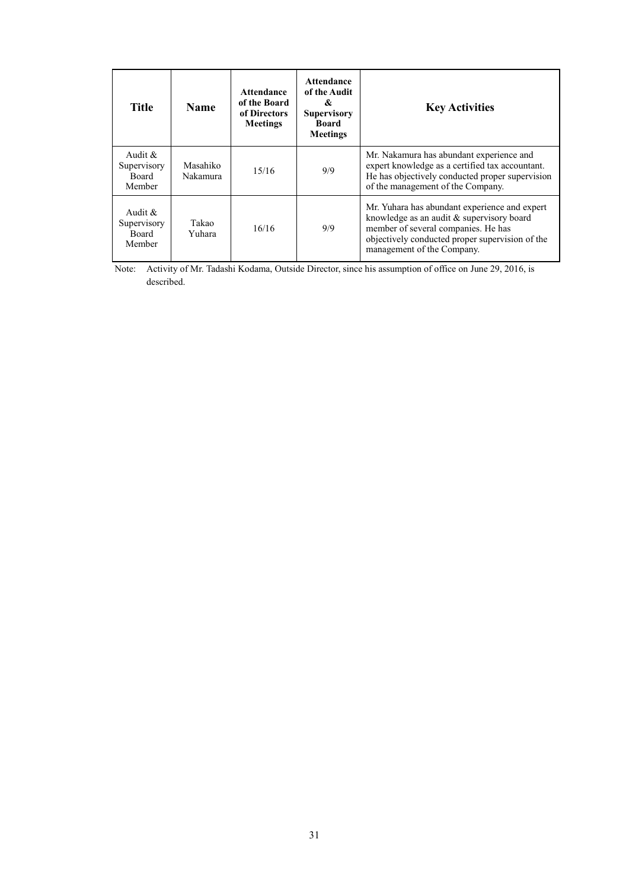| Title | Name | Attendance of the Board of Directors Meetings | Attendance of the Audit & Supervisory Board Meetings | Key Activities |
|---|---|---|---|---|
| Audit & Supervisory Board Member | Masahiko Nakamura | 15/16 | 9/9 | Mr. Nakamura has abundant experience and expert knowledge as a certified tax accountant. He has objectively conducted proper supervision of the management of the Company. |
| Audit & Supervisory Board Member | Takao Yuhara | 16/16 | 9/9 | Mr. Yuhara has abundant experience and expert knowledge as an audit & supervisory board member of several companies. He has objectively conducted proper supervision of the management of the Company. |

Note: Activity of Mr. Tadashi Kodama, Outside Director, since his assumption of office on June 29, 2016, is described.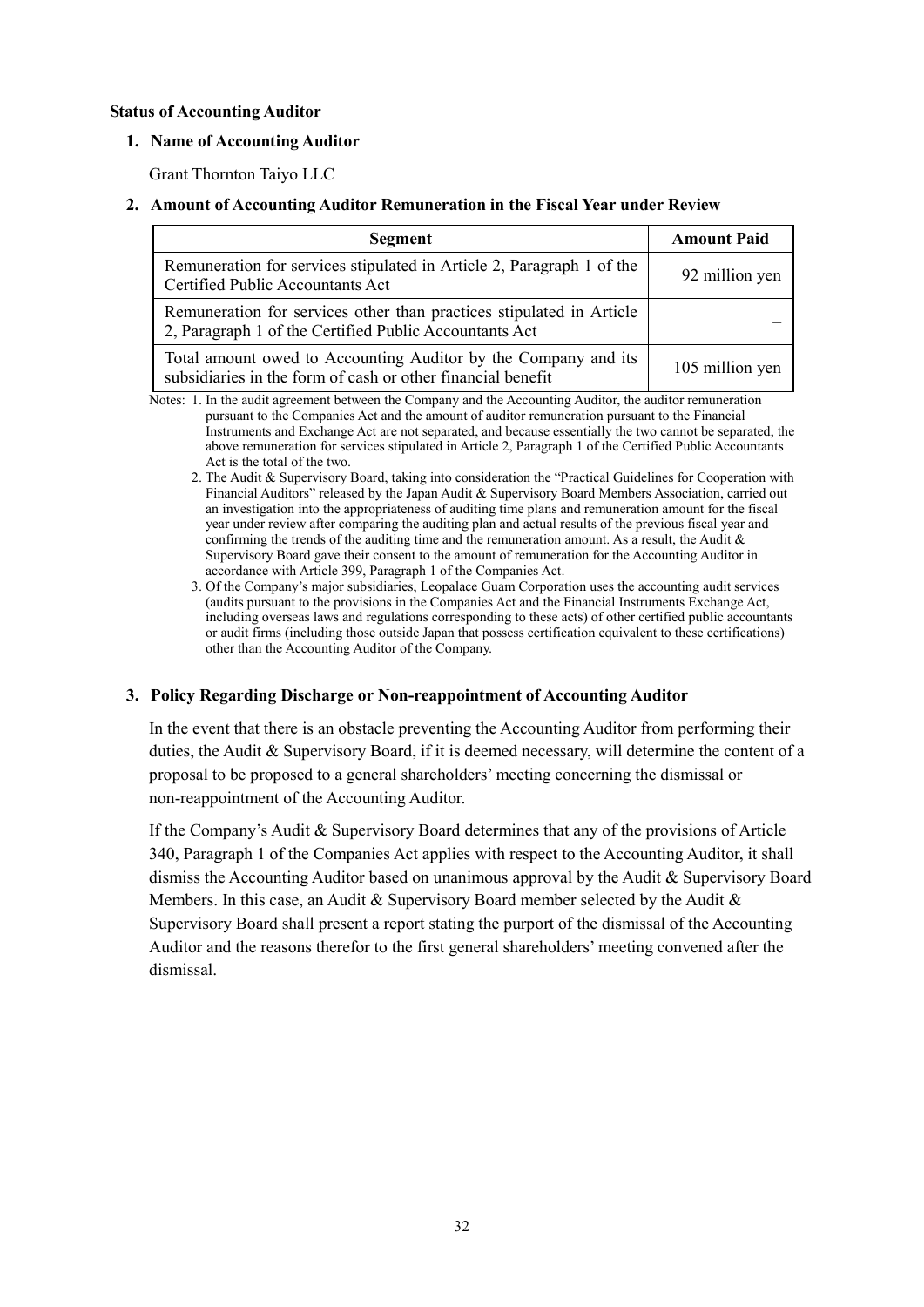**Status of Accounting Auditor**

**1. Name of Accounting Auditor**

Grant Thornton Taiyo LLC

**2. Amount of Accounting Auditor Remuneration in the Fiscal Year under Review**

| Segment | Amount Paid |
|---|---|
| Remuneration for services stipulated in Article 2, Paragraph 1 of the Certified Public Accountants Act | 92 million yen |
| Remuneration for services other than practices stipulated in Article 2, Paragraph 1 of the Certified Public Accountants Act | – |
| Total amount owed to Accounting Auditor by the Company and its subsidiaries in the form of cash or other financial benefit | 105 million yen |

Notes: 1. In the audit agreement between the Company and the Accounting Auditor, the auditor remuneration pursuant to the Companies Act and the amount of auditor remuneration pursuant to the Financial Instruments and Exchange Act are not separated, and because essentially the two cannot be separated, the above remuneration for services stipulated in Article 2, Paragraph 1 of the Certified Public Accountants Act is the total of the two.

2. The Audit & Supervisory Board, taking into consideration the "Practical Guidelines for Cooperation with Financial Auditors" released by the Japan Audit & Supervisory Board Members Association, carried out an investigation into the appropriateness of auditing time plans and remuneration amount for the fiscal year under review after comparing the auditing plan and actual results of the previous fiscal year and confirming the trends of the auditing time and the remuneration amount. As a result, the Audit & Supervisory Board gave their consent to the amount of remuneration for the Accounting Auditor in accordance with Article 399, Paragraph 1 of the Companies Act.

3. Of the Company's major subsidiaries, Leopalace Guam Corporation uses the accounting audit services (audits pursuant to the provisions in the Companies Act and the Financial Instruments Exchange Act, including overseas laws and regulations corresponding to these acts) of other certified public accountants or audit firms (including those outside Japan that possess certification equivalent to these certifications) other than the Accounting Auditor of the Company.

**3. Policy Regarding Discharge or Non-reappointment of Accounting Auditor**

In the event that there is an obstacle preventing the Accounting Auditor from performing their duties, the Audit & Supervisory Board, if it is deemed necessary, will determine the content of a proposal to be proposed to a general shareholders' meeting concerning the dismissal or non-reappointment of the Accounting Auditor.

If the Company's Audit & Supervisory Board determines that any of the provisions of Article 340, Paragraph 1 of the Companies Act applies with respect to the Accounting Auditor, it shall dismiss the Accounting Auditor based on unanimous approval by the Audit & Supervisory Board Members. In this case, an Audit & Supervisory Board member selected by the Audit & Supervisory Board shall present a report stating the purport of the dismissal of the Accounting Auditor and the reasons therefor to the first general shareholders' meeting convened after the dismissal.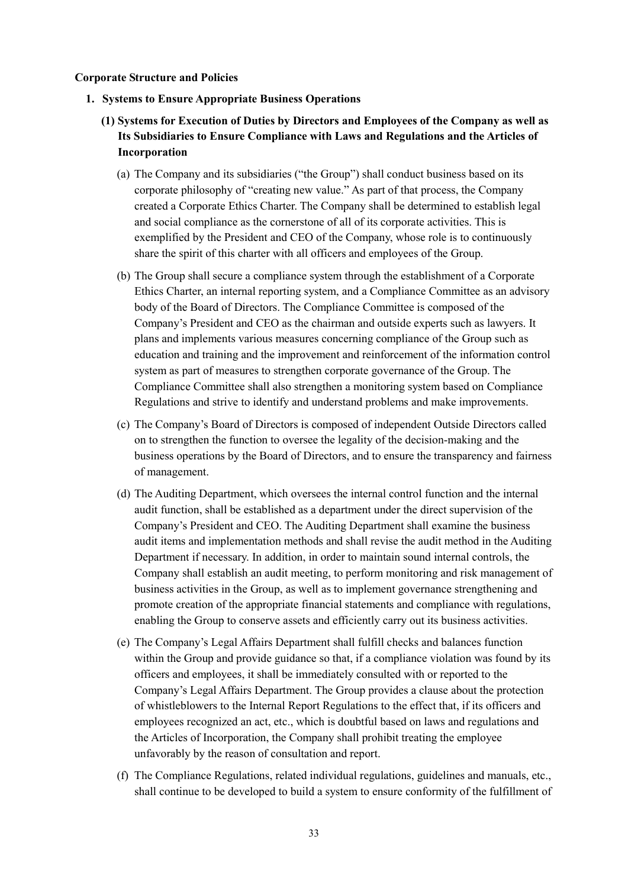**Corporate Structure and Policies**

1. **Systems to Ensure Appropriate Business Operations**

   **(1) Systems for Execution of Duties by Directors and Employees of the Company as well as Its Subsidiaries to Ensure Compliance with Laws and Regulations and the Articles of Incorporation**

   (a) The Company and its subsidiaries ("the Group") shall conduct business based on its corporate philosophy of "creating new value." As part of that process, the Company created a Corporate Ethics Charter. The Company shall be determined to establish legal and social compliance as the cornerstone of all of its corporate activities. This is exemplified by the President and CEO of the Company, whose role is to continuously share the spirit of this charter with all officers and employees of the Group.

   (b) The Group shall secure a compliance system through the establishment of a Corporate Ethics Charter, an internal reporting system, and a Compliance Committee as an advisory body of the Board of Directors. The Compliance Committee is composed of the Company's President and CEO as the chairman and outside experts such as lawyers. It plans and implements various measures concerning compliance of the Group such as education and training and the improvement and reinforcement of the information control system as part of measures to strengthen corporate governance of the Group. The Compliance Committee shall also strengthen a monitoring system based on Compliance Regulations and strive to identify and understand problems and make improvements.

   (c) The Company's Board of Directors is composed of independent Outside Directors called on to strengthen the function to oversee the legality of the decision-making and the business operations by the Board of Directors, and to ensure the transparency and fairness of management.

   (d) The Auditing Department, which oversees the internal control function and the internal audit function, shall be established as a department under the direct supervision of the Company's President and CEO. The Auditing Department shall examine the business audit items and implementation methods and shall revise the audit method in the Auditing Department if necessary. In addition, in order to maintain sound internal controls, the Company shall establish an audit meeting, to perform monitoring and risk management of business activities in the Group, as well as to implement governance strengthening and promote creation of the appropriate financial statements and compliance with regulations, enabling the Group to conserve assets and efficiently carry out its business activities.

   (e) The Company's Legal Affairs Department shall fulfill checks and balances function within the Group and provide guidance so that, if a compliance violation was found by its officers and employees, it shall be immediately consulted with or reported to the Company's Legal Affairs Department. The Group provides a clause about the protection of whistleblowers to the Internal Report Regulations to the effect that, if its officers and employees recognized an act, etc., which is doubtful based on laws and regulations and the Articles of Incorporation, the Company shall prohibit treating the employee unfavorably by the reason of consultation and report.

   (f) The Compliance Regulations, related individual regulations, guidelines and manuals, etc., shall continue to be developed to build a system to ensure conformity of the fulfillment of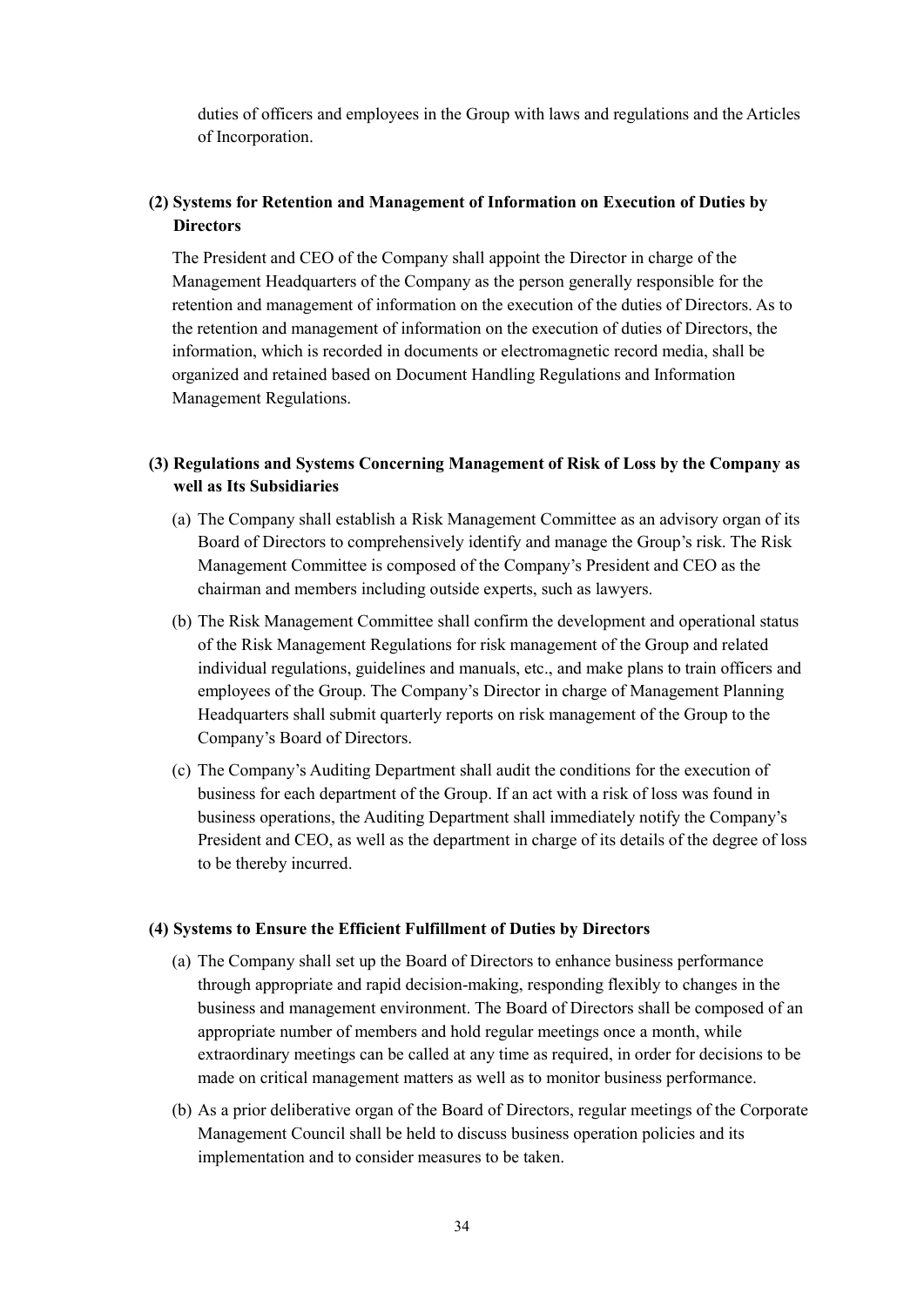duties of officers and employees in the Group with laws and regulations and the Articles of Incorporation.

**(2) Systems for Retention and Management of Information on Execution of Duties by Directors**

The President and CEO of the Company shall appoint the Director in charge of the Management Headquarters of the Company as the person generally responsible for the retention and management of information on the execution of the duties of Directors. As to the retention and management of information on the execution of duties of Directors, the information, which is recorded in documents or electromagnetic record media, shall be organized and retained based on Document Handling Regulations and Information Management Regulations.

**(3) Regulations and Systems Concerning Management of Risk of Loss by the Company as well as Its Subsidiaries**

(a) The Company shall establish a Risk Management Committee as an advisory organ of its Board of Directors to comprehensively identify and manage the Group's risk. The Risk Management Committee is composed of the Company's President and CEO as the chairman and members including outside experts, such as lawyers.

(b) The Risk Management Committee shall confirm the development and operational status of the Risk Management Regulations for risk management of the Group and related individual regulations, guidelines and manuals, etc., and make plans to train officers and employees of the Group. The Company's Director in charge of Management Planning Headquarters shall submit quarterly reports on risk management of the Group to the Company's Board of Directors.

(c) The Company's Auditing Department shall audit the conditions for the execution of business for each department of the Group. If an act with a risk of loss was found in business operations, the Auditing Department shall immediately notify the Company's President and CEO, as well as the department in charge of its details of the degree of loss to be thereby incurred.

**(4) Systems to Ensure the Efficient Fulfillment of Duties by Directors**

(a) The Company shall set up the Board of Directors to enhance business performance through appropriate and rapid decision-making, responding flexibly to changes in the business and management environment. The Board of Directors shall be composed of an appropriate number of members and hold regular meetings once a month, while extraordinary meetings can be called at any time as required, in order for decisions to be made on critical management matters as well as to monitor business performance.

(b) As a prior deliberative organ of the Board of Directors, regular meetings of the Corporate Management Council shall be held to discuss business operation policies and its implementation and to consider measures to be taken.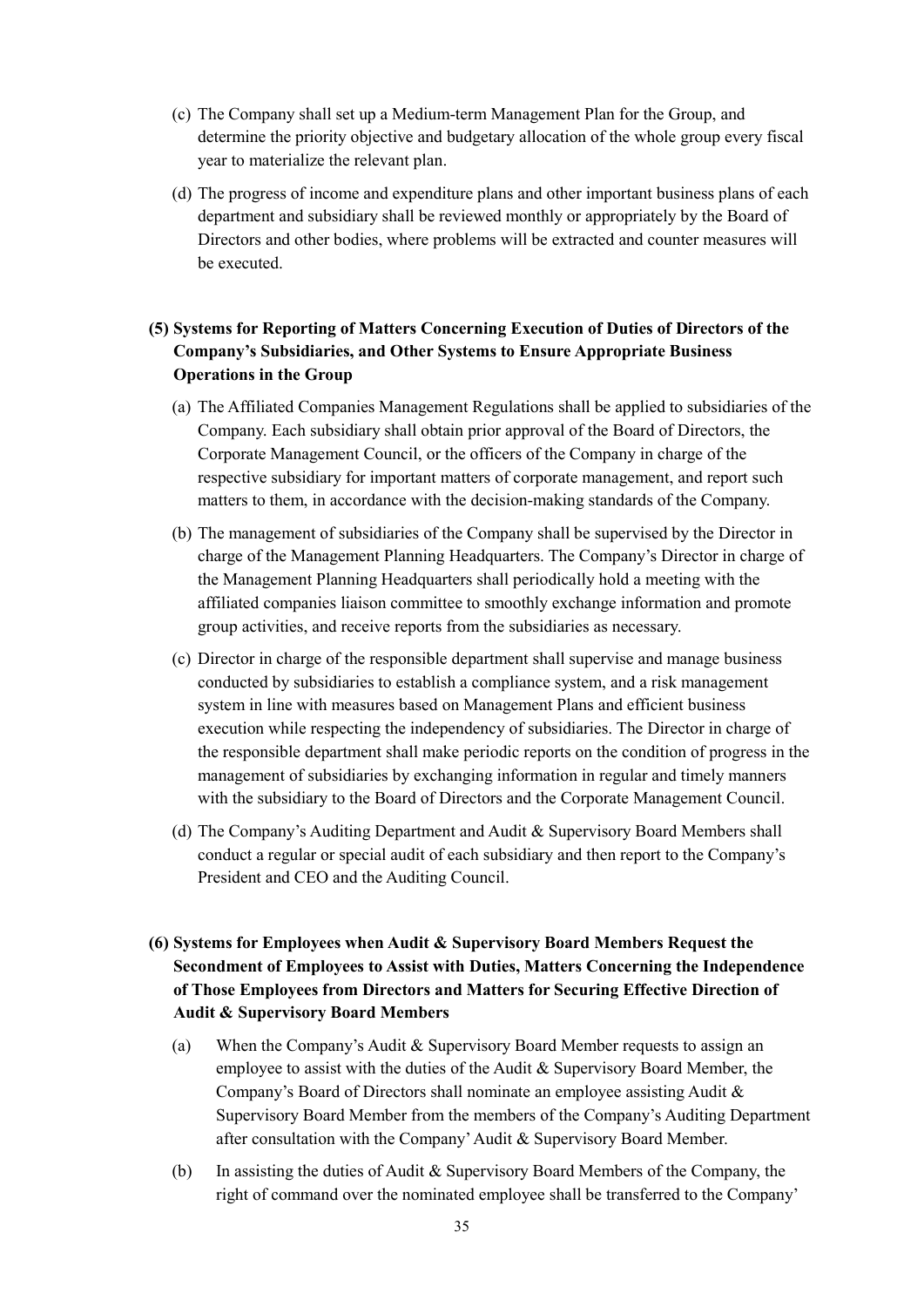(c) The Company shall set up a Medium-term Management Plan for the Group, and determine the priority objective and budgetary allocation of the whole group every fiscal year to materialize the relevant plan.

(d) The progress of income and expenditure plans and other important business plans of each department and subsidiary shall be reviewed monthly or appropriately by the Board of Directors and other bodies, where problems will be extracted and counter measures will be executed.

**(5) Systems for Reporting of Matters Concerning Execution of Duties of Directors of the Company's Subsidiaries, and Other Systems to Ensure Appropriate Business Operations in the Group**

(a) The Affiliated Companies Management Regulations shall be applied to subsidiaries of the Company. Each subsidiary shall obtain prior approval of the Board of Directors, the Corporate Management Council, or the officers of the Company in charge of the respective subsidiary for important matters of corporate management, and report such matters to them, in accordance with the decision-making standards of the Company.

(b) The management of subsidiaries of the Company shall be supervised by the Director in charge of the Management Planning Headquarters. The Company's Director in charge of the Management Planning Headquarters shall periodically hold a meeting with the affiliated companies liaison committee to smoothly exchange information and promote group activities, and receive reports from the subsidiaries as necessary.

(c) Director in charge of the responsible department shall supervise and manage business conducted by subsidiaries to establish a compliance system, and a risk management system in line with measures based on Management Plans and efficient business execution while respecting the independency of subsidiaries. The Director in charge of the responsible department shall make periodic reports on the condition of progress in the management of subsidiaries by exchanging information in regular and timely manners with the subsidiary to the Board of Directors and the Corporate Management Council.

(d) The Company's Auditing Department and Audit & Supervisory Board Members shall conduct a regular or special audit of each subsidiary and then report to the Company's President and CEO and the Auditing Council.

**(6) Systems for Employees when Audit & Supervisory Board Members Request the Secondment of Employees to Assist with Duties, Matters Concerning the Independence of Those Employees from Directors and Matters for Securing Effective Direction of Audit & Supervisory Board Members**

(a) When the Company's Audit & Supervisory Board Member requests to assign an employee to assist with the duties of the Audit & Supervisory Board Member, the Company's Board of Directors shall nominate an employee assisting Audit & Supervisory Board Member from the members of the Company's Auditing Department after consultation with the Company' Audit & Supervisory Board Member.

(b) In assisting the duties of Audit & Supervisory Board Members of the Company, the right of command over the nominated employee shall be transferred to the Company'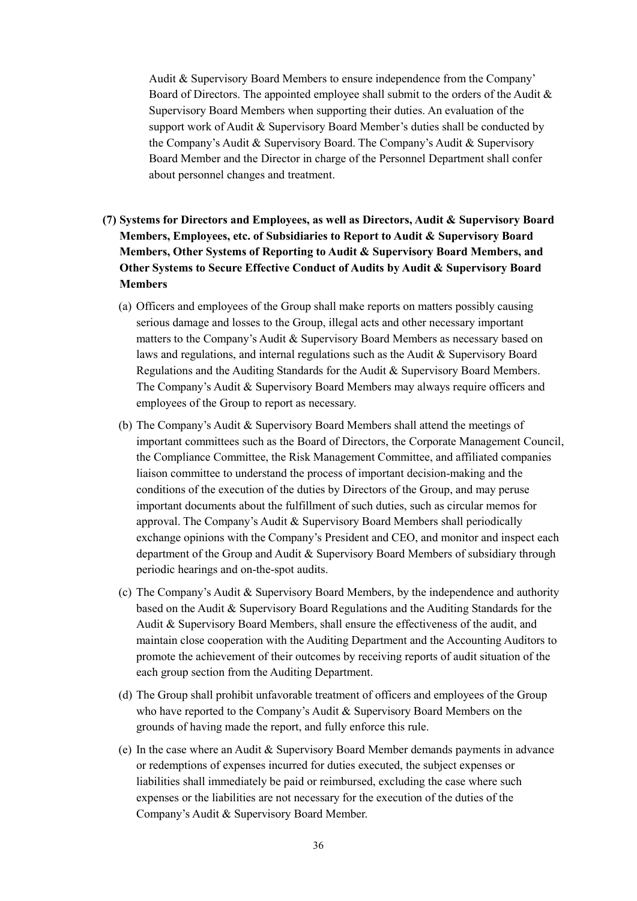Audit & Supervisory Board Members to ensure independence from the Company' Board of Directors. The appointed employee shall submit to the orders of the Audit & Supervisory Board Members when supporting their duties. An evaluation of the support work of Audit & Supervisory Board Member's duties shall be conducted by the Company's Audit & Supervisory Board. The Company's Audit & Supervisory Board Member and the Director in charge of the Personnel Department shall confer about personnel changes and treatment.

**(7) Systems for Directors and Employees, as well as Directors, Audit & Supervisory Board Members, Employees, etc. of Subsidiaries to Report to Audit & Supervisory Board Members, Other Systems of Reporting to Audit & Supervisory Board Members, and Other Systems to Secure Effective Conduct of Audits by Audit & Supervisory Board Members**

(a) Officers and employees of the Group shall make reports on matters possibly causing serious damage and losses to the Group, illegal acts and other necessary important matters to the Company's Audit & Supervisory Board Members as necessary based on laws and regulations, and internal regulations such as the Audit & Supervisory Board Regulations and the Auditing Standards for the Audit & Supervisory Board Members. The Company's Audit & Supervisory Board Members may always require officers and employees of the Group to report as necessary.

(b) The Company's Audit & Supervisory Board Members shall attend the meetings of important committees such as the Board of Directors, the Corporate Management Council, the Compliance Committee, the Risk Management Committee, and affiliated companies liaison committee to understand the process of important decision-making and the conditions of the execution of the duties by Directors of the Group, and may peruse important documents about the fulfillment of such duties, such as circular memos for approval. The Company's Audit & Supervisory Board Members shall periodically exchange opinions with the Company's President and CEO, and monitor and inspect each department of the Group and Audit & Supervisory Board Members of subsidiary through periodic hearings and on-the-spot audits.

(c) The Company's Audit & Supervisory Board Members, by the independence and authority based on the Audit & Supervisory Board Regulations and the Auditing Standards for the Audit & Supervisory Board Members, shall ensure the effectiveness of the audit, and maintain close cooperation with the Auditing Department and the Accounting Auditors to promote the achievement of their outcomes by receiving reports of audit situation of the each group section from the Auditing Department.

(d) The Group shall prohibit unfavorable treatment of officers and employees of the Group who have reported to the Company's Audit & Supervisory Board Members on the grounds of having made the report, and fully enforce this rule.

(e) In the case where an Audit & Supervisory Board Member demands payments in advance or redemptions of expenses incurred for duties executed, the subject expenses or liabilities shall immediately be paid or reimbursed, excluding the case where such expenses or the liabilities are not necessary for the execution of the duties of the Company's Audit & Supervisory Board Member.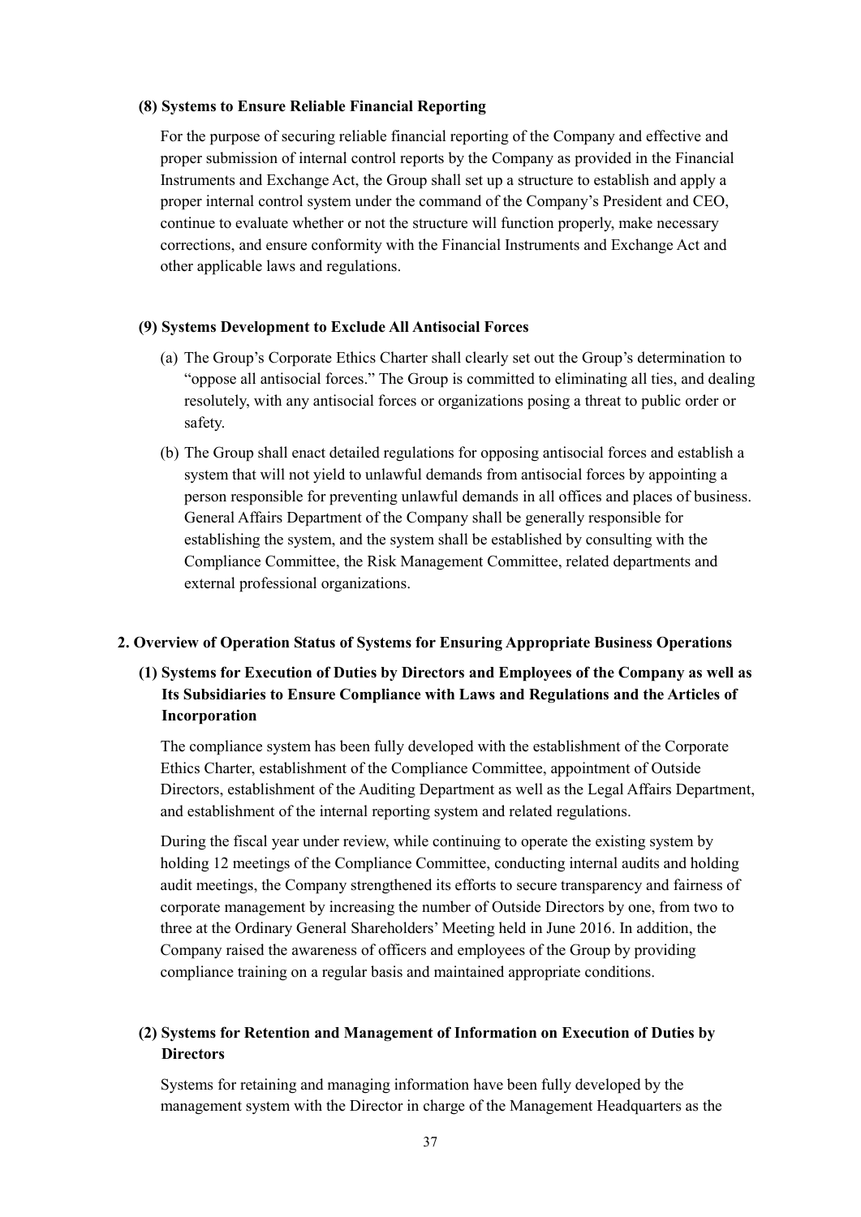#### (8) Systems to Ensure Reliable Financial Reporting

For the purpose of securing reliable financial reporting of the Company and effective and proper submission of internal control reports by the Company as provided in the Financial Instruments and Exchange Act, the Group shall set up a structure to establish and apply a proper internal control system under the command of the Company's President and CEO, continue to evaluate whether or not the structure will function properly, make necessary corrections, and ensure conformity with the Financial Instruments and Exchange Act and other applicable laws and regulations.

#### (9) Systems Development to Exclude All Antisocial Forces

(a) The Group's Corporate Ethics Charter shall clearly set out the Group's determination to "oppose all antisocial forces." The Group is committed to eliminating all ties, and dealing resolutely, with any antisocial forces or organizations posing a threat to public order or safety.

(b) The Group shall enact detailed regulations for opposing antisocial forces and establish a system that will not yield to unlawful demands from antisocial forces by appointing a person responsible for preventing unlawful demands in all offices and places of business. General Affairs Department of the Company shall be generally responsible for establishing the system, and the system shall be established by consulting with the Compliance Committee, the Risk Management Committee, related departments and external professional organizations.

### 2. Overview of Operation Status of Systems for Ensuring Appropriate Business Operations

#### (1) Systems for Execution of Duties by Directors and Employees of the Company as well as Its Subsidiaries to Ensure Compliance with Laws and Regulations and the Articles of Incorporation

The compliance system has been fully developed with the establishment of the Corporate Ethics Charter, establishment of the Compliance Committee, appointment of Outside Directors, establishment of the Auditing Department as well as the Legal Affairs Department, and establishment of the internal reporting system and related regulations.

During the fiscal year under review, while continuing to operate the existing system by holding 12 meetings of the Compliance Committee, conducting internal audits and holding audit meetings, the Company strengthened its efforts to secure transparency and fairness of corporate management by increasing the number of Outside Directors by one, from two to three at the Ordinary General Shareholders' Meeting held in June 2016. In addition, the Company raised the awareness of officers and employees of the Group by providing compliance training on a regular basis and maintained appropriate conditions.

#### (2) Systems for Retention and Management of Information on Execution of Duties by Directors

Systems for retaining and managing information have been fully developed by the management system with the Director in charge of the Management Headquarters as the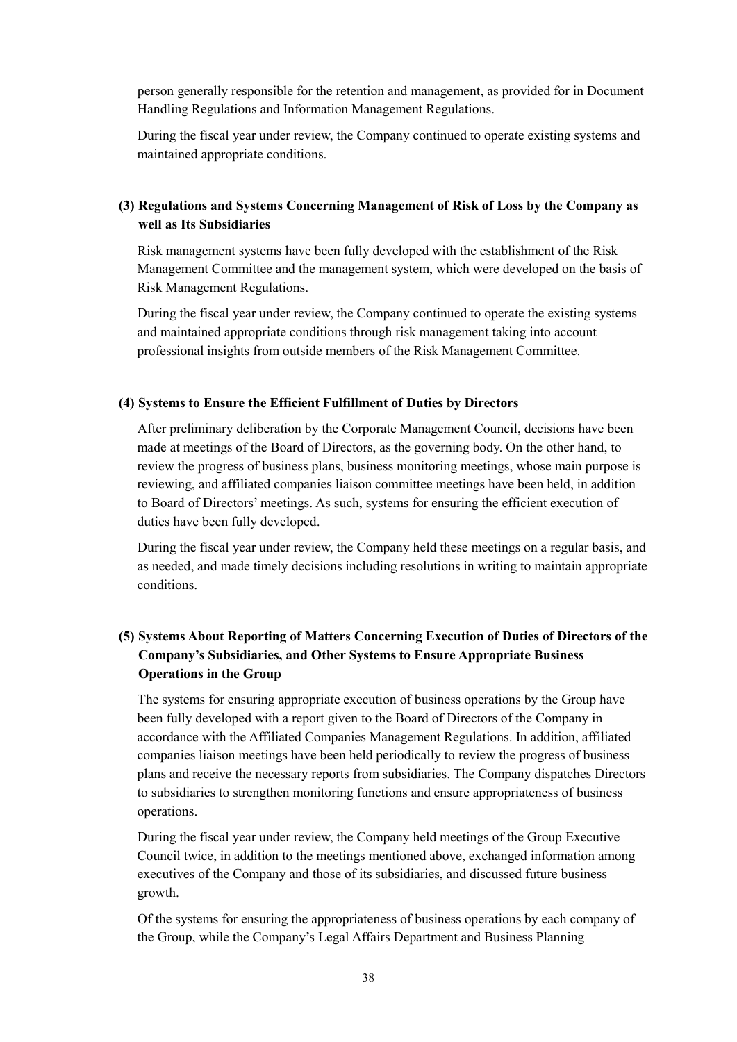person generally responsible for the retention and management, as provided for in Document Handling Regulations and Information Management Regulations.

During the fiscal year under review, the Company continued to operate existing systems and maintained appropriate conditions.

### (3) Regulations and Systems Concerning Management of Risk of Loss by the Company as well as Its Subsidiaries

Risk management systems have been fully developed with the establishment of the Risk Management Committee and the management system, which were developed on the basis of Risk Management Regulations.

During the fiscal year under review, the Company continued to operate the existing systems and maintained appropriate conditions through risk management taking into account professional insights from outside members of the Risk Management Committee.

### (4) Systems to Ensure the Efficient Fulfillment of Duties by Directors

After preliminary deliberation by the Corporate Management Council, decisions have been made at meetings of the Board of Directors, as the governing body. On the other hand, to review the progress of business plans, business monitoring meetings, whose main purpose is reviewing, and affiliated companies liaison committee meetings have been held, in addition to Board of Directors' meetings. As such, systems for ensuring the efficient execution of duties have been fully developed.

During the fiscal year under review, the Company held these meetings on a regular basis, and as needed, and made timely decisions including resolutions in writing to maintain appropriate conditions.

### (5) Systems About Reporting of Matters Concerning Execution of Duties of Directors of the Company's Subsidiaries, and Other Systems to Ensure Appropriate Business Operations in the Group

The systems for ensuring appropriate execution of business operations by the Group have been fully developed with a report given to the Board of Directors of the Company in accordance with the Affiliated Companies Management Regulations. In addition, affiliated companies liaison meetings have been held periodically to review the progress of business plans and receive the necessary reports from subsidiaries. The Company dispatches Directors to subsidiaries to strengthen monitoring functions and ensure appropriateness of business operations.

During the fiscal year under review, the Company held meetings of the Group Executive Council twice, in addition to the meetings mentioned above, exchanged information among executives of the Company and those of its subsidiaries, and discussed future business growth.

Of the systems for ensuring the appropriateness of business operations by each company of the Group, while the Company's Legal Affairs Department and Business Planning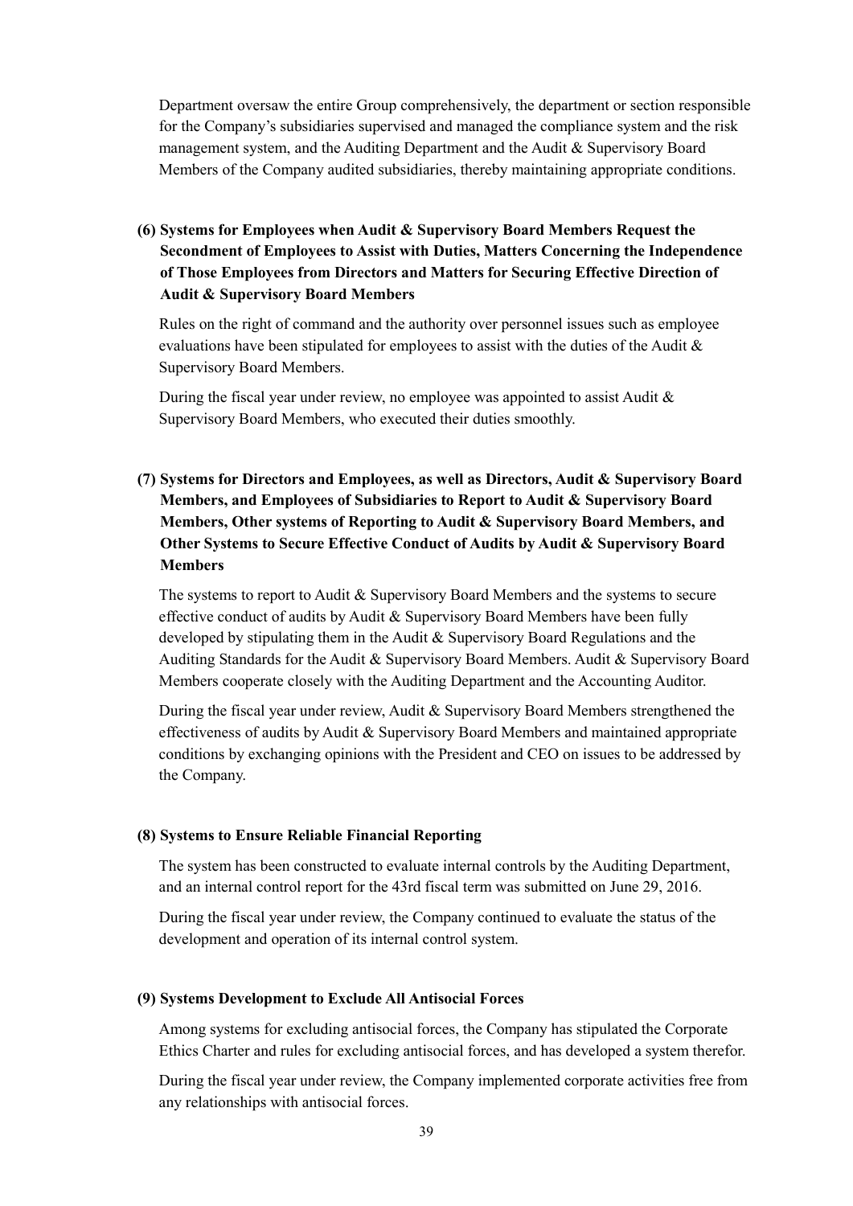Department oversaw the entire Group comprehensively, the department or section responsible for the Company's subsidiaries supervised and managed the compliance system and the risk management system, and the Auditing Department and the Audit & Supervisory Board Members of the Company audited subsidiaries, thereby maintaining appropriate conditions.

### (6) Systems for Employees when Audit & Supervisory Board Members Request the Secondment of Employees to Assist with Duties, Matters Concerning the Independence of Those Employees from Directors and Matters for Securing Effective Direction of Audit & Supervisory Board Members

Rules on the right of command and the authority over personnel issues such as employee evaluations have been stipulated for employees to assist with the duties of the Audit & Supervisory Board Members.

During the fiscal year under review, no employee was appointed to assist Audit & Supervisory Board Members, who executed their duties smoothly.

### (7) Systems for Directors and Employees, as well as Directors, Audit & Supervisory Board Members, and Employees of Subsidiaries to Report to Audit & Supervisory Board Members, Other systems of Reporting to Audit & Supervisory Board Members, and Other Systems to Secure Effective Conduct of Audits by Audit & Supervisory Board Members

The systems to report to Audit & Supervisory Board Members and the systems to secure effective conduct of audits by Audit & Supervisory Board Members have been fully developed by stipulating them in the Audit & Supervisory Board Regulations and the Auditing Standards for the Audit & Supervisory Board Members. Audit & Supervisory Board Members cooperate closely with the Auditing Department and the Accounting Auditor.

During the fiscal year under review, Audit & Supervisory Board Members strengthened the effectiveness of audits by Audit & Supervisory Board Members and maintained appropriate conditions by exchanging opinions with the President and CEO on issues to be addressed by the Company.

### (8) Systems to Ensure Reliable Financial Reporting

The system has been constructed to evaluate internal controls by the Auditing Department, and an internal control report for the 43rd fiscal term was submitted on June 29, 2016.

During the fiscal year under review, the Company continued to evaluate the status of the development and operation of its internal control system.

### (9) Systems Development to Exclude All Antisocial Forces

Among systems for excluding antisocial forces, the Company has stipulated the Corporate Ethics Charter and rules for excluding antisocial forces, and has developed a system therefor.

During the fiscal year under review, the Company implemented corporate activities free from any relationships with antisocial forces.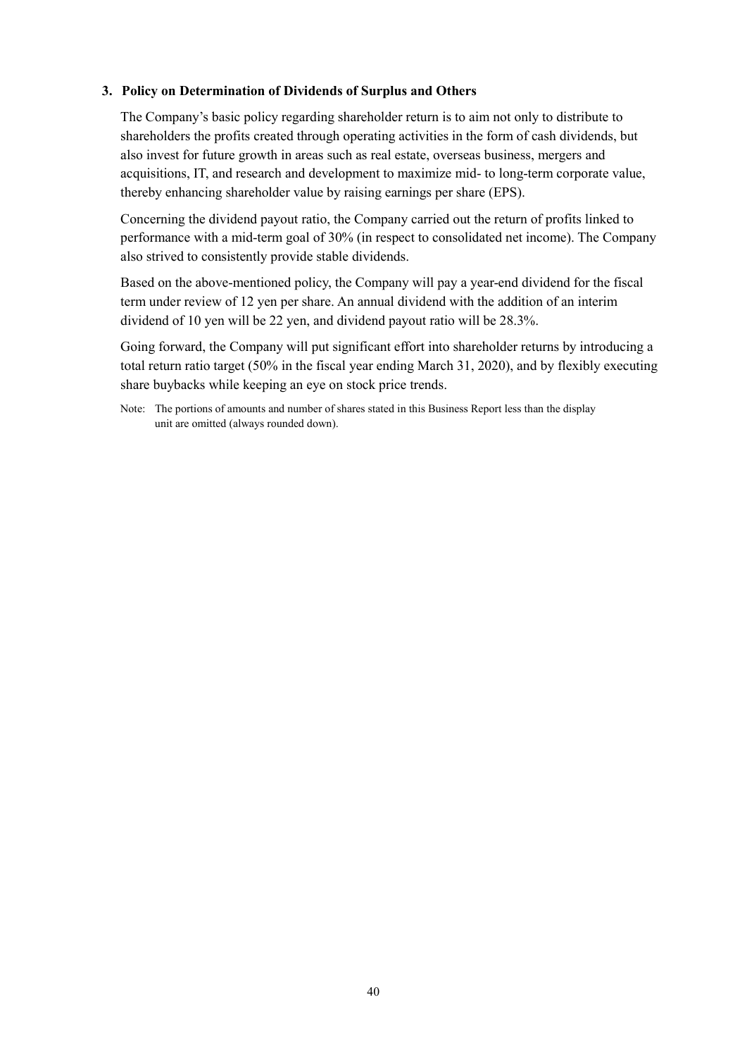### 3. Policy on Determination of Dividends of Surplus and Others

The Company's basic policy regarding shareholder return is to aim not only to distribute to shareholders the profits created through operating activities in the form of cash dividends, but also invest for future growth in areas such as real estate, overseas business, mergers and acquisitions, IT, and research and development to maximize mid- to long-term corporate value, thereby enhancing shareholder value by raising earnings per share (EPS).

Concerning the dividend payout ratio, the Company carried out the return of profits linked to performance with a mid-term goal of 30% (in respect to consolidated net income). The Company also strived to consistently provide stable dividends.

Based on the above-mentioned policy, the Company will pay a year-end dividend for the fiscal term under review of 12 yen per share. An annual dividend with the addition of an interim dividend of 10 yen will be 22 yen, and dividend payout ratio will be 28.3%.

Going forward, the Company will put significant effort into shareholder returns by introducing a total return ratio target (50% in the fiscal year ending March 31, 2020), and by flexibly executing share buybacks while keeping an eye on stock price trends.

Note: The portions of amounts and number of shares stated in this Business Report less than the display unit are omitted (always rounded down).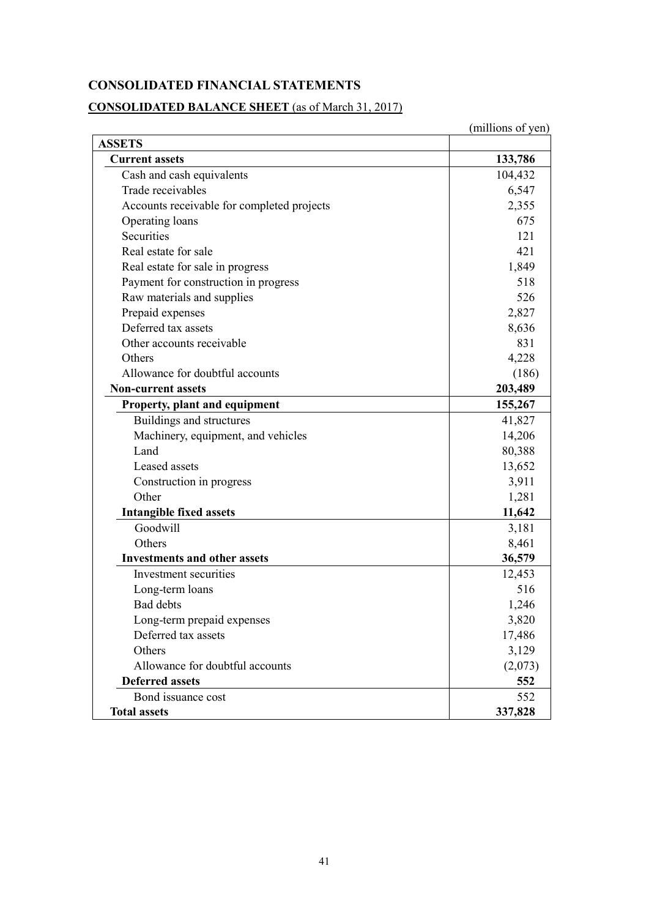# CONSOLIDATED FINANCIAL STATEMENTS

## CONSOLIDATED BALANCE SHEET (as of March 31, 2017)

(millions of yen)

| ASSETS | |
|---|---|
| **Current assets** | **133,786** |
| Cash and cash equivalents | 104,432 |
| Trade receivables | 6,547 |
| Accounts receivable for completed projects | 2,355 |
| Operating loans | 675 |
| Securities | 121 |
| Real estate for sale | 421 |
| Real estate for sale in progress | 1,849 |
| Payment for construction in progress | 518 |
| Raw materials and supplies | 526 |
| Prepaid expenses | 2,827 |
| Deferred tax assets | 8,636 |
| Other accounts receivable | 831 |
| Others | 4,228 |
| Allowance for doubtful accounts | (186) |
| **Non-current assets** | **203,489** |
| **Property, plant and equipment** | **155,267** |
| Buildings and structures | 41,827 |
| Machinery, equipment, and vehicles | 14,206 |
| Land | 80,388 |
| Leased assets | 13,652 |
| Construction in progress | 3,911 |
| Other | 1,281 |
| **Intangible fixed assets** | **11,642** |
| Goodwill | 3,181 |
| Others | 8,461 |
| **Investments and other assets** | **36,579** |
| Investment securities | 12,453 |
| Long-term loans | 516 |
| Bad debts | 1,246 |
| Long-term prepaid expenses | 3,820 |
| Deferred tax assets | 17,486 |
| Others | 3,129 |
| Allowance for doubtful accounts | (2,073) |
| **Deferred assets** | **552** |
| Bond issuance cost | 552 |
| **Total assets** | **337,828** |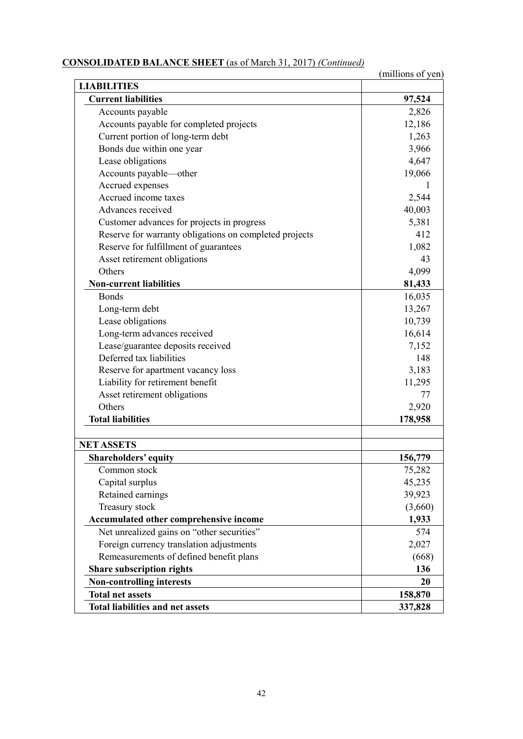**CONSOLIDATED BALANCE SHEET** (as of March 31, 2017) *(Continued)*

(millions of yen)

| | |
|---|---|
| **LIABILITIES** | |
| **Current liabilities** | **97,524** |
| Accounts payable | 2,826 |
| Accounts payable for completed projects | 12,186 |
| Current portion of long-term debt | 1,263 |
| Bonds due within one year | 3,966 |
| Lease obligations | 4,647 |
| Accounts payable—other | 19,066 |
| Accrued expenses | 1 |
| Accrued income taxes | 2,544 |
| Advances received | 40,003 |
| Customer advances for projects in progress | 5,381 |
| Reserve for warranty obligations on completed projects | 412 |
| Reserve for fulfillment of guarantees | 1,082 |
| Asset retirement obligations | 43 |
| Others | 4,099 |
| **Non-current liabilities** | **81,433** |
| Bonds | 16,035 |
| Long-term debt | 13,267 |
| Lease obligations | 10,739 |
| Long-term advances received | 16,614 |
| Lease/guarantee deposits received | 7,152 |
| Deferred tax liabilities | 148 |
| Reserve for apartment vacancy loss | 3,183 |
| Liability for retirement benefit | 11,295 |
| Asset retirement obligations | 77 |
| Others | 2,920 |
| **Total liabilities** | **178,958** |
| | |
| **NET ASSETS** | |
| **Shareholders' equity** | **156,779** |
| Common stock | 75,282 |
| Capital surplus | 45,235 |
| Retained earnings | 39,923 |
| Treasury stock | (3,660) |
| **Accumulated other comprehensive income** | **1,933** |
| Net unrealized gains on "other securities" | 574 |
| Foreign currency translation adjustments | 2,027 |
| Remeasurements of defined benefit plans | (668) |
| **Share subscription rights** | **136** |
| **Non-controlling interests** | **20** |
| **Total net assets** | **158,870** |
| **Total liabilities and net assets** | **337,828** |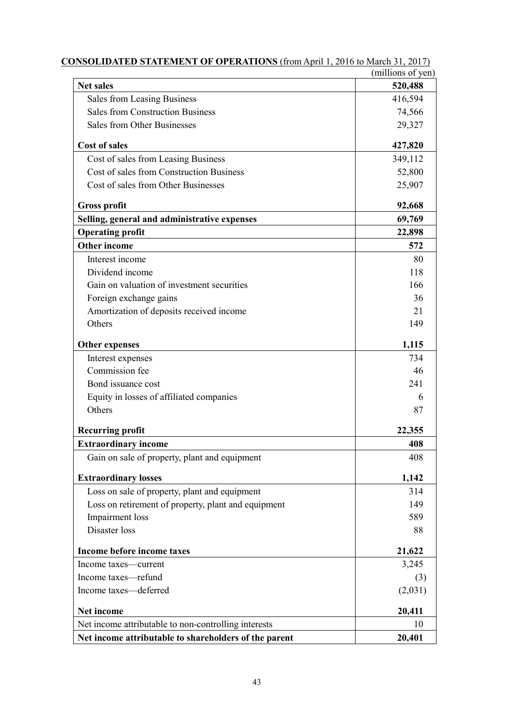**CONSOLIDATED STATEMENT OF OPERATIONS** (from April 1, 2016 to March 31, 2017)

(millions of yen)

| | |
|---|---|
| **Net sales** | **520,488** |
| Sales from Leasing Business | 416,594 |
| Sales from Construction Business | 74,566 |
| Sales from Other Businesses | 29,327 |
| **Cost of sales** | **427,820** |
| Cost of sales from Leasing Business | 349,112 |
| Cost of sales from Construction Business | 52,800 |
| Cost of sales from Other Businesses | 25,907 |
| **Gross profit** | **92,668** |
| **Selling, general and administrative expenses** | **69,769** |
| **Operating profit** | **22,898** |
| **Other income** | **572** |
| Interest income | 80 |
| Dividend income | 118 |
| Gain on valuation of investment securities | 166 |
| Foreign exchange gains | 36 |
| Amortization of deposits received income | 21 |
| Others | 149 |
| **Other expenses** | **1,115** |
| Interest expenses | 734 |
| Commission fee | 46 |
| Bond issuance cost | 241 |
| Equity in losses of affiliated companies | 6 |
| Others | 87 |
| **Recurring profit** | **22,355** |
| **Extraordinary income** | **408** |
| Gain on sale of property, plant and equipment | 408 |
| **Extraordinary losses** | **1,142** |
| Loss on sale of property, plant and equipment | 314 |
| Loss on retirement of property, plant and equipment | 149 |
| Impairment loss | 589 |
| Disaster loss | 88 |
| **Income before income taxes** | **21,622** |
| Income taxes—current | 3,245 |
| Income taxes—refund | (3) |
| Income taxes—deferred | (2,031) |
| **Net income** | **20,411** |
| Net income attributable to non-controlling interests | 10 |
| **Net income attributable to shareholders of the parent** | **20,401** |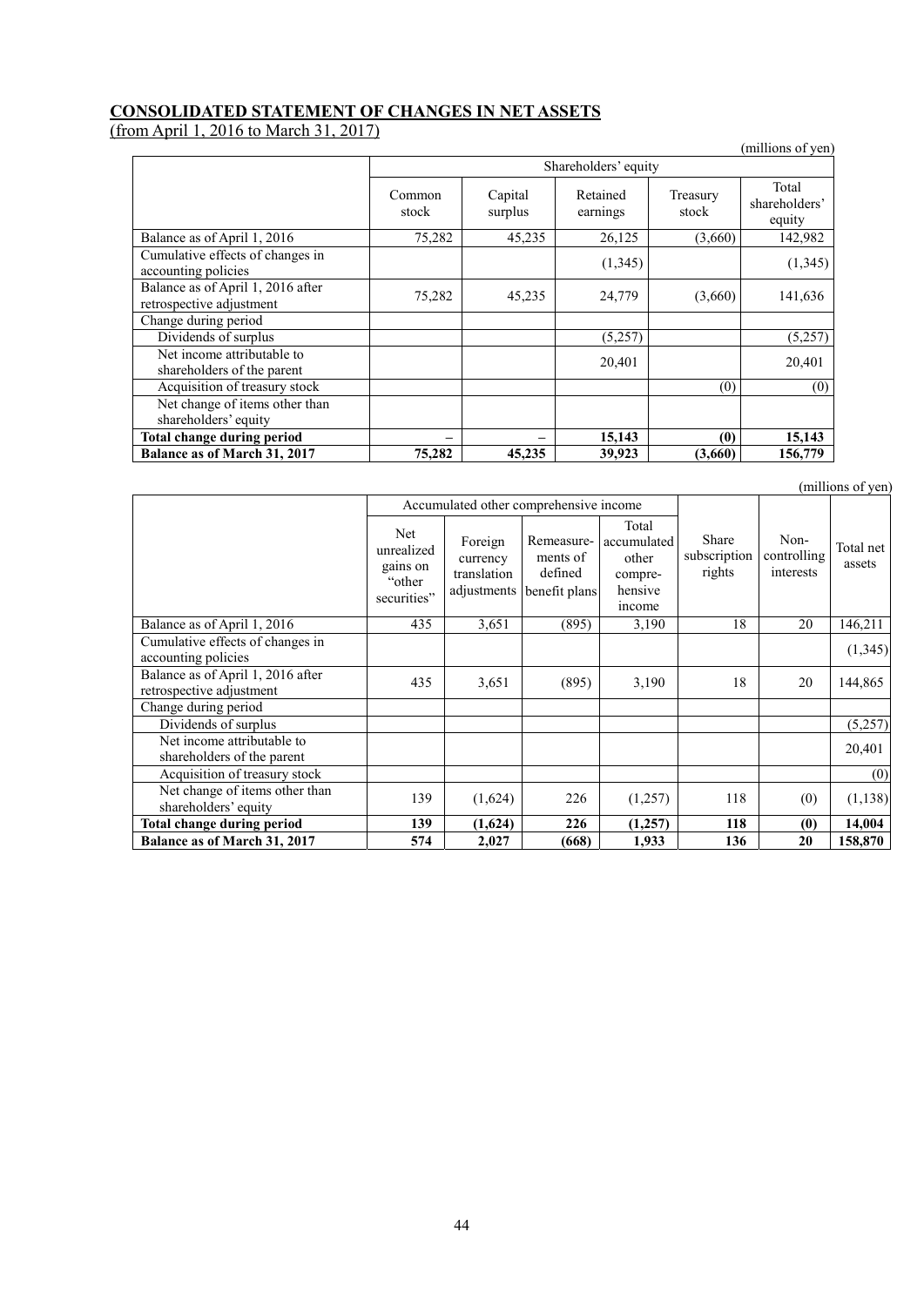## CONSOLIDATED STATEMENT OF CHANGES IN NET ASSETS

(from April 1, 2016 to March 31, 2017)

(millions of yen)

| | Shareholders' equity | | | | |
|---|---|---|---|---|---|
| | Common stock | Capital surplus | Retained earnings | Treasury stock | Total shareholders' equity |
| Balance as of April 1, 2016 | 75,282 | 45,235 | 26,125 | (3,660) | 142,982 |
| Cumulative effects of changes in accounting policies | | | (1,345) | | (1,345) |
| Balance as of April 1, 2016 after retrospective adjustment | 75,282 | 45,235 | 24,779 | (3,660) | 141,636 |
| Change during period | | | | | |
| Dividends of surplus | | | (5,257) | | (5,257) |
| Net income attributable to shareholders of the parent | | | 20,401 | | 20,401 |
| Acquisition of treasury stock | | | | (0) | (0) |
| Net change of items other than shareholders' equity | | | | | |
| **Total change during period** | **–** | **–** | **15,143** | **(0)** | **15,143** |
| **Balance as of March 31, 2017** | **75,282** | **45,235** | **39,923** | **(3,660)** | **156,779** |

(millions of yen)

| | Accumulated other comprehensive income | | | | | | |
|---|---|---|---|---|---|---|---|
| | Net unrealized gains on "other securities" | Foreign currency translation adjustments | Remeasurements of defined benefit plans | Total accumulated other comprehensive income | Share subscription rights | Non-controlling interests | Total net assets |
| Balance as of April 1, 2016 | 435 | 3,651 | (895) | 3,190 | 18 | 20 | 146,211 |
| Cumulative effects of changes in accounting policies | | | | | | | (1,345) |
| Balance as of April 1, 2016 after retrospective adjustment | 435 | 3,651 | (895) | 3,190 | 18 | 20 | 144,865 |
| Change during period | | | | | | | |
| Dividends of surplus | | | | | | | (5,257) |
| Net income attributable to shareholders of the parent | | | | | | | 20,401 |
| Acquisition of treasury stock | | | | | | | (0) |
| Net change of items other than shareholders' equity | 139 | (1,624) | 226 | (1,257) | 118 | (0) | (1,138) |
| **Total change during period** | **139** | **(1,624)** | **226** | **(1,257)** | **118** | **(0)** | **14,004** |
| **Balance as of March 31, 2017** | **574** | **2,027** | **(668)** | **1,933** | **136** | **20** | **158,870** |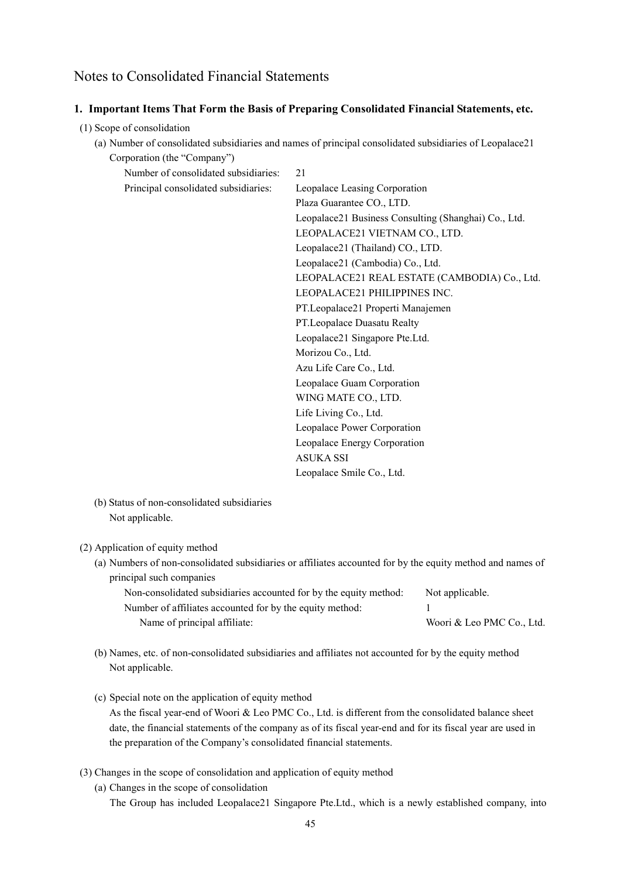# Notes to Consolidated Financial Statements

## 1. Important Items That Form the Basis of Preparing Consolidated Financial Statements, etc.

(1) Scope of consolidation

(a) Number of consolidated subsidiaries and names of principal consolidated subsidiaries of Leopalace21 Corporation (the "Company")

| | |
|---|---|
| Number of consolidated subsidiaries: | 21 |
| Principal consolidated subsidiaries: | Leopalace Leasing Corporation |
| | Plaza Guarantee CO., LTD. |
| | Leopalace21 Business Consulting (Shanghai) Co., Ltd. |
| | LEOPALACE21 VIETNAM CO., LTD. |
| | Leopalace21 (Thailand) CO., LTD. |
| | Leopalace21 (Cambodia) Co., Ltd. |
| | LEOPALACE21 REAL ESTATE (CAMBODIA) Co., Ltd. |
| | LEOPALACE21 PHILIPPINES INC. |
| | PT.Leopalace21 Properti Manajemen |
| | PT.Leopalace Duasatu Realty |
| | Leopalace21 Singapore Pte.Ltd. |
| | Morizou Co., Ltd. |
| | Azu Life Care Co., Ltd. |
| | Leopalace Guam Corporation |
| | WING MATE CO., LTD. |
| | Life Living Co., Ltd. |
| | Leopalace Power Corporation |
| | Leopalace Energy Corporation |
| | ASUKA SSI |
| | Leopalace Smile Co., Ltd. |

(b) Status of non-consolidated subsidiaries

Not applicable.

(2) Application of equity method

(a) Numbers of non-consolidated subsidiaries or affiliates accounted for by the equity method and names of principal such companies

| | |
|---|---|
| Non-consolidated subsidiaries accounted for by the equity method: | Not applicable. |
| Number of affiliates accounted for by the equity method: | 1 |
| Name of principal affiliate: | Woori & Leo PMC Co., Ltd. |

(b) Names, etc. of non-consolidated subsidiaries and affiliates not accounted for by the equity method

Not applicable.

(c) Special note on the application of equity method

As the fiscal year-end of Woori & Leo PMC Co., Ltd. is different from the consolidated balance sheet date, the financial statements of the company as of its fiscal year-end and for its fiscal year are used in the preparation of the Company's consolidated financial statements.

(3) Changes in the scope of consolidation and application of equity method

(a) Changes in the scope of consolidation

The Group has included Leopalace21 Singapore Pte.Ltd., which is a newly established company, into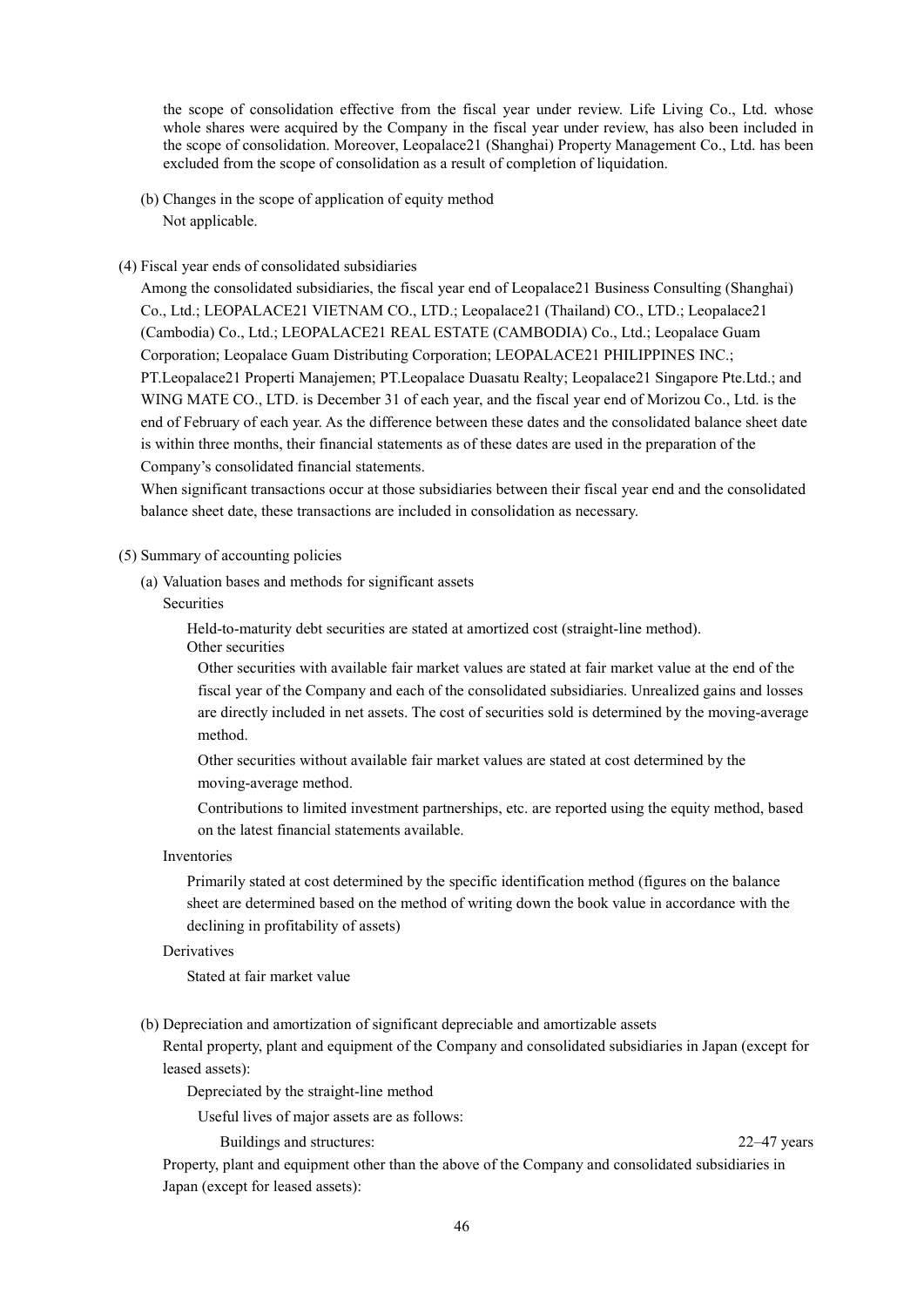the scope of consolidation effective from the fiscal year under review. Life Living Co., Ltd. whose whole shares were acquired by the Company in the fiscal year under review, has also been included in the scope of consolidation. Moreover, Leopalace21 (Shanghai) Property Management Co., Ltd. has been excluded from the scope of consolidation as a result of completion of liquidation.

(b) Changes in the scope of application of equity method

Not applicable.

(4) Fiscal year ends of consolidated subsidiaries

Among the consolidated subsidiaries, the fiscal year end of Leopalace21 Business Consulting (Shanghai) Co., Ltd.; LEOPALACE21 VIETNAM CO., LTD.; Leopalace21 (Thailand) CO., LTD.; Leopalace21 (Cambodia) Co., Ltd.; LEOPALACE21 REAL ESTATE (CAMBODIA) Co., Ltd.; Leopalace Guam Corporation; Leopalace Guam Distributing Corporation; LEOPALACE21 PHILIPPINES INC.; PT.Leopalace21 Properti Manajemen; PT.Leopalace Duasatu Realty; Leopalace21 Singapore Pte.Ltd.; and WING MATE CO., LTD. is December 31 of each year, and the fiscal year end of Morizou Co., Ltd. is the end of February of each year. As the difference between these dates and the consolidated balance sheet date is within three months, their financial statements as of these dates are used in the preparation of the Company's consolidated financial statements.

When significant transactions occur at those subsidiaries between their fiscal year end and the consolidated balance sheet date, these transactions are included in consolidation as necessary.

(5) Summary of accounting policies

(a) Valuation bases and methods for significant assets

Securities

Held-to-maturity debt securities are stated at amortized cost (straight-line method).

Other securities

Other securities with available fair market values are stated at fair market value at the end of the fiscal year of the Company and each of the consolidated subsidiaries. Unrealized gains and losses are directly included in net assets. The cost of securities sold is determined by the moving-average method.

Other securities without available fair market values are stated at cost determined by the moving-average method.

Contributions to limited investment partnerships, etc. are reported using the equity method, based on the latest financial statements available.

Inventories

Primarily stated at cost determined by the specific identification method (figures on the balance sheet are determined based on the method of writing down the book value in accordance with the declining in profitability of assets)

Derivatives

Stated at fair market value

(b) Depreciation and amortization of significant depreciable and amortizable assets

Rental property, plant and equipment of the Company and consolidated subsidiaries in Japan (except for leased assets):

Depreciated by the straight-line method

Useful lives of major assets are as follows:

Buildings and structures: 22–47 years

Property, plant and equipment other than the above of the Company and consolidated subsidiaries in Japan (except for leased assets):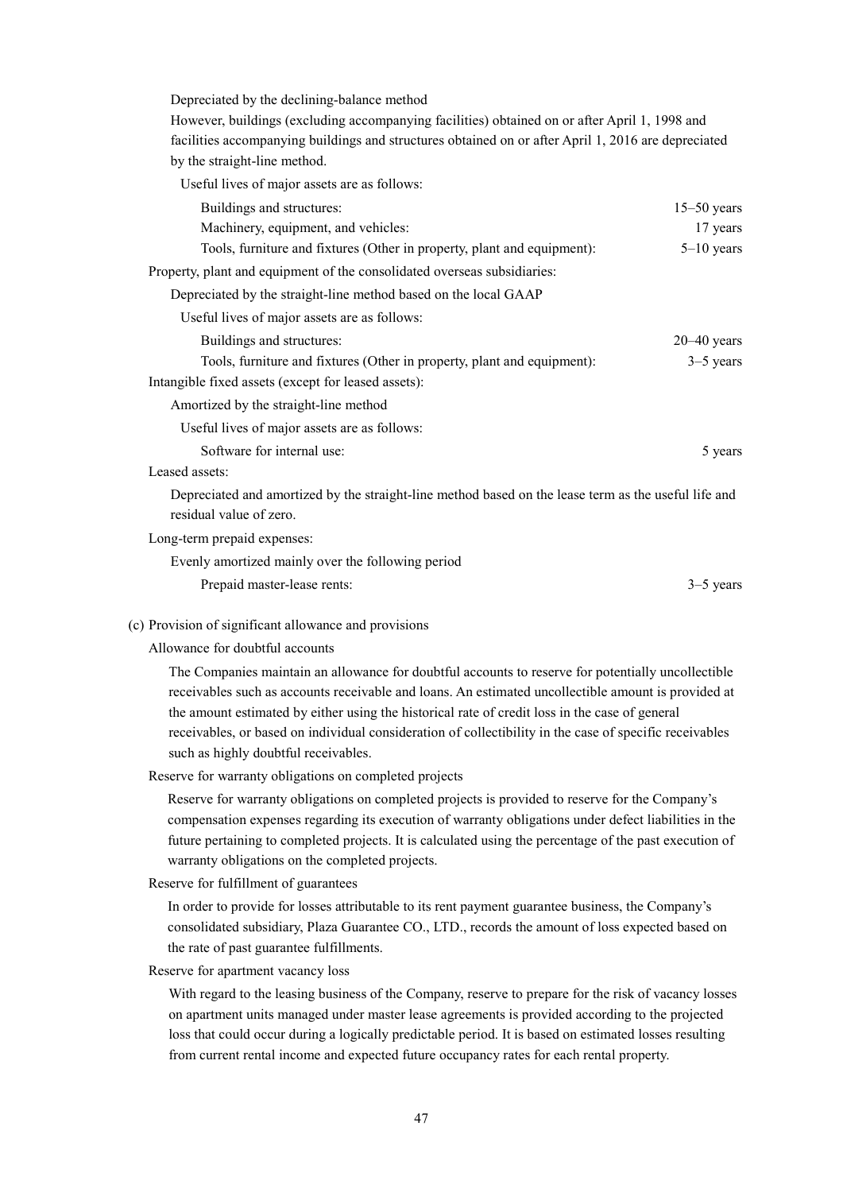Depreciated by the declining-balance method

However, buildings (excluding accompanying facilities) obtained on or after April 1, 1998 and facilities accompanying buildings and structures obtained on or after April 1, 2016 are depreciated by the straight-line method.

Useful lives of major assets are as follows:

| | |
|---|---|
| Buildings and structures: | 15–50 years |
| Machinery, equipment, and vehicles: | 17 years |
| Tools, furniture and fixtures (Other in property, plant and equipment): | 5–10 years |

Property, plant and equipment of the consolidated overseas subsidiaries:

Depreciated by the straight-line method based on the local GAAP

Useful lives of major assets are as follows:

| | |
|---|---|
| Buildings and structures: | 20–40 years |
| Tools, furniture and fixtures (Other in property, plant and equipment): | 3–5 years |

Intangible fixed assets (except for leased assets):

Amortized by the straight-line method

Useful lives of major assets are as follows:

| | |
|---|---|
| Software for internal use: | 5 years |

Leased assets:

Depreciated and amortized by the straight-line method based on the lease term as the useful life and residual value of zero.

Long-term prepaid expenses:

Evenly amortized mainly over the following period

| | |
|---|---|
| Prepaid master-lease rents: | 3–5 years |

(c) Provision of significant allowance and provisions

Allowance for doubtful accounts

The Companies maintain an allowance for doubtful accounts to reserve for potentially uncollectible receivables such as accounts receivable and loans. An estimated uncollectible amount is provided at the amount estimated by either using the historical rate of credit loss in the case of general receivables, or based on individual consideration of collectibility in the case of specific receivables such as highly doubtful receivables.

Reserve for warranty obligations on completed projects

Reserve for warranty obligations on completed projects is provided to reserve for the Company's compensation expenses regarding its execution of warranty obligations under defect liabilities in the future pertaining to completed projects. It is calculated using the percentage of the past execution of warranty obligations on the completed projects.

Reserve for fulfillment of guarantees

In order to provide for losses attributable to its rent payment guarantee business, the Company's consolidated subsidiary, Plaza Guarantee CO., LTD., records the amount of loss expected based on the rate of past guarantee fulfillments.

Reserve for apartment vacancy loss

With regard to the leasing business of the Company, reserve to prepare for the risk of vacancy losses on apartment units managed under master lease agreements is provided according to the projected loss that could occur during a logically predictable period. It is based on estimated losses resulting from current rental income and expected future occupancy rates for each rental property.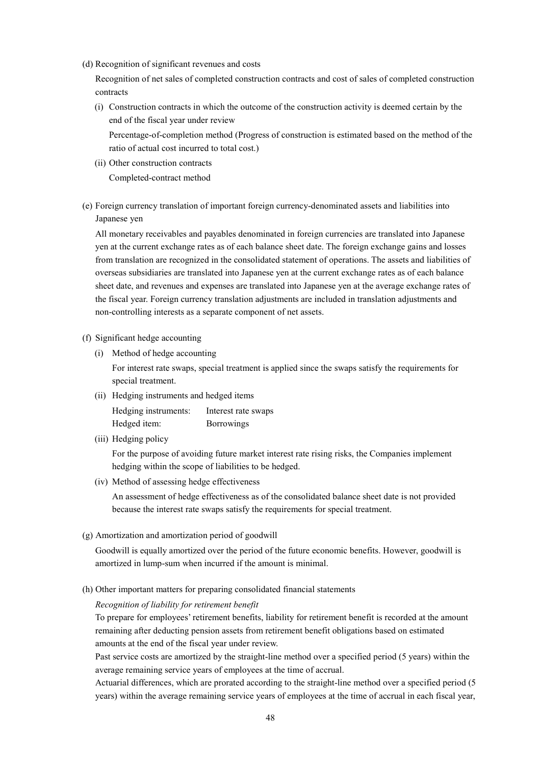(d) Recognition of significant revenues and costs

Recognition of net sales of completed construction contracts and cost of sales of completed construction contracts

(i) Construction contracts in which the outcome of the construction activity is deemed certain by the end of the fiscal year under review

Percentage-of-completion method (Progress of construction is estimated based on the method of the ratio of actual cost incurred to total cost.)

(ii) Other construction contracts

Completed-contract method

(e) Foreign currency translation of important foreign currency-denominated assets and liabilities into Japanese yen

All monetary receivables and payables denominated in foreign currencies are translated into Japanese yen at the current exchange rates as of each balance sheet date. The foreign exchange gains and losses from translation are recognized in the consolidated statement of operations. The assets and liabilities of overseas subsidiaries are translated into Japanese yen at the current exchange rates as of each balance sheet date, and revenues and expenses are translated into Japanese yen at the average exchange rates of the fiscal year. Foreign currency translation adjustments are included in translation adjustments and non-controlling interests as a separate component of net assets.

(f) Significant hedge accounting

(i) Method of hedge accounting

For interest rate swaps, special treatment is applied since the swaps satisfy the requirements for special treatment.

(ii) Hedging instruments and hedged items

Hedging instruments: Interest rate swaps
Hedged item: Borrowings

(iii) Hedging policy

For the purpose of avoiding future market interest rate rising risks, the Companies implement hedging within the scope of liabilities to be hedged.

(iv) Method of assessing hedge effectiveness

An assessment of hedge effectiveness as of the consolidated balance sheet date is not provided because the interest rate swaps satisfy the requirements for special treatment.

(g) Amortization and amortization period of goodwill

Goodwill is equally amortized over the period of the future economic benefits. However, goodwill is amortized in lump-sum when incurred if the amount is minimal.

(h) Other important matters for preparing consolidated financial statements

*Recognition of liability for retirement benefit*

To prepare for employees' retirement benefits, liability for retirement benefit is recorded at the amount remaining after deducting pension assets from retirement benefit obligations based on estimated amounts at the end of the fiscal year under review.

Past service costs are amortized by the straight-line method over a specified period (5 years) within the average remaining service years of employees at the time of accrual.

Actuarial differences, which are prorated according to the straight-line method over a specified period (5 years) within the average remaining service years of employees at the time of accrual in each fiscal year,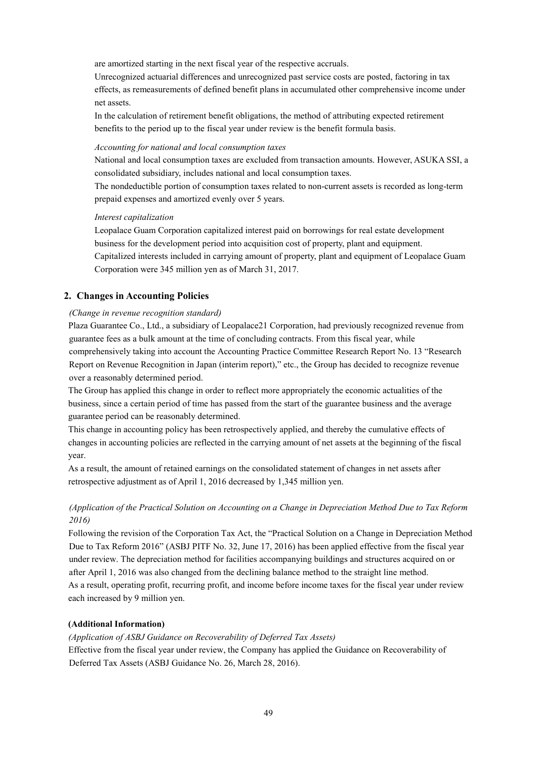are amortized starting in the next fiscal year of the respective accruals.

Unrecognized actuarial differences and unrecognized past service costs are posted, factoring in tax effects, as remeasurements of defined benefit plans in accumulated other comprehensive income under net assets.

In the calculation of retirement benefit obligations, the method of attributing expected retirement benefits to the period up to the fiscal year under review is the benefit formula basis.

*Accounting for national and local consumption taxes*

National and local consumption taxes are excluded from transaction amounts. However, ASUKA SSI, a consolidated subsidiary, includes national and local consumption taxes.

The nondeductible portion of consumption taxes related to non-current assets is recorded as long-term prepaid expenses and amortized evenly over 5 years.

*Interest capitalization*

Leopalace Guam Corporation capitalized interest paid on borrowings for real estate development business for the development period into acquisition cost of property, plant and equipment.

Capitalized interests included in carrying amount of property, plant and equipment of Leopalace Guam Corporation were 345 million yen as of March 31, 2017.

## 2. Changes in Accounting Policies

*(Change in revenue recognition standard)*

Plaza Guarantee Co., Ltd., a subsidiary of Leopalace21 Corporation, had previously recognized revenue from guarantee fees as a bulk amount at the time of concluding contracts. From this fiscal year, while comprehensively taking into account the Accounting Practice Committee Research Report No. 13 "Research Report on Revenue Recognition in Japan (interim report)," etc., the Group has decided to recognize revenue over a reasonably determined period.

The Group has applied this change in order to reflect more appropriately the economic actualities of the business, since a certain period of time has passed from the start of the guarantee business and the average guarantee period can be reasonably determined.

This change in accounting policy has been retrospectively applied, and thereby the cumulative effects of changes in accounting policies are reflected in the carrying amount of net assets at the beginning of the fiscal year.

As a result, the amount of retained earnings on the consolidated statement of changes in net assets after retrospective adjustment as of April 1, 2016 decreased by 1,345 million yen.

*(Application of the Practical Solution on Accounting on a Change in Depreciation Method Due to Tax Reform 2016)*

Following the revision of the Corporation Tax Act, the "Practical Solution on a Change in Depreciation Method Due to Tax Reform 2016" (ASBJ PITF No. 32, June 17, 2016) has been applied effective from the fiscal year under review. The depreciation method for facilities accompanying buildings and structures acquired on or after April 1, 2016 was also changed from the declining balance method to the straight line method.

As a result, operating profit, recurring profit, and income before income taxes for the fiscal year under review each increased by 9 million yen.

**(Additional Information)**

*(Application of ASBJ Guidance on Recoverability of Deferred Tax Assets)*

Effective from the fiscal year under review, the Company has applied the Guidance on Recoverability of Deferred Tax Assets (ASBJ Guidance No. 26, March 28, 2016).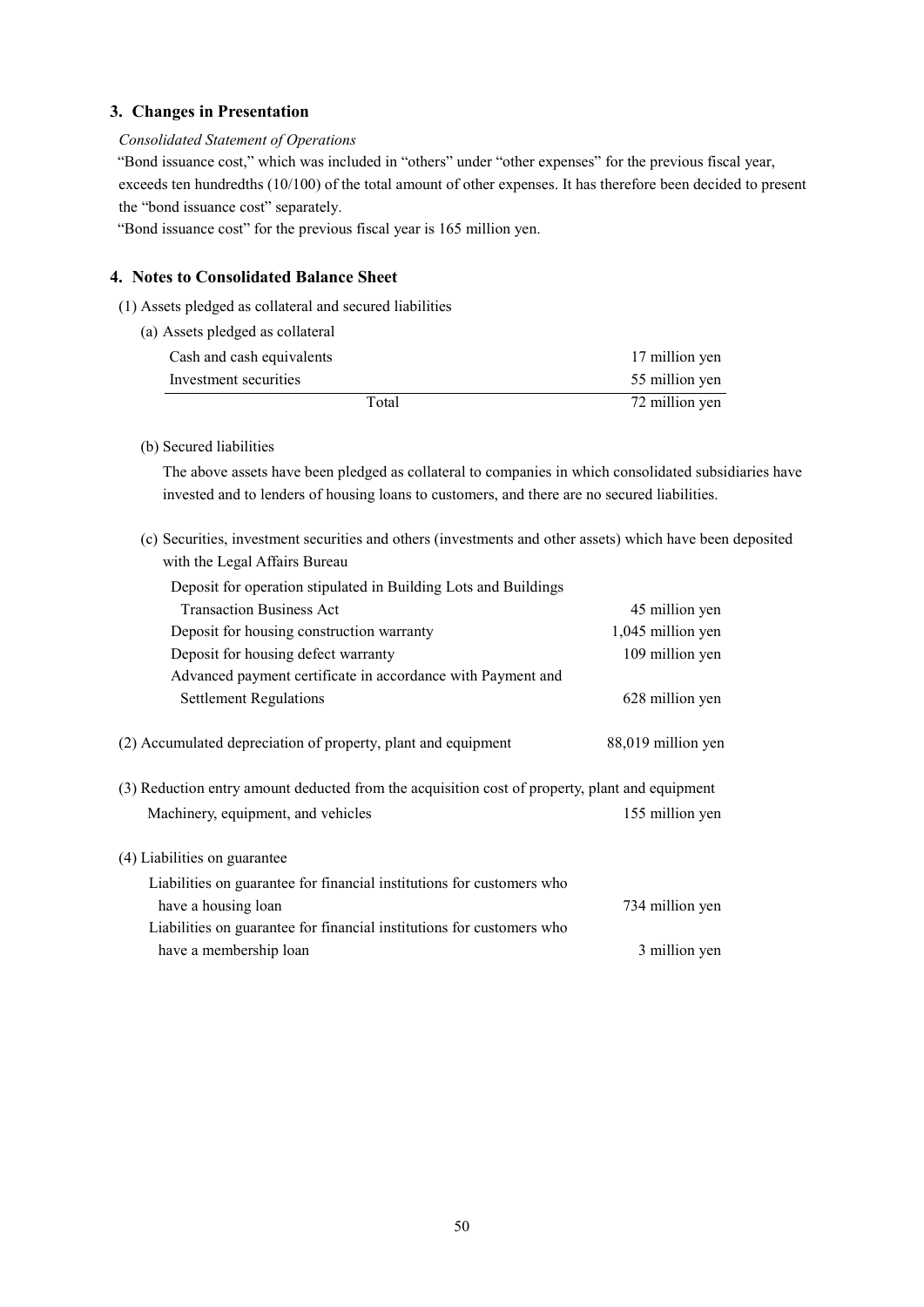## 3. Changes in Presentation

*Consolidated Statement of Operations*

"Bond issuance cost," which was included in "others" under "other expenses" for the previous fiscal year, exceeds ten hundredths (10/100) of the total amount of other expenses. It has therefore been decided to present the "bond issuance cost" separately.

"Bond issuance cost" for the previous fiscal year is 165 million yen.

## 4. Notes to Consolidated Balance Sheet

(1) Assets pledged as collateral and secured liabilities

(a) Assets pledged as collateral

| | |
|---|---|
| Cash and cash equivalents | 17 million yen |
| Investment securities | 55 million yen |
| Total | 72 million yen |

(b) Secured liabilities

The above assets have been pledged as collateral to companies in which consolidated subsidiaries have invested and to lenders of housing loans to customers, and there are no secured liabilities.

(c) Securities, investment securities and others (investments and other assets) which have been deposited with the Legal Affairs Bureau

| | |
|---|---|
| Deposit for operation stipulated in Building Lots and Buildings Transaction Business Act | 45 million yen |
| Deposit for housing construction warranty | 1,045 million yen |
| Deposit for housing defect warranty | 109 million yen |
| Advanced payment certificate in accordance with Payment and Settlement Regulations | 628 million yen |

(2) Accumulated depreciation of property, plant and equipment — 88,019 million yen

(3) Reduction entry amount deducted from the acquisition cost of property, plant and equipment

| | |
|---|---|
| Machinery, equipment, and vehicles | 155 million yen |

(4) Liabilities on guarantee

| | |
|---|---|
| Liabilities on guarantee for financial institutions for customers who have a housing loan | 734 million yen |
| Liabilities on guarantee for financial institutions for customers who have a membership loan | 3 million yen |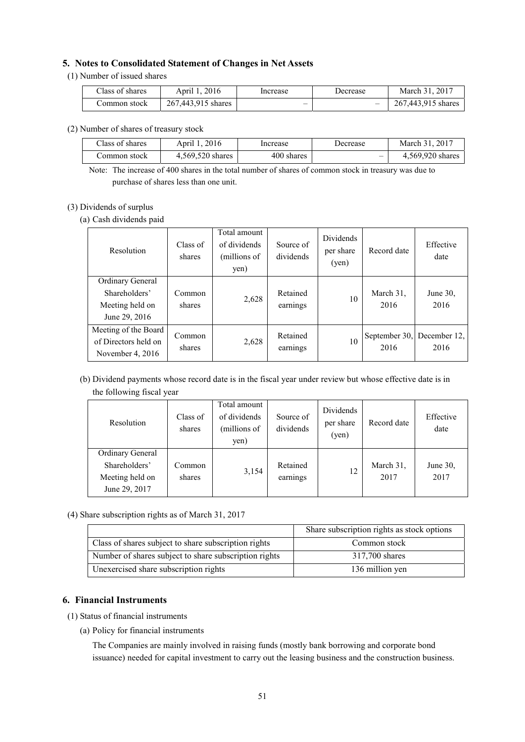## 5. Notes to Consolidated Statement of Changes in Net Assets

(1) Number of issued shares

| Class of shares | April 1, 2016 | Increase | Decrease | March 31, 2017 |
|---|---|---|---|---|
| Common stock | 267,443,915 shares | – | – | 267,443,915 shares |

(2) Number of shares of treasury stock

| Class of shares | April 1, 2016 | Increase | Decrease | March 31, 2017 |
|---|---|---|---|---|
| Common stock | 4,569,520 shares | 400 shares | – | 4,569,920 shares |

Note: The increase of 400 shares in the total number of shares of common stock in treasury was due to purchase of shares less than one unit.

(3) Dividends of surplus

(a) Cash dividends paid

| Resolution | Class of shares | Total amount of dividends (millions of yen) | Source of dividends | Dividends per share (yen) | Record date | Effective date |
|---|---|---|---|---|---|---|
| Ordinary General Shareholders' Meeting held on June 29, 2016 | Common shares | 2,628 | Retained earnings | 10 | March 31, 2016 | June 30, 2016 |
| Meeting of the Board of Directors held on November 4, 2016 | Common shares | 2,628 | Retained earnings | 10 | September 30, 2016 | December 12, 2016 |

(b) Dividend payments whose record date is in the fiscal year under review but whose effective date is in the following fiscal year

| Resolution | Class of shares | Total amount of dividends (millions of yen) | Source of dividends | Dividends per share (yen) | Record date | Effective date |
|---|---|---|---|---|---|---|
| Ordinary General Shareholders' Meeting held on June 29, 2017 | Common shares | 3,154 | Retained earnings | 12 | March 31, 2017 | June 30, 2017 |

(4) Share subscription rights as of March 31, 2017

| | Share subscription rights as stock options |
|---|---|
| Class of shares subject to share subscription rights | Common stock |
| Number of shares subject to share subscription rights | 317,700 shares |
| Unexercised share subscription rights | 136 million yen |

## 6. Financial Instruments

(1) Status of financial instruments

(a) Policy for financial instruments

The Companies are mainly involved in raising funds (mostly bank borrowing and corporate bond issuance) needed for capital investment to carry out the leasing business and the construction business.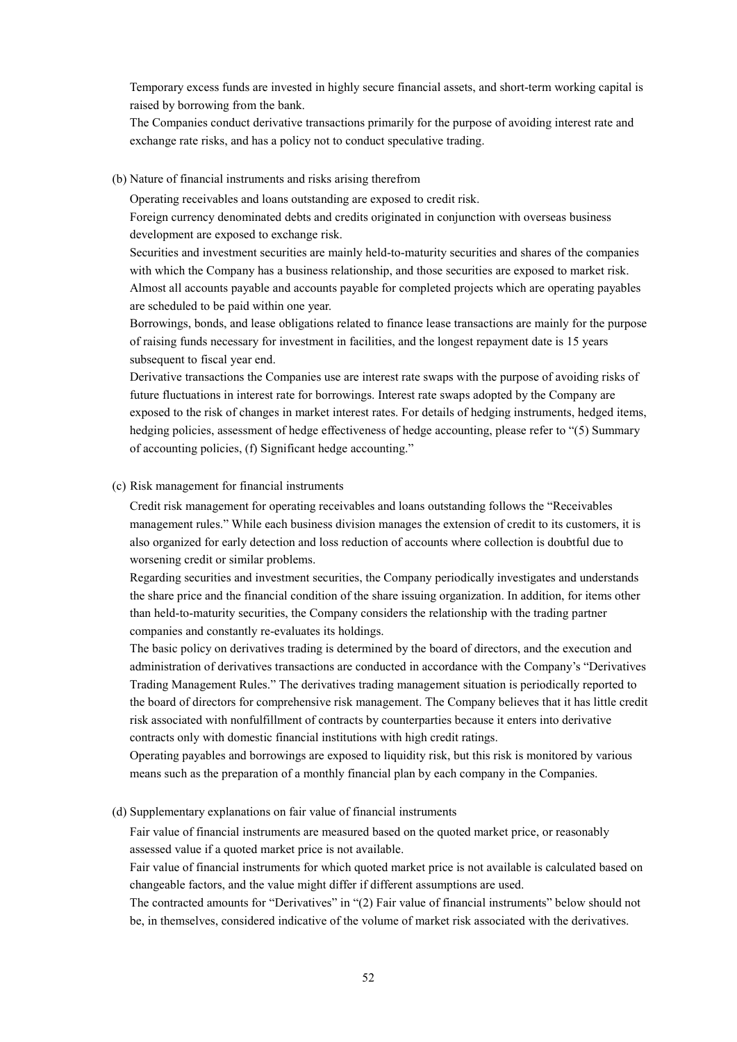Temporary excess funds are invested in highly secure financial assets, and short-term working capital is raised by borrowing from the bank.

The Companies conduct derivative transactions primarily for the purpose of avoiding interest rate and exchange rate risks, and has a policy not to conduct speculative trading.

(b) Nature of financial instruments and risks arising therefrom

Operating receivables and loans outstanding are exposed to credit risk.

Foreign currency denominated debts and credits originated in conjunction with overseas business development are exposed to exchange risk.

Securities and investment securities are mainly held-to-maturity securities and shares of the companies with which the Company has a business relationship, and those securities are exposed to market risk.

Almost all accounts payable and accounts payable for completed projects which are operating payables are scheduled to be paid within one year.

Borrowings, bonds, and lease obligations related to finance lease transactions are mainly for the purpose of raising funds necessary for investment in facilities, and the longest repayment date is 15 years subsequent to fiscal year end.

Derivative transactions the Companies use are interest rate swaps with the purpose of avoiding risks of future fluctuations in interest rate for borrowings. Interest rate swaps adopted by the Company are exposed to the risk of changes in market interest rates. For details of hedging instruments, hedged items, hedging policies, assessment of hedge effectiveness of hedge accounting, please refer to "(5) Summary of accounting policies, (f) Significant hedge accounting."

(c) Risk management for financial instruments

Credit risk management for operating receivables and loans outstanding follows the "Receivables management rules." While each business division manages the extension of credit to its customers, it is also organized for early detection and loss reduction of accounts where collection is doubtful due to worsening credit or similar problems.

Regarding securities and investment securities, the Company periodically investigates and understands the share price and the financial condition of the share issuing organization. In addition, for items other than held-to-maturity securities, the Company considers the relationship with the trading partner companies and constantly re-evaluates its holdings.

The basic policy on derivatives trading is determined by the board of directors, and the execution and administration of derivatives transactions are conducted in accordance with the Company's "Derivatives Trading Management Rules." The derivatives trading management situation is periodically reported to the board of directors for comprehensive risk management. The Company believes that it has little credit risk associated with nonfulfillment of contracts by counterparties because it enters into derivative contracts only with domestic financial institutions with high credit ratings.

Operating payables and borrowings are exposed to liquidity risk, but this risk is monitored by various means such as the preparation of a monthly financial plan by each company in the Companies.

(d) Supplementary explanations on fair value of financial instruments

Fair value of financial instruments are measured based on the quoted market price, or reasonably assessed value if a quoted market price is not available.

Fair value of financial instruments for which quoted market price is not available is calculated based on changeable factors, and the value might differ if different assumptions are used.

The contracted amounts for "Derivatives" in "(2) Fair value of financial instruments" below should not be, in themselves, considered indicative of the volume of market risk associated with the derivatives.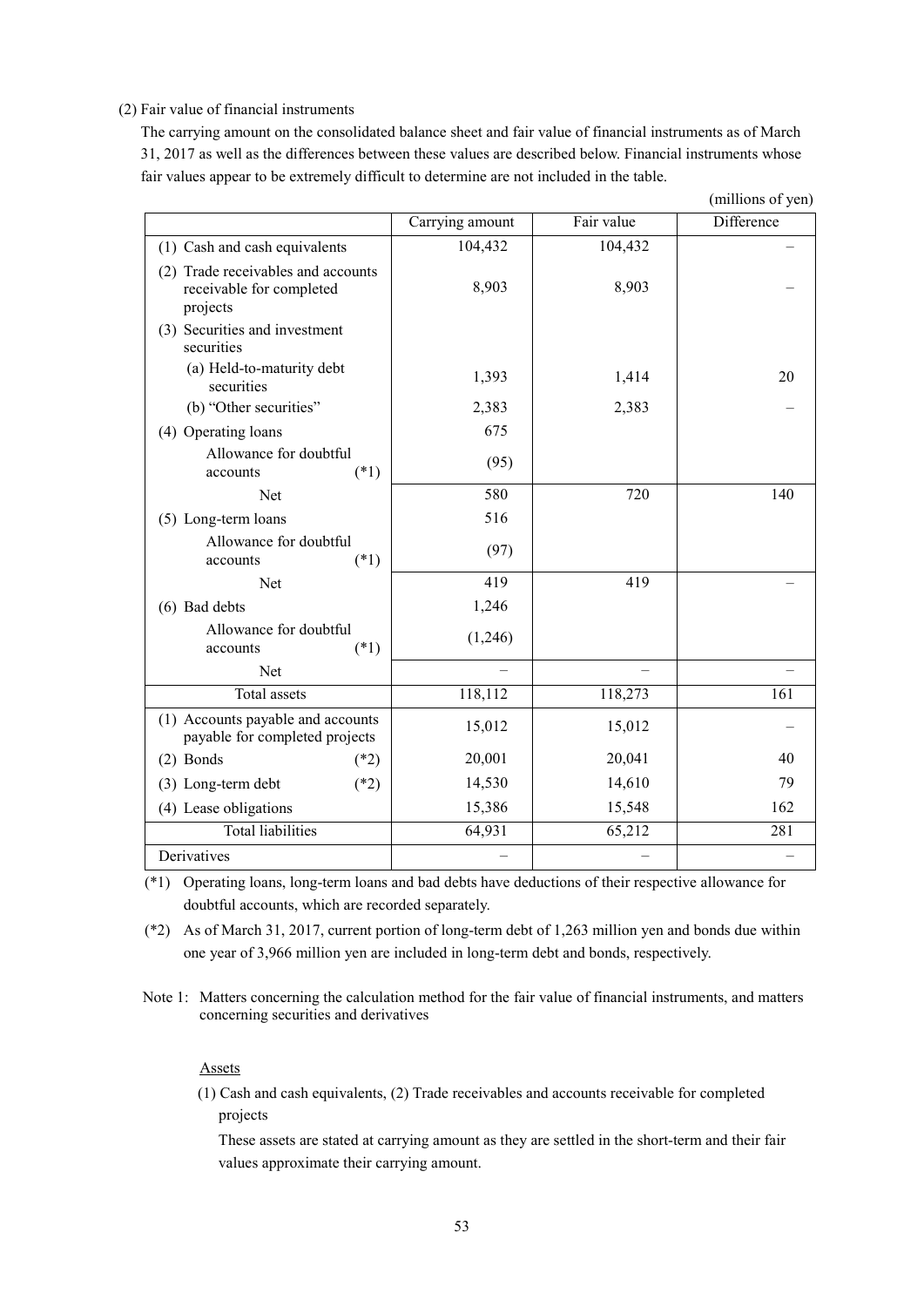(2) Fair value of financial instruments

The carrying amount on the consolidated balance sheet and fair value of financial instruments as of March 31, 2017 as well as the differences between these values are described below. Financial instruments whose fair values appear to be extremely difficult to determine are not included in the table.

(millions of yen)

| | Carrying amount | Fair value | Difference |
|---|---|---|---|
| (1) Cash and cash equivalents | 104,432 | 104,432 | – |
| (2) Trade receivables and accounts receivable for completed projects | 8,903 | 8,903 | – |
| (3) Securities and investment securities | | | |
| (a) Held-to-maturity debt securities | 1,393 | 1,414 | 20 |
| (b) "Other securities" | 2,383 | 2,383 | – |
| (4) Operating loans | 675 | | |
| Allowance for doubtful accounts (*1) | (95) | | |
| Net | 580 | 720 | 140 |
| (5) Long-term loans | 516 | | |
| Allowance for doubtful accounts (*1) | (97) | | |
| Net | 419 | 419 | – |
| (6) Bad debts | 1,246 | | |
| Allowance for doubtful accounts (*1) | (1,246) | | |
| Net | – | – | – |
| Total assets | 118,112 | 118,273 | 161 |
| (1) Accounts payable and accounts payable for completed projects | 15,012 | 15,012 | – |
| (2) Bonds (*2) | 20,001 | 20,041 | 40 |
| (3) Long-term debt (*2) | 14,530 | 14,610 | 79 |
| (4) Lease obligations | 15,386 | 15,548 | 162 |
| Total liabilities | 64,931 | 65,212 | 281 |
| Derivatives | – | – | – |

(*1) Operating loans, long-term loans and bad debts have deductions of their respective allowance for doubtful accounts, which are recorded separately.

(*2) As of March 31, 2017, current portion of long-term debt of 1,263 million yen and bonds due within one year of 3,966 million yen are included in long-term debt and bonds, respectively.

Note 1: Matters concerning the calculation method for the fair value of financial instruments, and matters concerning securities and derivatives

Assets

(1) Cash and cash equivalents, (2) Trade receivables and accounts receivable for completed projects

These assets are stated at carrying amount as they are settled in the short-term and their fair values approximate their carrying amount.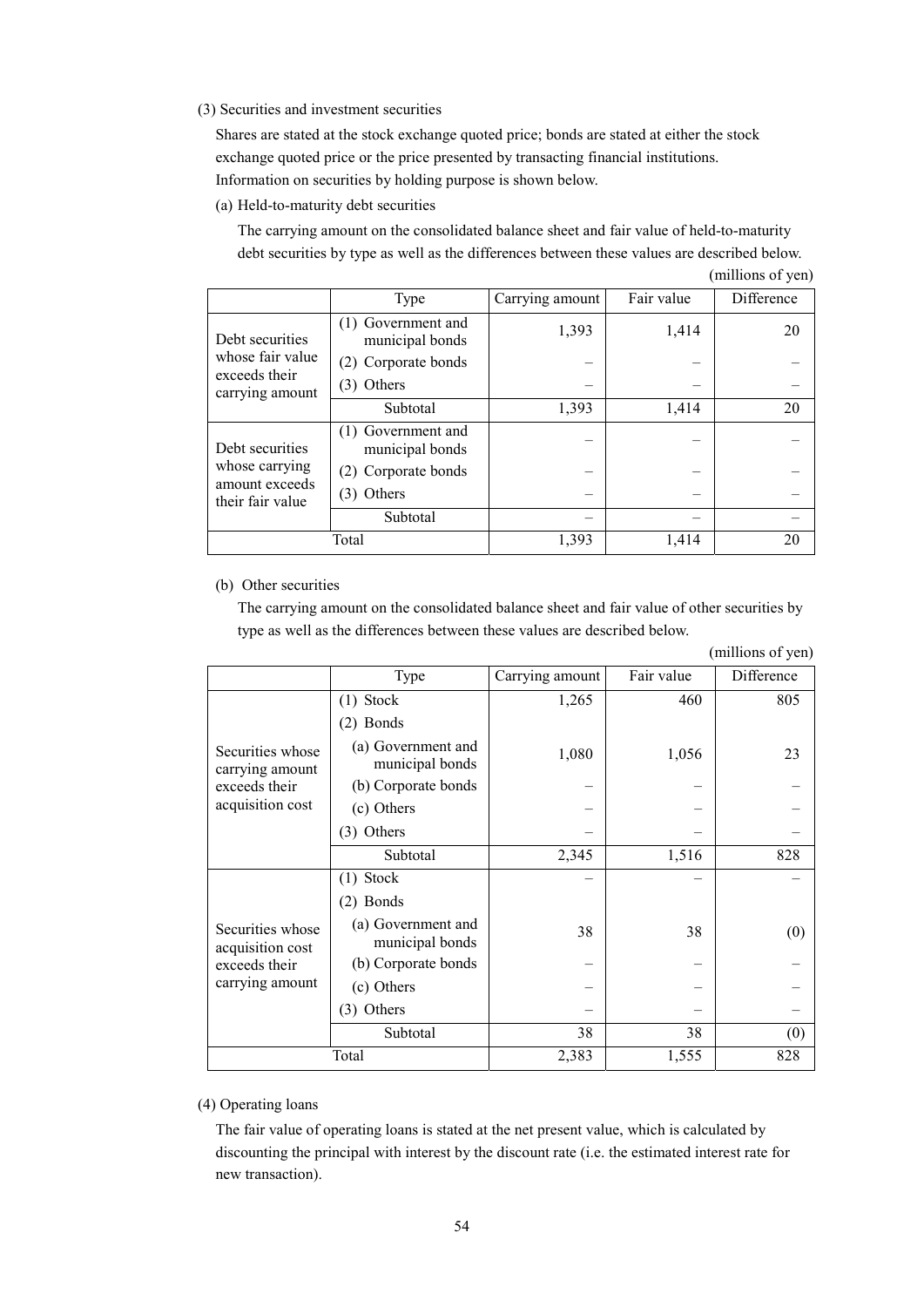(3) Securities and investment securities

Shares are stated at the stock exchange quoted price; bonds are stated at either the stock exchange quoted price or the price presented by transacting financial institutions.
Information on securities by holding purpose is shown below.

(a) Held-to-maturity debt securities

The carrying amount on the consolidated balance sheet and fair value of held-to-maturity debt securities by type as well as the differences between these values are described below.

(millions of yen)

| | Type | Carrying amount | Fair value | Difference |
|---|---|---|---|---|
| Debt securities whose fair value exceeds their carrying amount | (1) Government and municipal bonds | 1,393 | 1,414 | 20 |
| | (2) Corporate bonds | – | – | – |
| | (3) Others | – | – | – |
| | Subtotal | 1,393 | 1,414 | 20 |
| Debt securities whose carrying amount exceeds their fair value | (1) Government and municipal bonds | – | – | – |
| | (2) Corporate bonds | – | – | – |
| | (3) Others | – | – | – |
| | Subtotal | – | – | – |
| Total | | 1,393 | 1,414 | 20 |

(b) Other securities

The carrying amount on the consolidated balance sheet and fair value of other securities by type as well as the differences between these values are described below.

(millions of yen)

| | Type | Carrying amount | Fair value | Difference |
|---|---|---|---|---|
| Securities whose carrying amount exceeds their acquisition cost | (1) Stock | 1,265 | 460 | 805 |
| | (2) Bonds | | | |
| | (a) Government and municipal bonds | 1,080 | 1,056 | 23 |
| | (b) Corporate bonds | – | – | – |
| | (c) Others | – | – | – |
| | (3) Others | – | – | – |
| | Subtotal | 2,345 | 1,516 | 828 |
| Securities whose acquisition cost exceeds their carrying amount | (1) Stock | – | – | – |
| | (2) Bonds | | | |
| | (a) Government and municipal bonds | 38 | 38 | (0) |
| | (b) Corporate bonds | – | – | – |
| | (c) Others | – | – | – |
| | (3) Others | – | – | – |
| | Subtotal | 38 | 38 | (0) |
| Total | | 2,383 | 1,555 | 828 |

(4) Operating loans

The fair value of operating loans is stated at the net present value, which is calculated by discounting the principal with interest by the discount rate (i.e. the estimated interest rate for new transaction).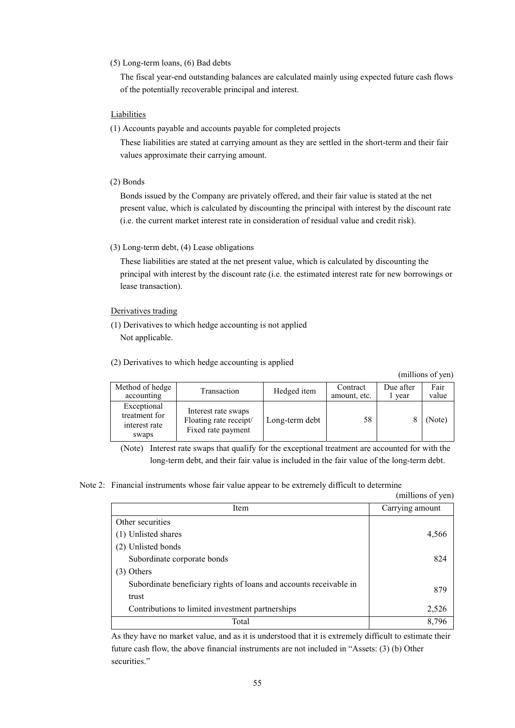(5) Long-term loans, (6) Bad debts

The fiscal year-end outstanding balances are calculated mainly using expected future cash flows of the potentially recoverable principal and interest.

Liabilities

(1) Accounts payable and accounts payable for completed projects

These liabilities are stated at carrying amount as they are settled in the short-term and their fair values approximate their carrying amount.

(2) Bonds

Bonds issued by the Company are privately offered, and their fair value is stated at the net present value, which is calculated by discounting the principal with interest by the discount rate (i.e. the current market interest rate in consideration of residual value and credit risk).

(3) Long-term debt, (4) Lease obligations

These liabilities are stated at the net present value, which is calculated by discounting the principal with interest by the discount rate (i.e. the estimated interest rate for new borrowings or lease transaction).

Derivatives trading

(1) Derivatives to which hedge accounting is not applied

Not applicable.

(2) Derivatives to which hedge accounting is applied

(millions of yen)

| Method of hedge accounting | Transaction | Hedged item | Contract amount, etc. | Due after 1 year | Fair value |
|---|---|---|---|---|---|
| Exceptional treatment for interest rate swaps | Interest rate swaps Floating rate receipt/ Fixed rate payment | Long-term debt | 58 | 8 | (Note) |

(Note) Interest rate swaps that qualify for the exceptional treatment are accounted for with the long-term debt, and their fair value is included in the fair value of the long-term debt.

Note 2: Financial instruments whose fair value appear to be extremely difficult to determine

(millions of yen)

| Item | Carrying amount |
|---|---|
| Other securities | |
| (1) Unlisted shares | 4,566 |
| (2) Unlisted bonds | |
| Subordinate corporate bonds | 824 |
| (3) Others | |
| Subordinate beneficiary rights of loans and accounts receivable in trust | 879 |
| Contributions to limited investment partnerships | 2,526 |
| Total | 8,796 |

As they have no market value, and as it is understood that it is extremely difficult to estimate their future cash flow, the above financial instruments are not included in “Assets: (3) (b) Other securities.”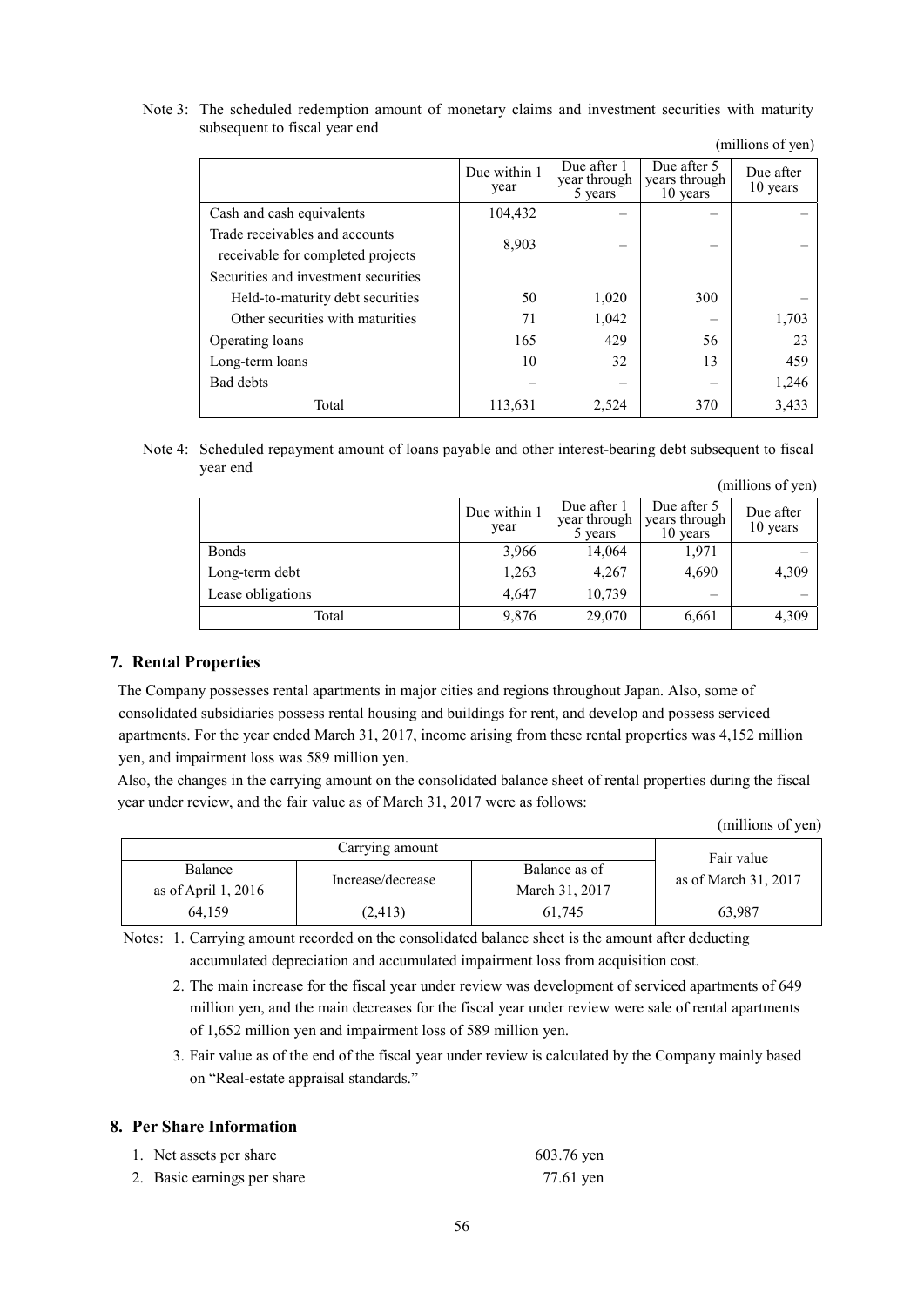Note 3: The scheduled redemption amount of monetary claims and investment securities with maturity subsequent to fiscal year end

(millions of yen)

| | Due within 1 year | Due after 1 year through 5 years | Due after 5 years through 10 years | Due after 10 years |
|---|---|---|---|---|
| Cash and cash equivalents | 104,432 | – | – | – |
| Trade receivables and accounts receivable for completed projects | 8,903 | – | – | – |
| Securities and investment securities | | | | |
| Held-to-maturity debt securities | 50 | 1,020 | 300 | – |
| Other securities with maturities | 71 | 1,042 | – | 1,703 |
| Operating loans | 165 | 429 | 56 | 23 |
| Long-term loans | 10 | 32 | 13 | 459 |
| Bad debts | – | – | – | 1,246 |
| Total | 113,631 | 2,524 | 370 | 3,433 |

Note 4: Scheduled repayment amount of loans payable and other interest-bearing debt subsequent to fiscal year end

(millions of yen)

| | Due within 1 year | Due after 1 year through 5 years | Due after 5 years through 10 years | Due after 10 years |
|---|---|---|---|---|
| Bonds | 3,966 | 14,064 | 1,971 | – |
| Long-term debt | 1,263 | 4,267 | 4,690 | 4,309 |
| Lease obligations | 4,647 | 10,739 | – | – |
| Total | 9,876 | 29,070 | 6,661 | 4,309 |

## 7. Rental Properties

The Company possesses rental apartments in major cities and regions throughout Japan. Also, some of consolidated subsidiaries possess rental housing and buildings for rent, and develop and possess serviced apartments. For the year ended March 31, 2017, income arising from these rental properties was 4,152 million yen, and impairment loss was 589 million yen.

Also, the changes in the carrying amount on the consolidated balance sheet of rental properties during the fiscal year under review, and the fair value as of March 31, 2017 were as follows:

(millions of yen)

| Carrying amount | | | Fair value as of March 31, 2017 |
|---|---|---|---|
| Balance as of April 1, 2016 | Increase/decrease | Balance as of March 31, 2017 | |
| 64,159 | (2,413) | 61,745 | 63,987 |

Notes: 1. Carrying amount recorded on the consolidated balance sheet is the amount after deducting accumulated depreciation and accumulated impairment loss from acquisition cost.

2. The main increase for the fiscal year under review was development of serviced apartments of 649 million yen, and the main decreases for the fiscal year under review were sale of rental apartments of 1,652 million yen and impairment loss of 589 million yen.

3. Fair value as of the end of the fiscal year under review is calculated by the Company mainly based on "Real-estate appraisal standards."

## 8. Per Share Information

1. Net assets per share 603.76 yen
2. Basic earnings per share 77.61 yen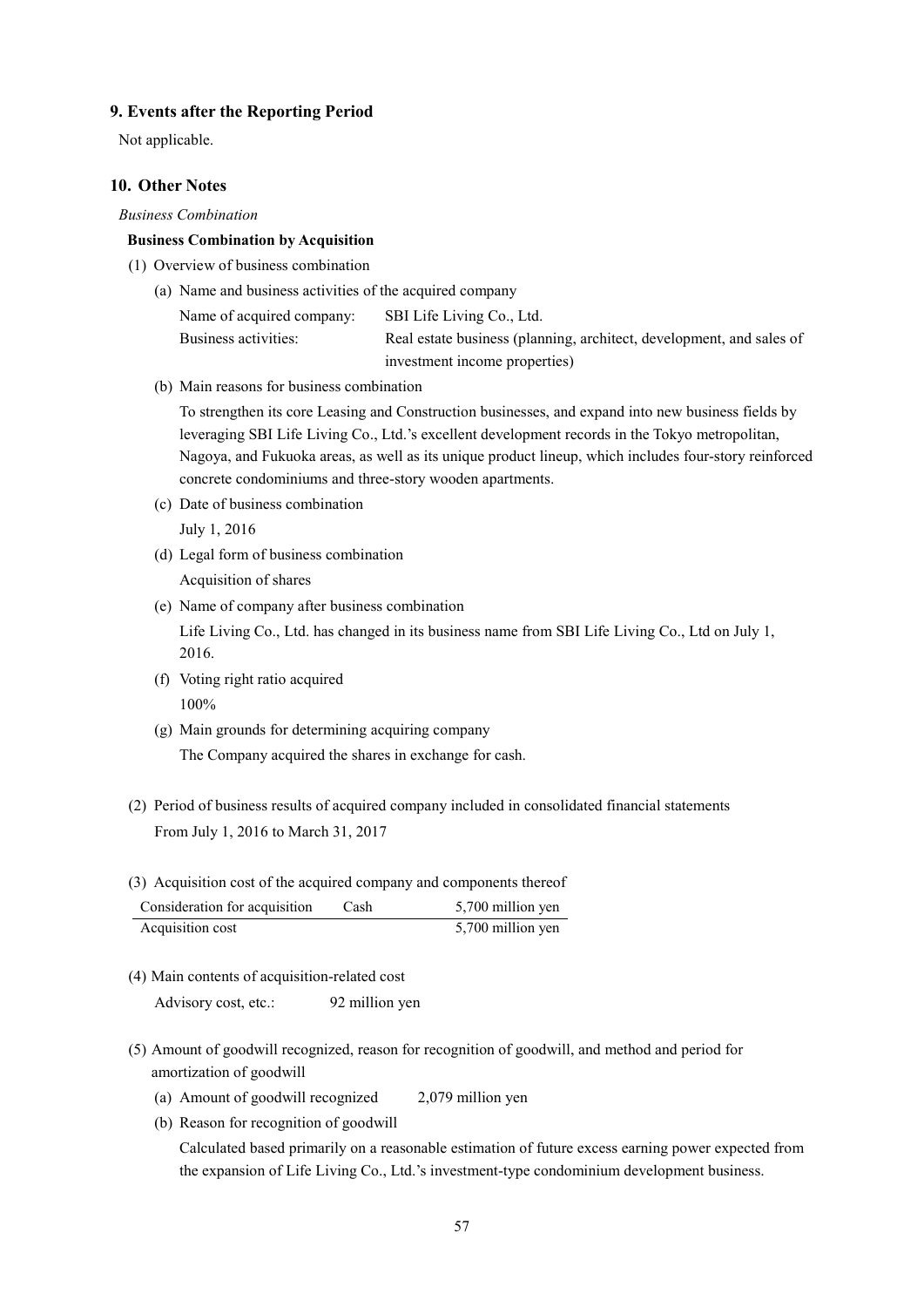## 9. Events after the Reporting Period

Not applicable.

## 10. Other Notes

*Business Combination*

**Business Combination by Acquisition**

(1) Overview of business combination

(a) Name and business activities of the acquired company

Name of acquired company: SBI Life Living Co., Ltd.

Business activities: Real estate business (planning, architect, development, and sales of investment income properties)

(b) Main reasons for business combination

To strengthen its core Leasing and Construction businesses, and expand into new business fields by leveraging SBI Life Living Co., Ltd.'s excellent development records in the Tokyo metropolitan, Nagoya, and Fukuoka areas, as well as its unique product lineup, which includes four-story reinforced concrete condominiums and three-story wooden apartments.

(c) Date of business combination

July 1, 2016

(d) Legal form of business combination

Acquisition of shares

(e) Name of company after business combination

Life Living Co., Ltd. has changed in its business name from SBI Life Living Co., Ltd on July 1, 2016.

(f) Voting right ratio acquired

100%

(g) Main grounds for determining acquiring company

The Company acquired the shares in exchange for cash.

(2) Period of business results of acquired company included in consolidated financial statements

From July 1, 2016 to March 31, 2017

(3) Acquisition cost of the acquired company and components thereof

| | | |
|---|---|---|
| Consideration for acquisition | Cash | 5,700 million yen |
| Acquisition cost | | 5,700 million yen |

(4) Main contents of acquisition-related cost

Advisory cost, etc.: 92 million yen

(5) Amount of goodwill recognized, reason for recognition of goodwill, and method and period for amortization of goodwill

(a) Amount of goodwill recognized 2,079 million yen

(b) Reason for recognition of goodwill

Calculated based primarily on a reasonable estimation of future excess earning power expected from the expansion of Life Living Co., Ltd.'s investment-type condominium development business.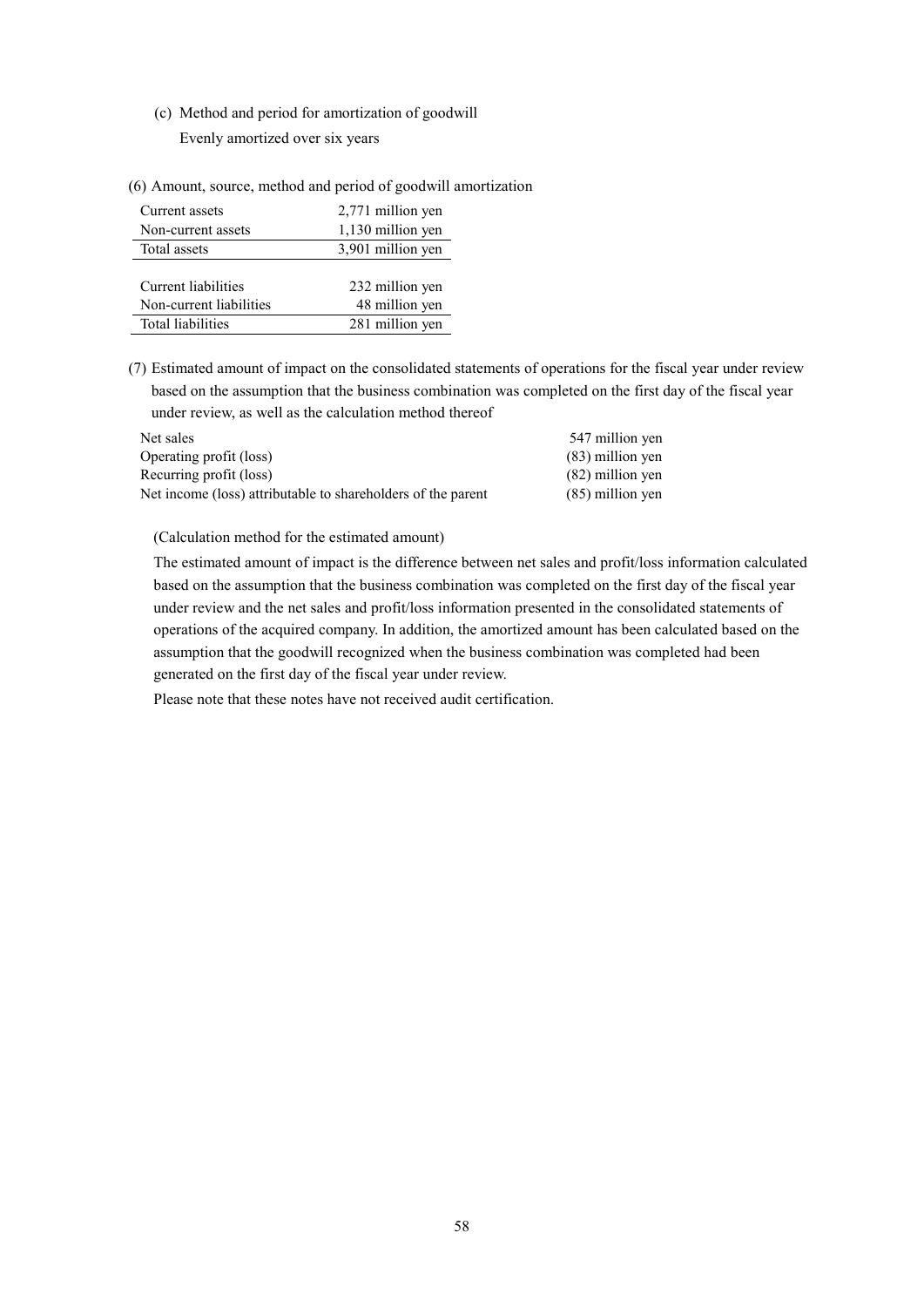(c) Method and period for amortization of goodwill

Evenly amortized over six years

(6) Amount, source, method and period of goodwill amortization

| | |
|---|---|
| Current assets | 2,771 million yen |
| Non-current assets | 1,130 million yen |
| Total assets | 3,901 million yen |
| | |
| Current liabilities | 232 million yen |
| Non-current liabilities | 48 million yen |
| Total liabilities | 281 million yen |

(7) Estimated amount of impact on the consolidated statements of operations for the fiscal year under review based on the assumption that the business combination was completed on the first day of the fiscal year under review, as well as the calculation method thereof

| | |
|---|---|
| Net sales | 547 million yen |
| Operating profit (loss) | (83) million yen |
| Recurring profit (loss) | (82) million yen |
| Net income (loss) attributable to shareholders of the parent | (85) million yen |

(Calculation method for the estimated amount)

The estimated amount of impact is the difference between net sales and profit/loss information calculated based on the assumption that the business combination was completed on the first day of the fiscal year under review and the net sales and profit/loss information presented in the consolidated statements of operations of the acquired company. In addition, the amortized amount has been calculated based on the assumption that the goodwill recognized when the business combination was completed had been generated on the first day of the fiscal year under review.

Please note that these notes have not received audit certification.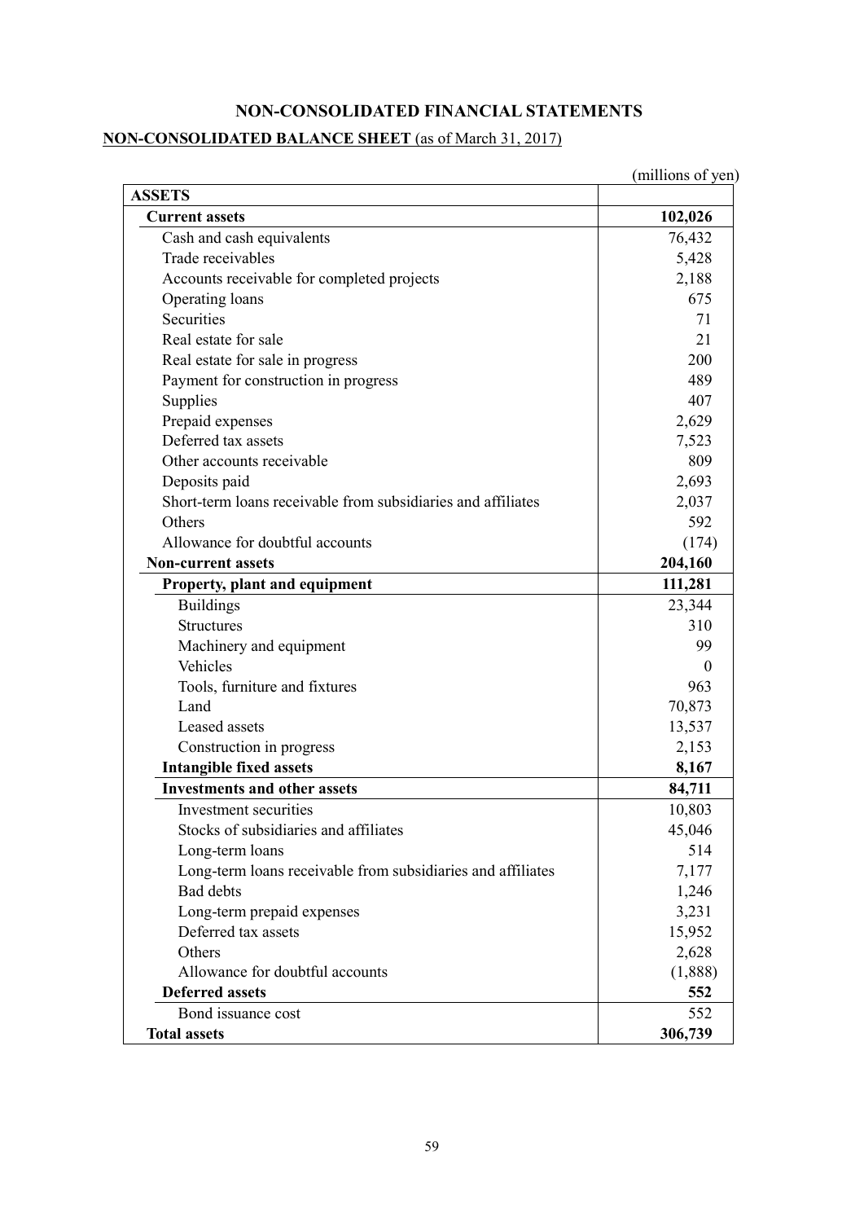## NON-CONSOLIDATED FINANCIAL STATEMENTS

### NON-CONSOLIDATED BALANCE SHEET (as of March 31, 2017)

(millions of yen)

| ASSETS | |
|---|---|
| **Current assets** | **102,026** |
| Cash and cash equivalents | 76,432 |
| Trade receivables | 5,428 |
| Accounts receivable for completed projects | 2,188 |
| Operating loans | 675 |
| Securities | 71 |
| Real estate for sale | 21 |
| Real estate for sale in progress | 200 |
| Payment for construction in progress | 489 |
| Supplies | 407 |
| Prepaid expenses | 2,629 |
| Deferred tax assets | 7,523 |
| Other accounts receivable | 809 |
| Deposits paid | 2,693 |
| Short-term loans receivable from subsidiaries and affiliates | 2,037 |
| Others | 592 |
| Allowance for doubtful accounts | (174) |
| **Non-current assets** | **204,160** |
| **Property, plant and equipment** | **111,281** |
| Buildings | 23,344 |
| Structures | 310 |
| Machinery and equipment | 99 |
| Vehicles | 0 |
| Tools, furniture and fixtures | 963 |
| Land | 70,873 |
| Leased assets | 13,537 |
| Construction in progress | 2,153 |
| **Intangible fixed assets** | **8,167** |
| **Investments and other assets** | **84,711** |
| Investment securities | 10,803 |
| Stocks of subsidiaries and affiliates | 45,046 |
| Long-term loans | 514 |
| Long-term loans receivable from subsidiaries and affiliates | 7,177 |
| Bad debts | 1,246 |
| Long-term prepaid expenses | 3,231 |
| Deferred tax assets | 15,952 |
| Others | 2,628 |
| Allowance for doubtful accounts | (1,888) |
| **Deferred assets** | **552** |
| Bond issuance cost | 552 |
| **Total assets** | **306,739** |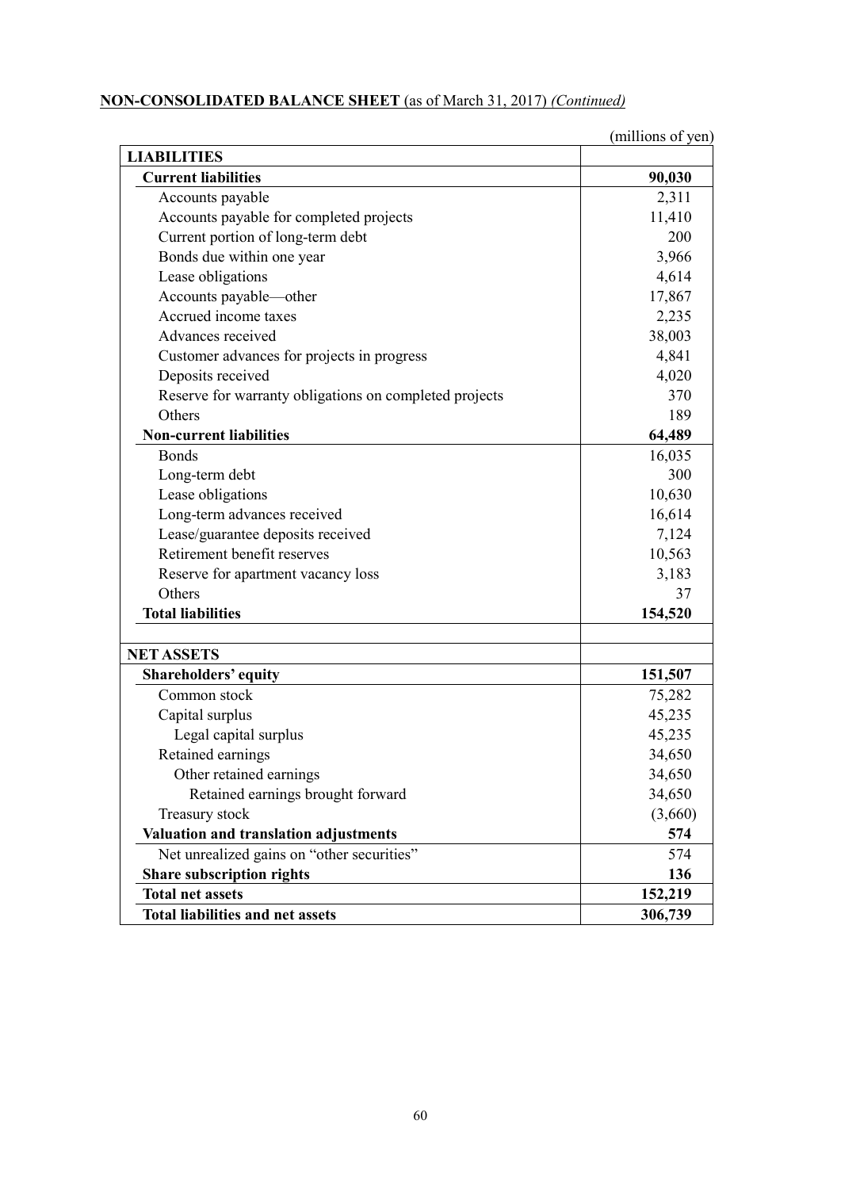**NON-CONSOLIDATED BALANCE SHEET** (as of March 31, 2017) *(Continued)*

(millions of yen)

| LIABILITIES | |
|---|---|
| **Current liabilities** | **90,030** |
| Accounts payable | 2,311 |
| Accounts payable for completed projects | 11,410 |
| Current portion of long-term debt | 200 |
| Bonds due within one year | 3,966 |
| Lease obligations | 4,614 |
| Accounts payable—other | 17,867 |
| Accrued income taxes | 2,235 |
| Advances received | 38,003 |
| Customer advances for projects in progress | 4,841 |
| Deposits received | 4,020 |
| Reserve for warranty obligations on completed projects | 370 |
| Others | 189 |
| **Non-current liabilities** | **64,489** |
| Bonds | 16,035 |
| Long-term debt | 300 |
| Lease obligations | 10,630 |
| Long-term advances received | 16,614 |
| Lease/guarantee deposits received | 7,124 |
| Retirement benefit reserves | 10,563 |
| Reserve for apartment vacancy loss | 3,183 |
| Others | 37 |
| **Total liabilities** | **154,520** |
| | |
| **NET ASSETS** | |
| **Shareholders' equity** | **151,507** |
| Common stock | 75,282 |
| Capital surplus | 45,235 |
| Legal capital surplus | 45,235 |
| Retained earnings | 34,650 |
| Other retained earnings | 34,650 |
| Retained earnings brought forward | 34,650 |
| Treasury stock | (3,660) |
| **Valuation and translation adjustments** | **574** |
| Net unrealized gains on "other securities" | 574 |
| **Share subscription rights** | **136** |
| **Total net assets** | **152,219** |
| **Total liabilities and net assets** | **306,739** |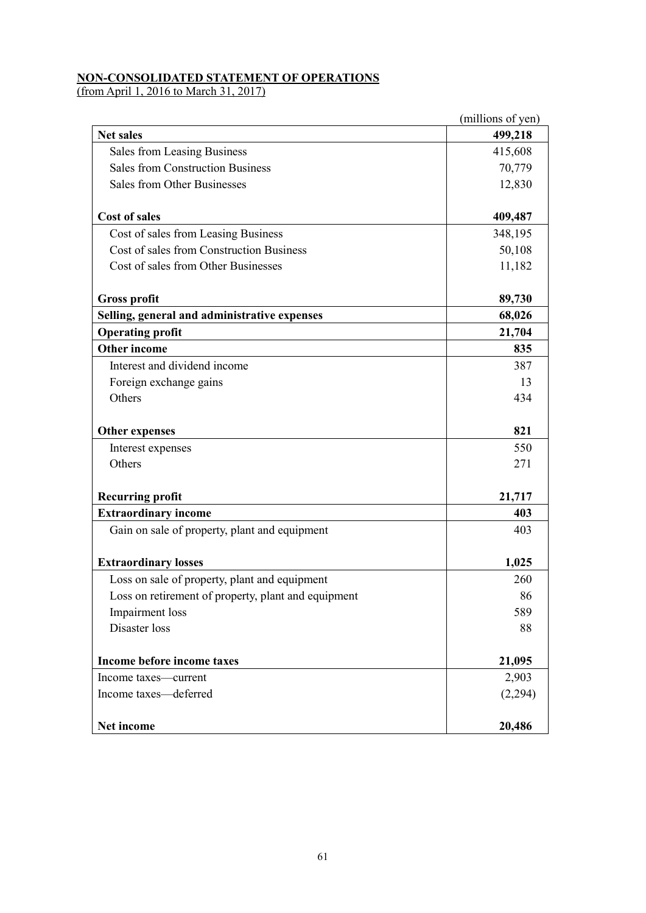**NON-CONSOLIDATED STATEMENT OF OPERATIONS**
(from April 1, 2016 to March 31, 2017)

| | (millions of yen) |
|---|---:|
| **Net sales** | **499,218** |
| Sales from Leasing Business | 415,608 |
| Sales from Construction Business | 70,779 |
| Sales from Other Businesses | 12,830 |
| **Cost of sales** | **409,487** |
| Cost of sales from Leasing Business | 348,195 |
| Cost of sales from Construction Business | 50,108 |
| Cost of sales from Other Businesses | 11,182 |
| **Gross profit** | **89,730** |
| **Selling, general and administrative expenses** | **68,026** |
| **Operating profit** | **21,704** |
| **Other income** | **835** |
| Interest and dividend income | 387 |
| Foreign exchange gains | 13 |
| Others | 434 |
| **Other expenses** | **821** |
| Interest expenses | 550 |
| Others | 271 |
| **Recurring profit** | **21,717** |
| **Extraordinary income** | **403** |
| Gain on sale of property, plant and equipment | 403 |
| **Extraordinary losses** | **1,025** |
| Loss on sale of property, plant and equipment | 260 |
| Loss on retirement of property, plant and equipment | 86 |
| Impairment loss | 589 |
| Disaster loss | 88 |
| **Income before income taxes** | **21,095** |
| Income taxes—current | 2,903 |
| Income taxes—deferred | (2,294) |
| **Net income** | **20,486** |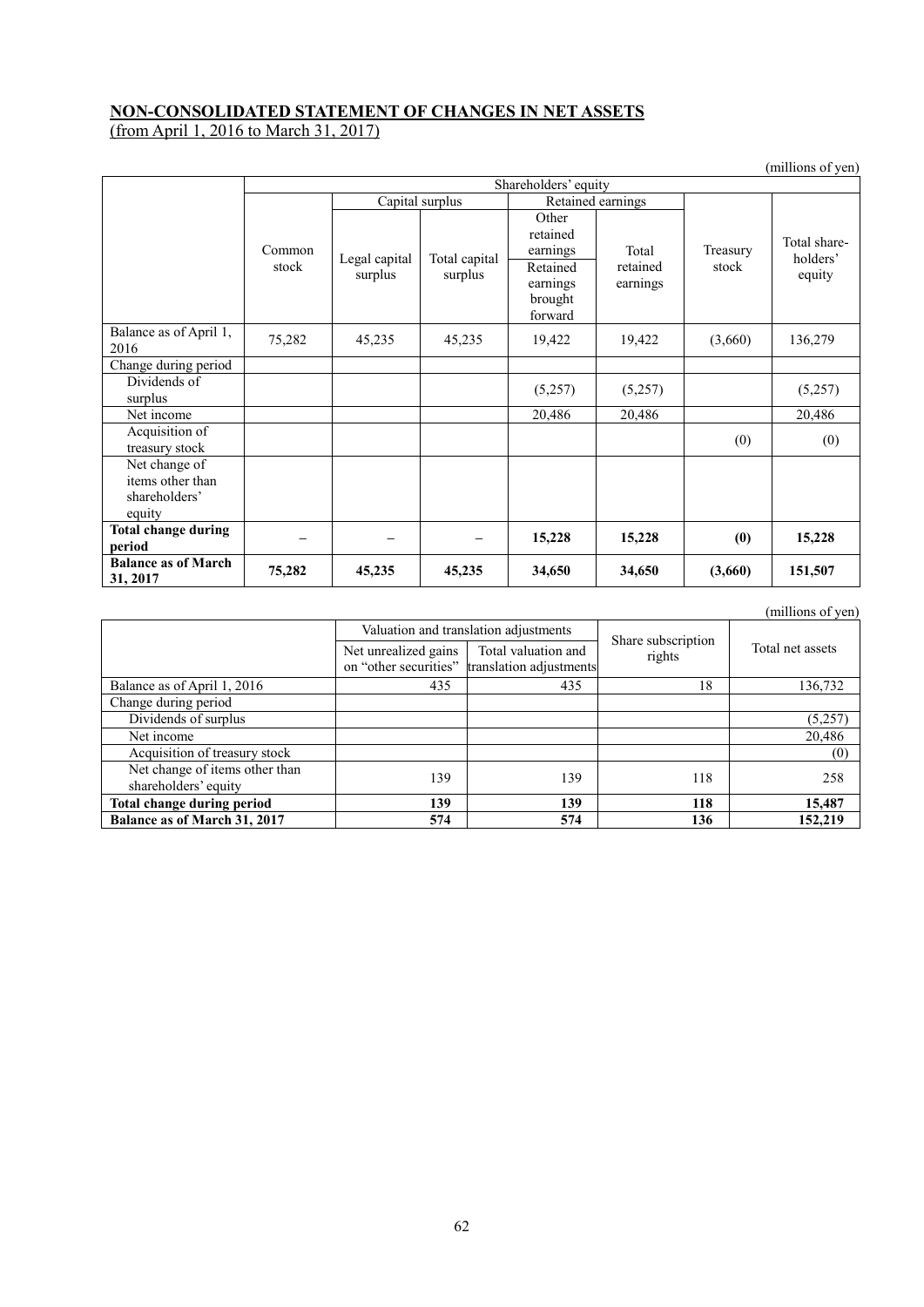**NON-CONSOLIDATED STATEMENT OF CHANGES IN NET ASSETS**
(from April 1, 2016 to March 31, 2017)

(millions of yen)

| | Shareholders' equity | | | | | | |
|---|---|---|---|---|---|---|---|
| | Common stock | Capital surplus | | Retained earnings | | Treasury stock | Total share-holders' equity |
| | | Legal capital surplus | Total capital surplus | Other retained earnings: Retained earnings brought forward | Total retained earnings | | |
| Balance as of April 1, 2016 | 75,282 | 45,235 | 45,235 | 19,422 | 19,422 | (3,660) | 136,279 |
| Change during period | | | | | | | |
| Dividends of surplus | | | | (5,257) | (5,257) | | (5,257) |
| Net income | | | | 20,486 | 20,486 | | 20,486 |
| Acquisition of treasury stock | | | | | | (0) | (0) |
| Net change of items other than shareholders' equity | | | | | | | |
| **Total change during period** | – | – | – | **15,228** | **15,228** | **(0)** | **15,228** |
| **Balance as of March 31, 2017** | **75,282** | **45,235** | **45,235** | **34,650** | **34,650** | **(3,660)** | **151,507** |

(millions of yen)

| | Valuation and translation adjustments | | Share subscription rights | Total net assets |
|---|---|---|---|---|
| | Net unrealized gains on "other securities" | Total valuation and translation adjustments | | |
| Balance as of April 1, 2016 | 435 | 435 | 18 | 136,732 |
| Change during period | | | | |
| Dividends of surplus | | | | (5,257) |
| Net income | | | | 20,486 |
| Acquisition of treasury stock | | | | (0) |
| Net change of items other than shareholders' equity | 139 | 139 | 118 | 258 |
| **Total change during period** | **139** | **139** | **118** | **15,487** |
| **Balance as of March 31, 2017** | **574** | **574** | **136** | **152,219** |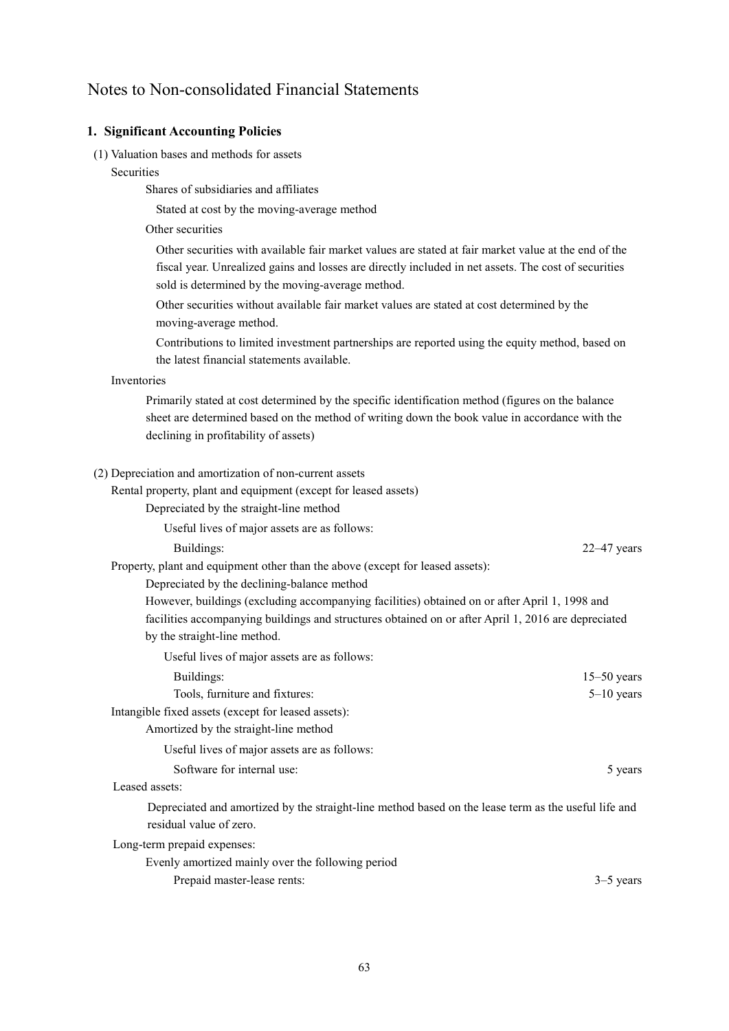# Notes to Non-consolidated Financial Statements

## 1. Significant Accounting Policies

(1) Valuation bases and methods for assets

Securities

Shares of subsidiaries and affiliates

Stated at cost by the moving-average method

Other securities

Other securities with available fair market values are stated at fair market value at the end of the fiscal year. Unrealized gains and losses are directly included in net assets. The cost of securities sold is determined by the moving-average method.

Other securities without available fair market values are stated at cost determined by the moving-average method.

Contributions to limited investment partnerships are reported using the equity method, based on the latest financial statements available.

Inventories

Primarily stated at cost determined by the specific identification method (figures on the balance sheet are determined based on the method of writing down the book value in accordance with the declining in profitability of assets)

(2) Depreciation and amortization of non-current assets

Rental property, plant and equipment (except for leased assets)

Depreciated by the straight-line method

Useful lives of major assets are as follows:

| | |
|---|---|
| Buildings: | 22–47 years |

Property, plant and equipment other than the above (except for leased assets):

Depreciated by the declining-balance method

However, buildings (excluding accompanying facilities) obtained on or after April 1, 1998 and facilities accompanying buildings and structures obtained on or after April 1, 2016 are depreciated by the straight-line method.

Useful lives of major assets are as follows:

| | |
|---|---|
| Buildings: | 15–50 years |
| Tools, furniture and fixtures: | 5–10 years |

Intangible fixed assets (except for leased assets):

Amortized by the straight-line method

Useful lives of major assets are as follows:

| | |
|---|---|
| Software for internal use: | 5 years |

Leased assets:

Depreciated and amortized by the straight-line method based on the lease term as the useful life and residual value of zero.

Long-term prepaid expenses:

Evenly amortized mainly over the following period

| | |
|---|---|
| Prepaid master-lease rents: | 3–5 years |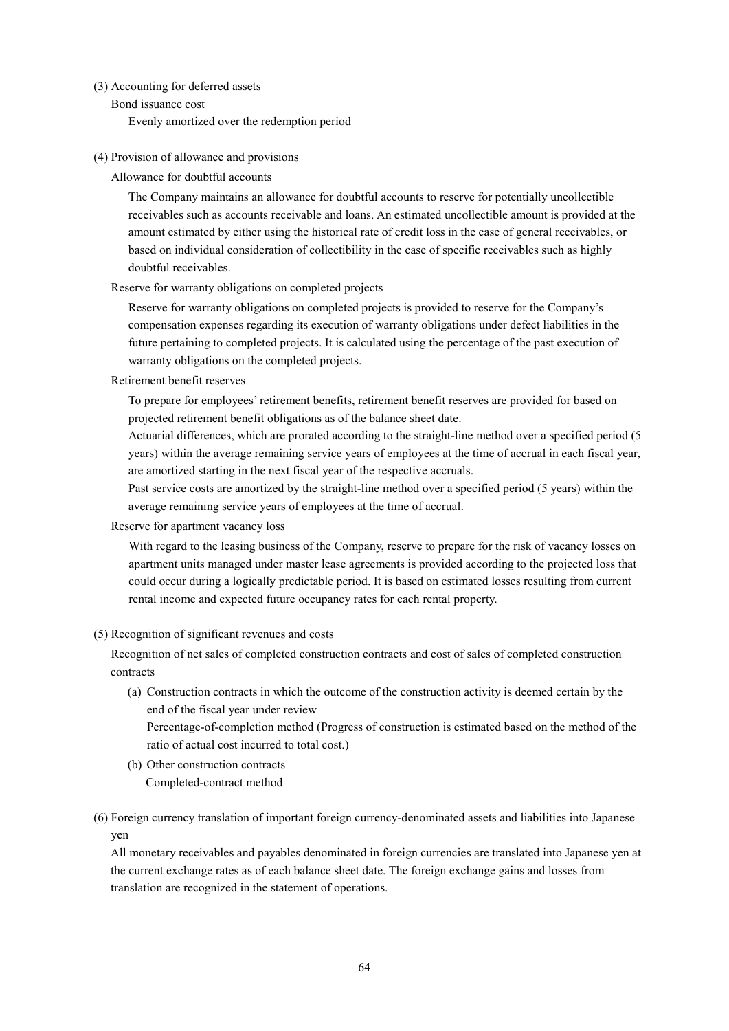(3) Accounting for deferred assets

Bond issuance cost

Evenly amortized over the redemption period

(4) Provision of allowance and provisions

Allowance for doubtful accounts

The Company maintains an allowance for doubtful accounts to reserve for potentially uncollectible receivables such as accounts receivable and loans. An estimated uncollectible amount is provided at the amount estimated by either using the historical rate of credit loss in the case of general receivables, or based on individual consideration of collectibility in the case of specific receivables such as highly doubtful receivables.

Reserve for warranty obligations on completed projects

Reserve for warranty obligations on completed projects is provided to reserve for the Company's compensation expenses regarding its execution of warranty obligations under defect liabilities in the future pertaining to completed projects. It is calculated using the percentage of the past execution of warranty obligations on the completed projects.

Retirement benefit reserves

To prepare for employees' retirement benefits, retirement benefit reserves are provided for based on projected retirement benefit obligations as of the balance sheet date.

Actuarial differences, which are prorated according to the straight-line method over a specified period (5 years) within the average remaining service years of employees at the time of accrual in each fiscal year, are amortized starting in the next fiscal year of the respective accruals.

Past service costs are amortized by the straight-line method over a specified period (5 years) within the average remaining service years of employees at the time of accrual.

Reserve for apartment vacancy loss

With regard to the leasing business of the Company, reserve to prepare for the risk of vacancy losses on apartment units managed under master lease agreements is provided according to the projected loss that could occur during a logically predictable period. It is based on estimated losses resulting from current rental income and expected future occupancy rates for each rental property.

(5) Recognition of significant revenues and costs

Recognition of net sales of completed construction contracts and cost of sales of completed construction contracts

(a) Construction contracts in which the outcome of the construction activity is deemed certain by the end of the fiscal year under review

Percentage-of-completion method (Progress of construction is estimated based on the method of the ratio of actual cost incurred to total cost.)

(b) Other construction contracts

Completed-contract method

(6) Foreign currency translation of important foreign currency-denominated assets and liabilities into Japanese yen

All monetary receivables and payables denominated in foreign currencies are translated into Japanese yen at the current exchange rates as of each balance sheet date. The foreign exchange gains and losses from translation are recognized in the statement of operations.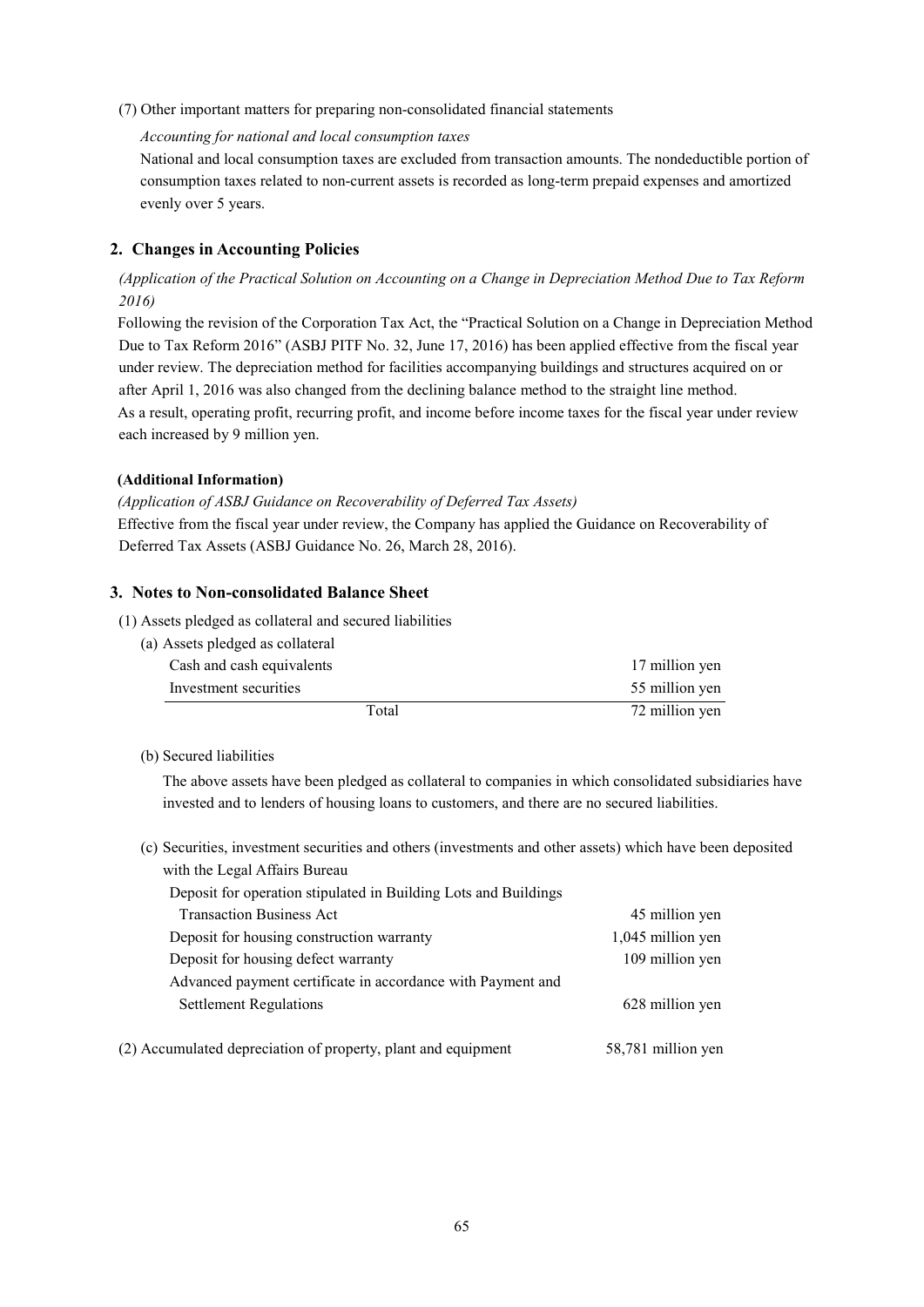(7) Other important matters for preparing non-consolidated financial statements

*Accounting for national and local consumption taxes*

National and local consumption taxes are excluded from transaction amounts. The nondeductible portion of consumption taxes related to non-current assets is recorded as long-term prepaid expenses and amortized evenly over 5 years.

## 2. Changes in Accounting Policies

*(Application of the Practical Solution on Accounting on a Change in Depreciation Method Due to Tax Reform 2016)*

Following the revision of the Corporation Tax Act, the "Practical Solution on a Change in Depreciation Method Due to Tax Reform 2016" (ASBJ PITF No. 32, June 17, 2016) has been applied effective from the fiscal year under review. The depreciation method for facilities accompanying buildings and structures acquired on or after April 1, 2016 was also changed from the declining balance method to the straight line method.
As a result, operating profit, recurring profit, and income before income taxes for the fiscal year under review each increased by 9 million yen.

**(Additional Information)**

*(Application of ASBJ Guidance on Recoverability of Deferred Tax Assets)*

Effective from the fiscal year under review, the Company has applied the Guidance on Recoverability of Deferred Tax Assets (ASBJ Guidance No. 26, March 28, 2016).

## 3. Notes to Non-consolidated Balance Sheet

(1) Assets pledged as collateral and secured liabilities

(a) Assets pledged as collateral

| | |
|---|---|
| Cash and cash equivalents | 17 million yen |
| Investment securities | 55 million yen |
| Total | 72 million yen |

(b) Secured liabilities

The above assets have been pledged as collateral to companies in which consolidated subsidiaries have invested and to lenders of housing loans to customers, and there are no secured liabilities.

(c) Securities, investment securities and others (investments and other assets) which have been deposited with the Legal Affairs Bureau

| | |
|---|---|
| Deposit for operation stipulated in Building Lots and Buildings Transaction Business Act | 45 million yen |
| Deposit for housing construction warranty | 1,045 million yen |
| Deposit for housing defect warranty | 109 million yen |
| Advanced payment certificate in accordance with Payment and Settlement Regulations | 628 million yen |

(2) Accumulated depreciation of property, plant and equipment 58,781 million yen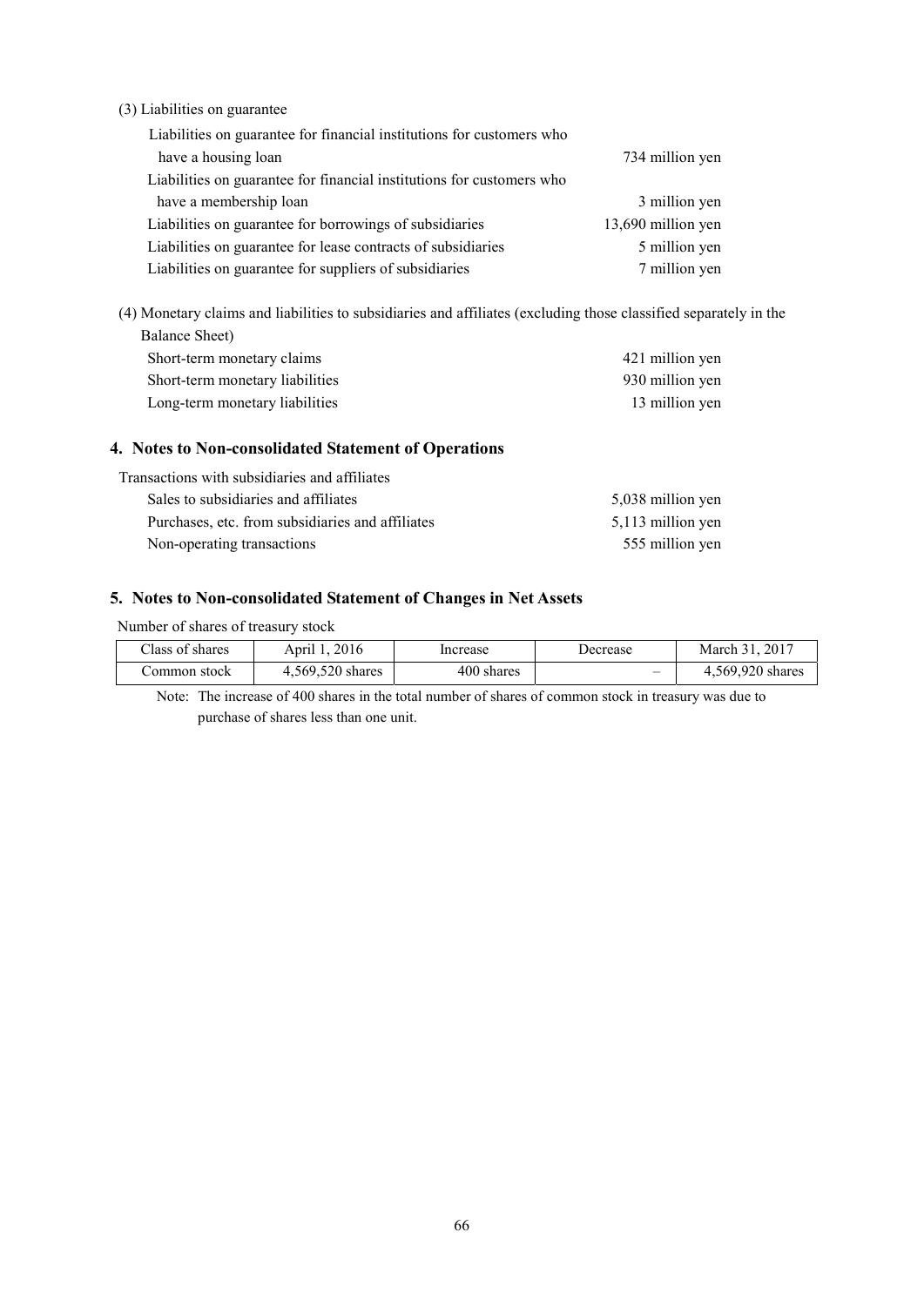(3) Liabilities on guarantee

| | |
|---|---|
| Liabilities on guarantee for financial institutions for customers who have a housing loan | 734 million yen |
| Liabilities on guarantee for financial institutions for customers who have a membership loan | 3 million yen |
| Liabilities on guarantee for borrowings of subsidiaries | 13,690 million yen |
| Liabilities on guarantee for lease contracts of subsidiaries | 5 million yen |
| Liabilities on guarantee for suppliers of subsidiaries | 7 million yen |

(4) Monetary claims and liabilities to subsidiaries and affiliates (excluding those classified separately in the Balance Sheet)

| | |
|---|---|
| Short-term monetary claims | 421 million yen |
| Short-term monetary liabilities | 930 million yen |
| Long-term monetary liabilities | 13 million yen |

## 4. Notes to Non-consolidated Statement of Operations

Transactions with subsidiaries and affiliates

| | |
|---|---|
| Sales to subsidiaries and affiliates | 5,038 million yen |
| Purchases, etc. from subsidiaries and affiliates | 5,113 million yen |
| Non-operating transactions | 555 million yen |

## 5. Notes to Non-consolidated Statement of Changes in Net Assets

Number of shares of treasury stock

| Class of shares | April 1, 2016 | Increase | Decrease | March 31, 2017 |
|---|---|---|---|---|
| Common stock | 4,569,520 shares | 400 shares | – | 4,569,920 shares |

Note: The increase of 400 shares in the total number of shares of common stock in treasury was due to purchase of shares less than one unit.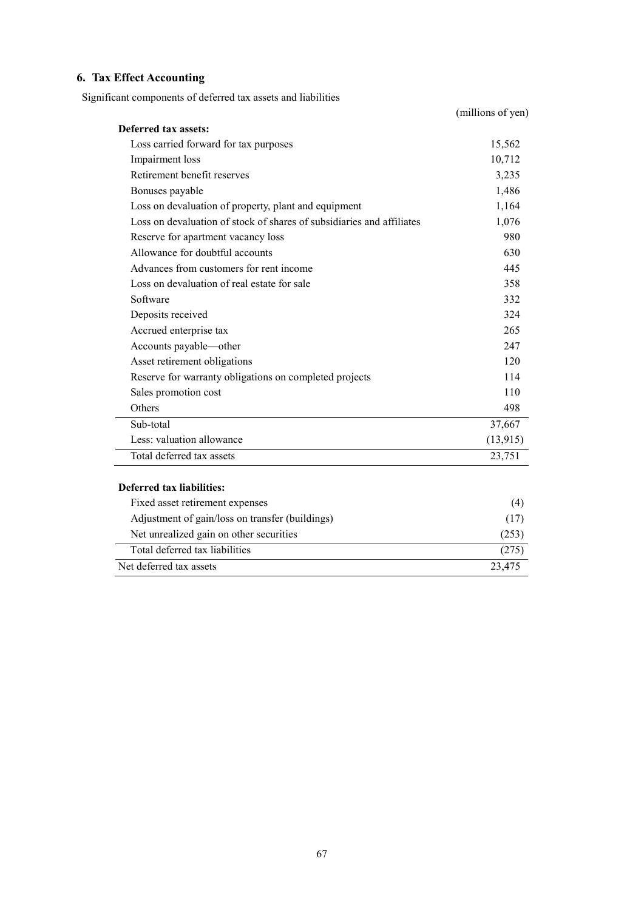## 6. Tax Effect Accounting

Significant components of deferred tax assets and liabilities

| | (millions of yen) |
|---|---|
| **Deferred tax assets:** | |
| Loss carried forward for tax purposes | 15,562 |
| Impairment loss | 10,712 |
| Retirement benefit reserves | 3,235 |
| Bonuses payable | 1,486 |
| Loss on devaluation of property, plant and equipment | 1,164 |
| Loss on devaluation of stock of shares of subsidiaries and affiliates | 1,076 |
| Reserve for apartment vacancy loss | 980 |
| Allowance for doubtful accounts | 630 |
| Advances from customers for rent income | 445 |
| Loss on devaluation of real estate for sale | 358 |
| Software | 332 |
| Deposits received | 324 |
| Accrued enterprise tax | 265 |
| Accounts payable—other | 247 |
| Asset retirement obligations | 120 |
| Reserve for warranty obligations on completed projects | 114 |
| Sales promotion cost | 110 |
| Others | 498 |
| Sub-total | 37,667 |
| Less: valuation allowance | (13,915) |
| Total deferred tax assets | 23,751 |
| **Deferred tax liabilities:** | |
| Fixed asset retirement expenses | (4) |
| Adjustment of gain/loss on transfer (buildings) | (17) |
| Net unrealized gain on other securities | (253) |
| Total deferred tax liabilities | (275) |
| Net deferred tax assets | 23,475 |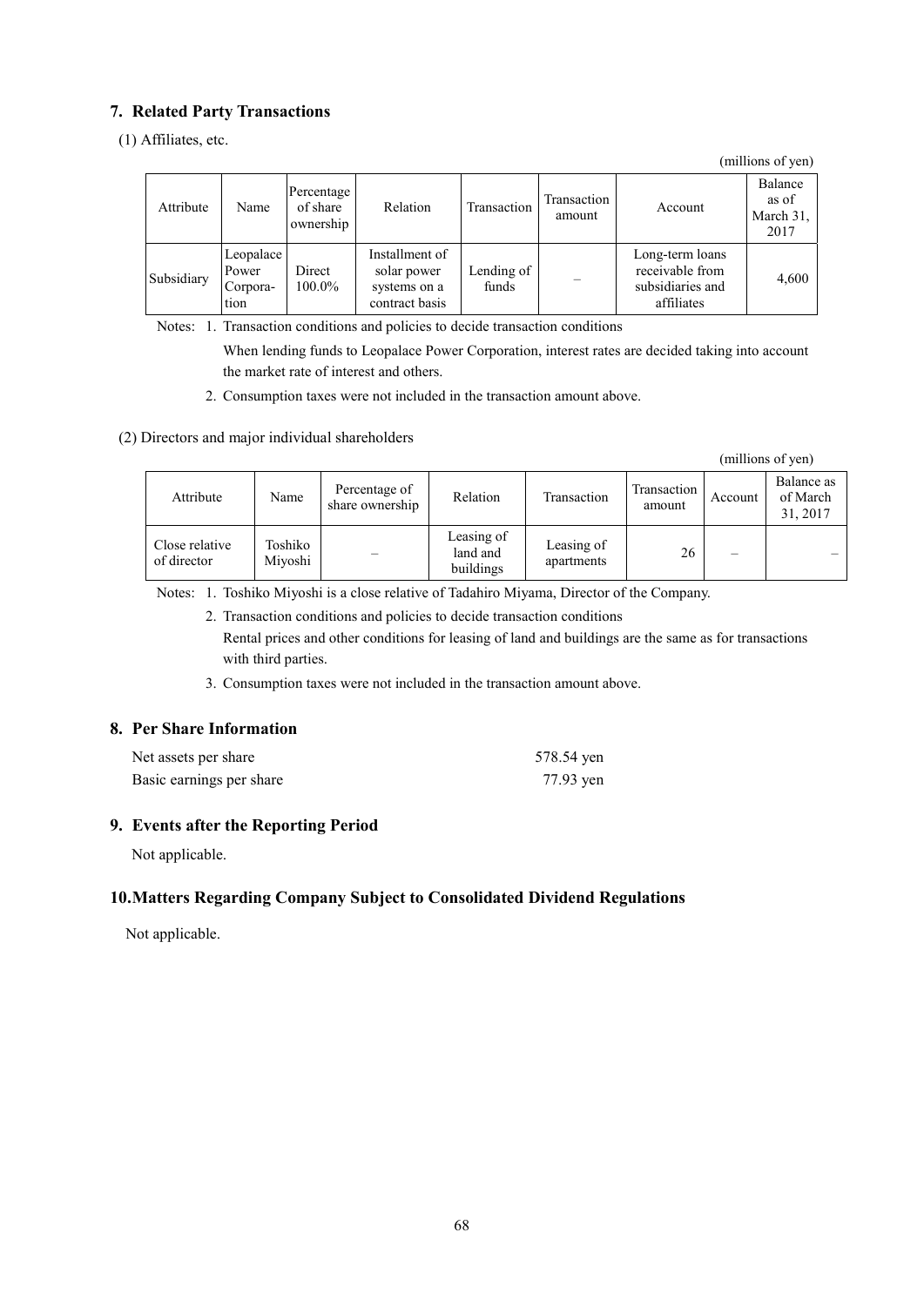## 7. Related Party Transactions

(1) Affiliates, etc.

(millions of yen)

| Attribute | Name | Percentage of share ownership | Relation | Transaction | Transaction amount | Account | Balance as of March 31, 2017 |
|---|---|---|---|---|---|---|---|
| Subsidiary | Leopalace Power Corporation | Direct 100.0% | Installment of solar power systems on a contract basis | Lending of funds | – | Long-term loans receivable from subsidiaries and affiliates | 4,600 |

Notes: 1. Transaction conditions and policies to decide transaction conditions

When lending funds to Leopalace Power Corporation, interest rates are decided taking into account the market rate of interest and others.

2. Consumption taxes were not included in the transaction amount above.

(2) Directors and major individual shareholders

(millions of yen)

| Attribute | Name | Percentage of share ownership | Relation | Transaction | Transaction amount | Account | Balance as of March 31, 2017 |
|---|---|---|---|---|---|---|---|
| Close relative of director | Toshiko Miyoshi | – | Leasing of land and buildings | Leasing of apartments | 26 | – | – |

Notes: 1. Toshiko Miyoshi is a close relative of Tadahiro Miyama, Director of the Company.

2. Transaction conditions and policies to decide transaction conditions

Rental prices and other conditions for leasing of land and buildings are the same as for transactions with third parties.

3. Consumption taxes were not included in the transaction amount above.

## 8. Per Share Information

| | |
|---|---|
| Net assets per share | 578.54 yen |
| Basic earnings per share | 77.93 yen |

## 9. Events after the Reporting Period

Not applicable.

## 10. Matters Regarding Company Subject to Consolidated Dividend Regulations

Not applicable.